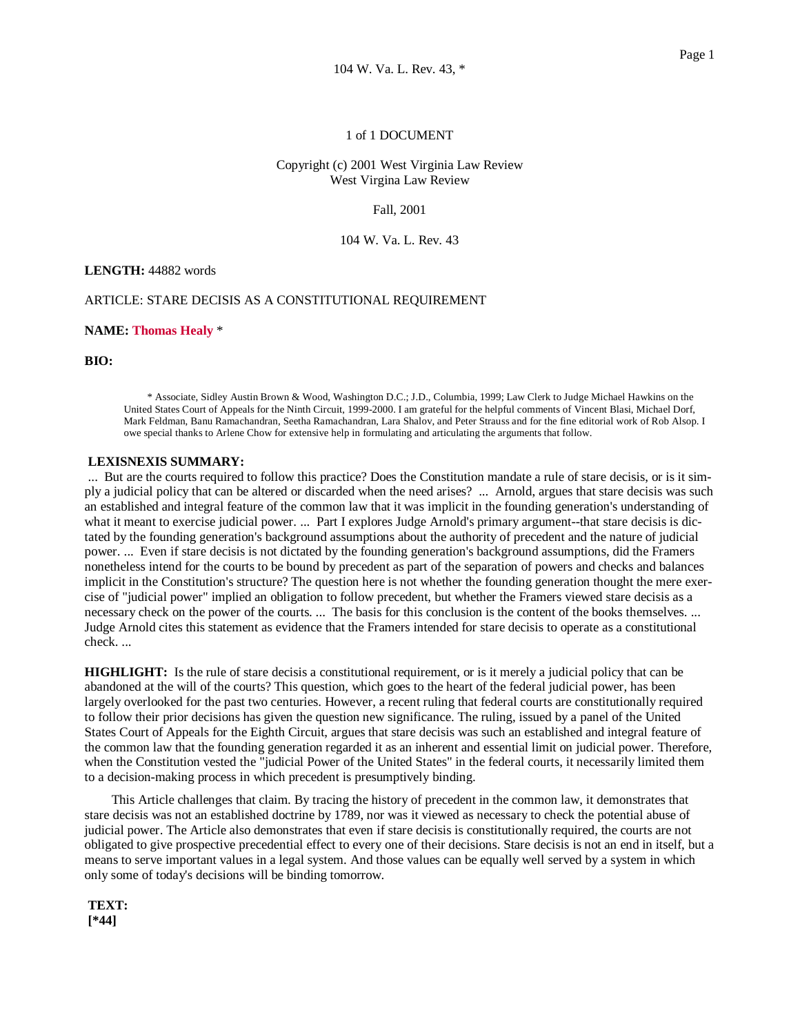1 of 1 DOCUMENT

Copyright (c) 2001 West Virginia Law Review
West Virgina Law Review

Fall, 2001

104 W. Va. L. Rev. 43

**LENGTH:** 44882 words

ARTICLE: STARE DECISIS AS A CONSTITUTIONAL REQUIREMENT

**NAME:** Thomas Healy *

**BIO:**

* Associate, Sidley Austin Brown & Wood, Washington D.C.; J.D., Columbia, 1999; Law Clerk to Judge Michael Hawkins on the United States Court of Appeals for the Ninth Circuit, 1999-2000. I am grateful for the helpful comments of Vincent Blasi, Michael Dorf, Mark Feldman, Banu Ramachandran, Seetha Ramachandran, Lara Shalov, and Peter Strauss and for the fine editorial work of Rob Alsop. I owe special thanks to Arlene Chow for extensive help in formulating and articulating the arguments that follow.

**LEXISNEXIS SUMMARY:**

... But are the courts required to follow this practice? Does the Constitution mandate a rule of stare decisis, or is it simply a judicial policy that can be altered or discarded when the need arises? ... Arnold, argues that stare decisis was such an established and integral feature of the common law that it was implicit in the founding generation's understanding of what it meant to exercise judicial power. ... Part I explores Judge Arnold's primary argument--that stare decisis is dictated by the founding generation's background assumptions about the authority of precedent and the nature of judicial power. ... Even if stare decisis is not dictated by the founding generation's background assumptions, did the Framers nonetheless intend for the courts to be bound by precedent as part of the separation of powers and checks and balances implicit in the Constitution's structure? The question here is not whether the founding generation thought the mere exercise of "judicial power" implied an obligation to follow precedent, but whether the Framers viewed stare decisis as a necessary check on the power of the courts. ... The basis for this conclusion is the content of the books themselves. ... Judge Arnold cites this statement as evidence that the Framers intended for stare decisis to operate as a constitutional check. ...

**HIGHLIGHT:** Is the rule of stare decisis a constitutional requirement, or is it merely a judicial policy that can be abandoned at the will of the courts? This question, which goes to the heart of the federal judicial power, has been largely overlooked for the past two centuries. However, a recent ruling that federal courts are constitutionally required to follow their prior decisions has given the question new significance. The ruling, issued by a panel of the United States Court of Appeals for the Eighth Circuit, argues that stare decisis was such an established and integral feature of the common law that the founding generation regarded it as an inherent and essential limit on judicial power. Therefore, when the Constitution vested the "judicial Power of the United States" in the federal courts, it necessarily limited them to a decision-making process in which precedent is presumptively binding.

This Article challenges that claim. By tracing the history of precedent in the common law, it demonstrates that stare decisis was not an established doctrine by 1789, nor was it viewed as necessary to check the potential abuse of judicial power. The Article also demonstrates that even if stare decisis is constitutionally required, the courts are not obligated to give prospective precedential effect to every one of their decisions. Stare decisis is not an end in itself, but a means to serve important values in a legal system. And those values can be equally well served by a system in which only some of today's decisions will be binding tomorrow.

**TEXT:**
**[*44]**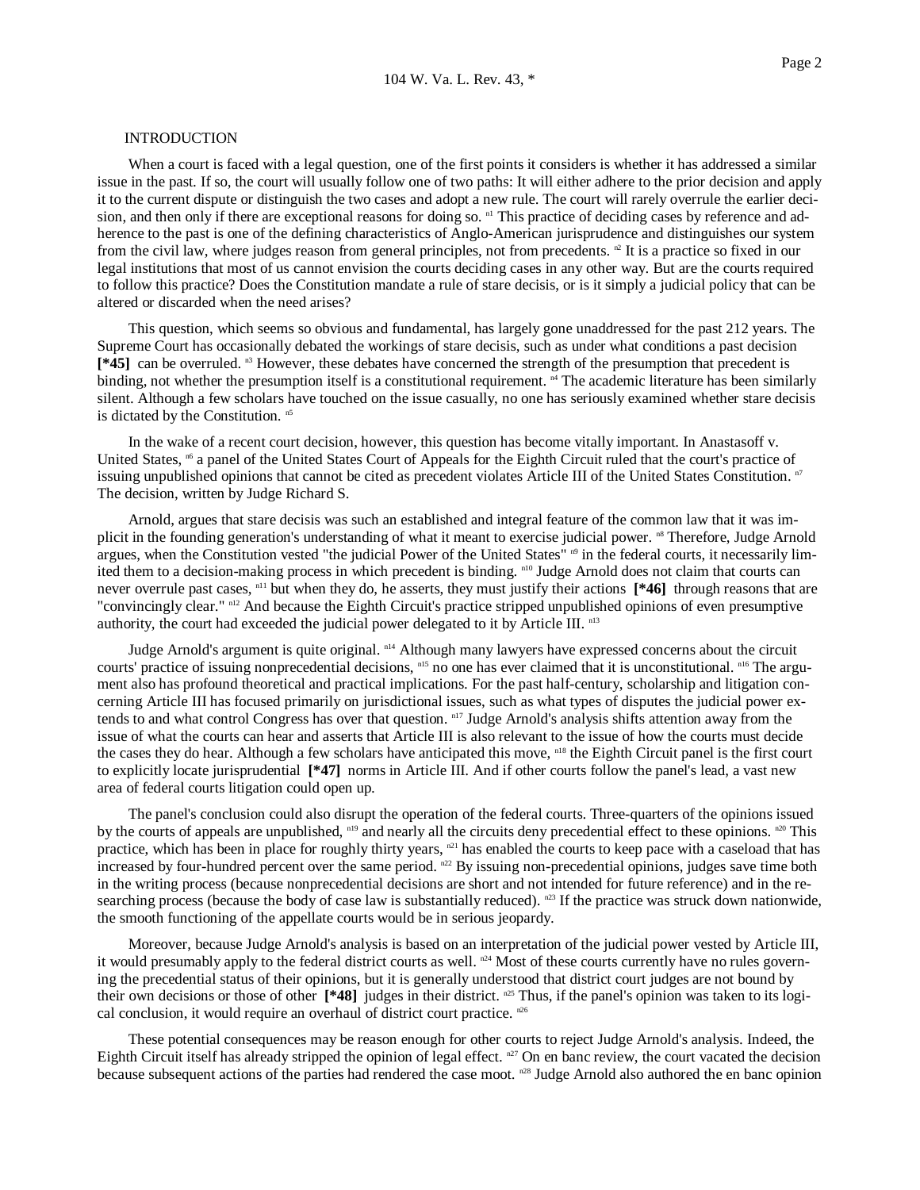## INTRODUCTION

When a court is faced with a legal question, one of the first points it considers is whether it has addressed a similar issue in the past. If so, the court will usually follow one of two paths: It will either adhere to the prior decision and apply it to the current dispute or distinguish the two cases and adopt a new rule. The court will rarely overrule the earlier decision, and then only if there are exceptional reasons for doing so. [n1] This practice of deciding cases by reference and adherence to the past is one of the defining characteristics of Anglo-American jurisprudence and distinguishes our system from the civil law, where judges reason from general principles, not from precedents. [n2] It is a practice so fixed in our legal institutions that most of us cannot envision the courts deciding cases in any other way. But are the courts required to follow this practice? Does the Constitution mandate a rule of stare decisis, or is it simply a judicial policy that can be altered or discarded when the need arises?

This question, which seems so obvious and fundamental, has largely gone unaddressed for the past 212 years. The Supreme Court has occasionally debated the workings of stare decisis, such as under what conditions a past decision **[*45]** can be overruled. [n3] However, these debates have concerned the strength of the presumption that precedent is binding, not whether the presumption itself is a constitutional requirement. [n4] The academic literature has been similarly silent. Although a few scholars have touched on the issue casually, no one has seriously examined whether stare decisis is dictated by the Constitution. [n5]

In the wake of a recent court decision, however, this question has become vitally important. In Anastasoff v. United States, [n6] a panel of the United States Court of Appeals for the Eighth Circuit ruled that the court's practice of issuing unpublished opinions that cannot be cited as precedent violates Article III of the United States Constitution. [n7] The decision, written by Judge Richard S.

Arnold, argues that stare decisis was such an established and integral feature of the common law that it was implicit in the founding generation's understanding of what it meant to exercise judicial power. [n8] Therefore, Judge Arnold argues, when the Constitution vested "the judicial Power of the United States" [n9] in the federal courts, it necessarily limited them to a decision-making process in which precedent is binding. [n10] Judge Arnold does not claim that courts can never overrule past cases, [n11] but when they do, he asserts, they must justify their actions **[*46]** through reasons that are "convincingly clear." [n12] And because the Eighth Circuit's practice stripped unpublished opinions of even presumptive authority, the court had exceeded the judicial power delegated to it by Article III. [n13]

Judge Arnold's argument is quite original. [n14] Although many lawyers have expressed concerns about the circuit courts' practice of issuing nonprecedential decisions, [n15] no one has ever claimed that it is unconstitutional. [n16] The argument also has profound theoretical and practical implications. For the past half-century, scholarship and litigation concerning Article III has focused primarily on jurisdictional issues, such as what types of disputes the judicial power extends to and what control Congress has over that question. [n17] Judge Arnold's analysis shifts attention away from the issue of what the courts can hear and asserts that Article III is also relevant to the issue of how the courts must decide the cases they do hear. Although a few scholars have anticipated this move, [n18] the Eighth Circuit panel is the first court to explicitly locate jurisprudential **[*47]** norms in Article III. And if other courts follow the panel's lead, a vast new area of federal courts litigation could open up.

The panel's conclusion could also disrupt the operation of the federal courts. Three-quarters of the opinions issued by the courts of appeals are unpublished, [n19] and nearly all the circuits deny precedential effect to these opinions. [n20] This practice, which has been in place for roughly thirty years, [n21] has enabled the courts to keep pace with a caseload that has increased by four-hundred percent over the same period. [n22] By issuing non-precedential opinions, judges save time both in the writing process (because nonprecedential decisions are short and not intended for future reference) and in the researching process (because the body of case law is substantially reduced). [n23] If the practice was struck down nationwide, the smooth functioning of the appellate courts would be in serious jeopardy.

Moreover, because Judge Arnold's analysis is based on an interpretation of the judicial power vested by Article III, it would presumably apply to the federal district courts as well. [n24] Most of these courts currently have no rules governing the precedential status of their opinions, but it is generally understood that district court judges are not bound by their own decisions or those of other **[*48]** judges in their district. [n25] Thus, if the panel's opinion was taken to its logical conclusion, it would require an overhaul of district court practice. [n26]

These potential consequences may be reason enough for other courts to reject Judge Arnold's analysis. Indeed, the Eighth Circuit itself has already stripped the opinion of legal effect. [n27] On en banc review, the court vacated the decision because subsequent actions of the parties had rendered the case moot. [n28] Judge Arnold also authored the en banc opinion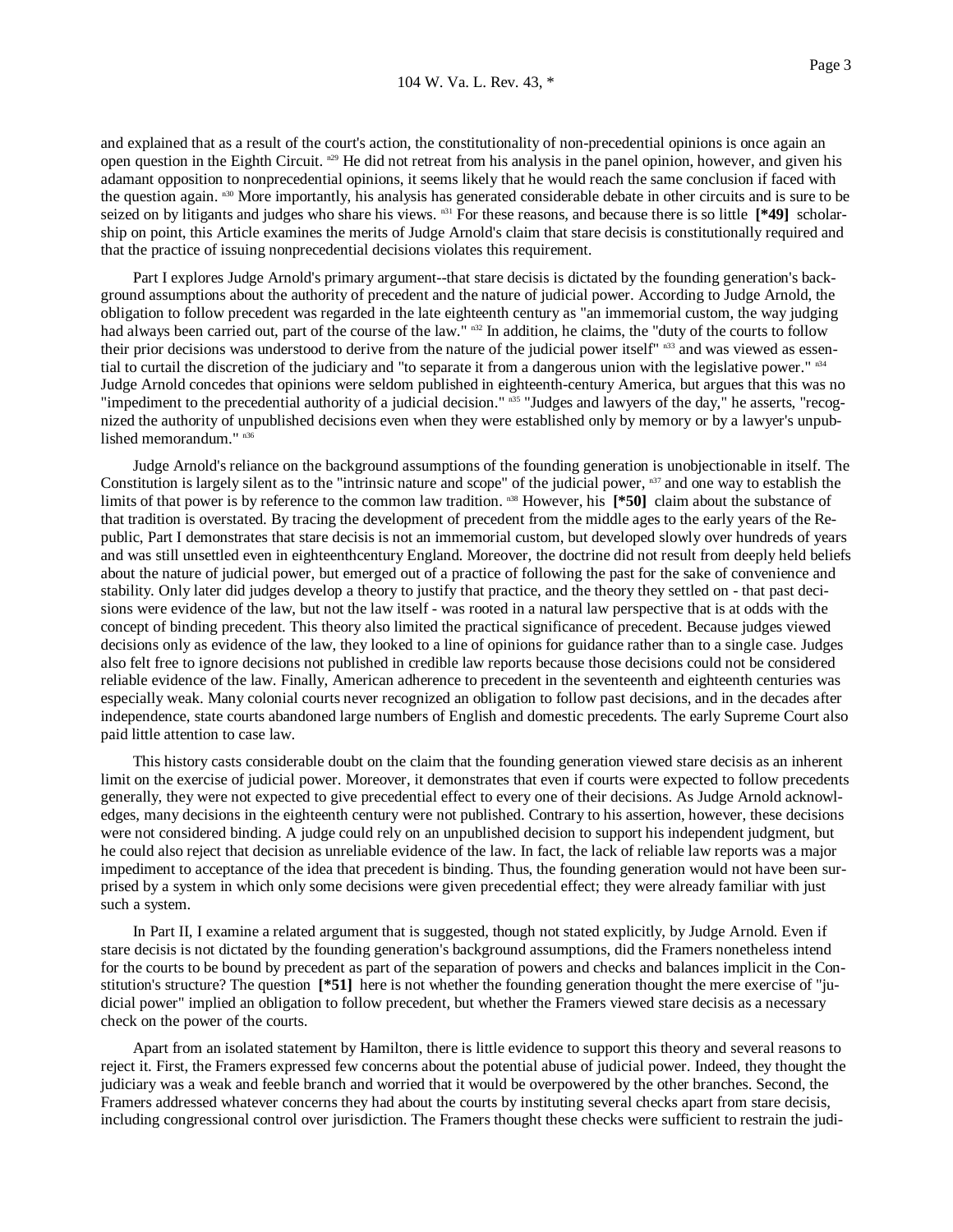and explained that as a result of the court's action, the constitutionality of non-precedential opinions is once again an open question in the Eighth Circuit. [n29] He did not retreat from his analysis in the panel opinion, however, and given his adamant opposition to nonprecedential opinions, it seems likely that he would reach the same conclusion if faced with the question again. [n30] More importantly, his analysis has generated considerable debate in other circuits and is sure to be seized on by litigants and judges who share his views. [n31] For these reasons, and because there is so little **[*49]** scholarship on point, this Article examines the merits of Judge Arnold's claim that stare decisis is constitutionally required and that the practice of issuing nonprecedential decisions violates this requirement.

Part I explores Judge Arnold's primary argument--that stare decisis is dictated by the founding generation's background assumptions about the authority of precedent and the nature of judicial power. According to Judge Arnold, the obligation to follow precedent was regarded in the late eighteenth century as "an immemorial custom, the way judging had always been carried out, part of the course of the law." [n32] In addition, he claims, the "duty of the courts to follow their prior decisions was understood to derive from the nature of the judicial power itself" [n33] and was viewed as essential to curtail the discretion of the judiciary and "to separate it from a dangerous union with the legislative power." [n34] Judge Arnold concedes that opinions were seldom published in eighteenth-century America, but argues that this was no "impediment to the precedential authority of a judicial decision." [n35] "Judges and lawyers of the day," he asserts, "recognized the authority of unpublished decisions even when they were established only by memory or by a lawyer's unpublished memorandum." [n36]

Judge Arnold's reliance on the background assumptions of the founding generation is unobjectionable in itself. The Constitution is largely silent as to the "intrinsic nature and scope" of the judicial power, [n37] and one way to establish the limits of that power is by reference to the common law tradition. [n38] However, his **[*50]** claim about the substance of that tradition is overstated. By tracing the development of precedent from the middle ages to the early years of the Republic, Part I demonstrates that stare decisis is not an immemorial custom, but developed slowly over hundreds of years and was still unsettled even in eighteenthcentury England. Moreover, the doctrine did not result from deeply held beliefs about the nature of judicial power, but emerged out of a practice of following the past for the sake of convenience and stability. Only later did judges develop a theory to justify that practice, and the theory they settled on - that past decisions were evidence of the law, but not the law itself - was rooted in a natural law perspective that is at odds with the concept of binding precedent. This theory also limited the practical significance of precedent. Because judges viewed decisions only as evidence of the law, they looked to a line of opinions for guidance rather than to a single case. Judges also felt free to ignore decisions not published in credible law reports because those decisions could not be considered reliable evidence of the law. Finally, American adherence to precedent in the seventeenth and eighteenth centuries was especially weak. Many colonial courts never recognized an obligation to follow past decisions, and in the decades after independence, state courts abandoned large numbers of English and domestic precedents. The early Supreme Court also paid little attention to case law.

This history casts considerable doubt on the claim that the founding generation viewed stare decisis as an inherent limit on the exercise of judicial power. Moreover, it demonstrates that even if courts were expected to follow precedents generally, they were not expected to give precedential effect to every one of their decisions. As Judge Arnold acknowledges, many decisions in the eighteenth century were not published. Contrary to his assertion, however, these decisions were not considered binding. A judge could rely on an unpublished decision to support his independent judgment, but he could also reject that decision as unreliable evidence of the law. In fact, the lack of reliable law reports was a major impediment to acceptance of the idea that precedent is binding. Thus, the founding generation would not have been surprised by a system in which only some decisions were given precedential effect; they were already familiar with just such a system.

In Part II, I examine a related argument that is suggested, though not stated explicitly, by Judge Arnold. Even if stare decisis is not dictated by the founding generation's background assumptions, did the Framers nonetheless intend for the courts to be bound by precedent as part of the separation of powers and checks and balances implicit in the Constitution's structure? The question **[*51]** here is not whether the founding generation thought the mere exercise of "judicial power" implied an obligation to follow precedent, but whether the Framers viewed stare decisis as a necessary check on the power of the courts.

Apart from an isolated statement by Hamilton, there is little evidence to support this theory and several reasons to reject it. First, the Framers expressed few concerns about the potential abuse of judicial power. Indeed, they thought the judiciary was a weak and feeble branch and worried that it would be overpowered by the other branches. Second, the Framers addressed whatever concerns they had about the courts by instituting several checks apart from stare decisis, including congressional control over jurisdiction. The Framers thought these checks were sufficient to restrain the judi-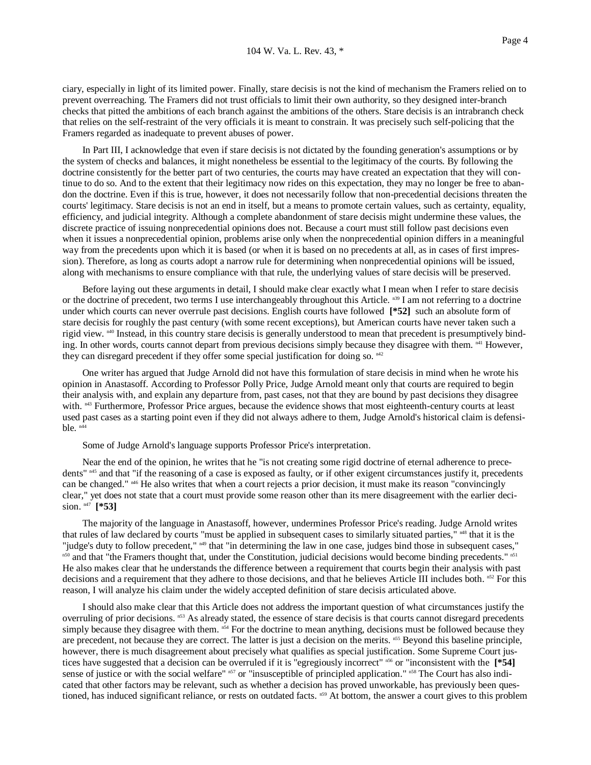ciary, especially in light of its limited power. Finally, stare decisis is not the kind of mechanism the Framers relied on to prevent overreaching. The Framers did not trust officials to limit their own authority, so they designed inter-branch checks that pitted the ambitions of each branch against the ambitions of the others. Stare decisis is an intrabranch check that relies on the self-restraint of the very officials it is meant to constrain. It was precisely such self-policing that the Framers regarded as inadequate to prevent abuses of power.

In Part III, I acknowledge that even if stare decisis is not dictated by the founding generation's assumptions or by the system of checks and balances, it might nonetheless be essential to the legitimacy of the courts. By following the doctrine consistently for the better part of two centuries, the courts may have created an expectation that they will continue to do so. And to the extent that their legitimacy now rides on this expectation, they may no longer be free to abandon the doctrine. Even if this is true, however, it does not necessarily follow that non-precedential decisions threaten the courts' legitimacy. Stare decisis is not an end in itself, but a means to promote certain values, such as certainty, equality, efficiency, and judicial integrity. Although a complete abandonment of stare decisis might undermine these values, the discrete practice of issuing nonprecedential opinions does not. Because a court must still follow past decisions even when it issues a nonprecedential opinion, problems arise only when the nonprecedential opinion differs in a meaningful way from the precedents upon which it is based (or when it is based on no precedents at all, as in cases of first impression). Therefore, as long as courts adopt a narrow rule for determining when nonprecedential opinions will be issued, along with mechanisms to ensure compliance with that rule, the underlying values of stare decisis will be preserved.

Before laying out these arguments in detail, I should make clear exactly what I mean when I refer to stare decisis or the doctrine of precedent, two terms I use interchangeably throughout this Article. [n39] I am not referring to a doctrine under which courts can never overrule past decisions. English courts have followed **[*52]** such an absolute form of stare decisis for roughly the past century (with some recent exceptions), but American courts have never taken such a rigid view. [n40] Instead, in this country stare decisis is generally understood to mean that precedent is presumptively binding. In other words, courts cannot depart from previous decisions simply because they disagree with them. [n41] However, they can disregard precedent if they offer some special justification for doing so. [n42]

One writer has argued that Judge Arnold did not have this formulation of stare decisis in mind when he wrote his opinion in Anastasoff. According to Professor Polly Price, Judge Arnold meant only that courts are required to begin their analysis with, and explain any departure from, past cases, not that they are bound by past decisions they disagree with. [n43] Furthermore, Professor Price argues, because the evidence shows that most eighteenth-century courts at least used past cases as a starting point even if they did not always adhere to them, Judge Arnold's historical claim is defensible. [n44]

Some of Judge Arnold's language supports Professor Price's interpretation.

Near the end of the opinion, he writes that he "is not creating some rigid doctrine of eternal adherence to precedents" [n45] and that "if the reasoning of a case is exposed as faulty, or if other exigent circumstances justify it, precedents can be changed." [n46] He also writes that when a court rejects a prior decision, it must make its reason "convincingly clear," yet does not state that a court must provide some reason other than its mere disagreement with the earlier decision. [n47] **[*53]**

The majority of the language in Anastasoff, however, undermines Professor Price's reading. Judge Arnold writes that rules of law declared by courts "must be applied in subsequent cases to similarly situated parties," [n48] that it is the "judge's duty to follow precedent," [n49] that "in determining the law in one case, judges bind those in subsequent cases," [n50] and that "the Framers thought that, under the Constitution, judicial decisions would become binding precedents." [n51] He also makes clear that he understands the difference between a requirement that courts begin their analysis with past decisions and a requirement that they adhere to those decisions, and that he believes Article III includes both. [n52] For this reason, I will analyze his claim under the widely accepted definition of stare decisis articulated above.

I should also make clear that this Article does not address the important question of what circumstances justify the overruling of prior decisions. [n53] As already stated, the essence of stare decisis is that courts cannot disregard precedents simply because they disagree with them. [n54] For the doctrine to mean anything, decisions must be followed because they are precedent, not because they are correct. The latter is just a decision on the merits. [n55] Beyond this baseline principle, however, there is much disagreement about precisely what qualifies as special justification. Some Supreme Court justices have suggested that a decision can be overruled if it is "egregiously incorrect" [n56] or "inconsistent with the **[*54]** sense of justice or with the social welfare" [n57] or "insusceptible of principled application." [n58] The Court has also indicated that other factors may be relevant, such as whether a decision has proved unworkable, has previously been questioned, has induced significant reliance, or rests on outdated facts. [n59] At bottom, the answer a court gives to this problem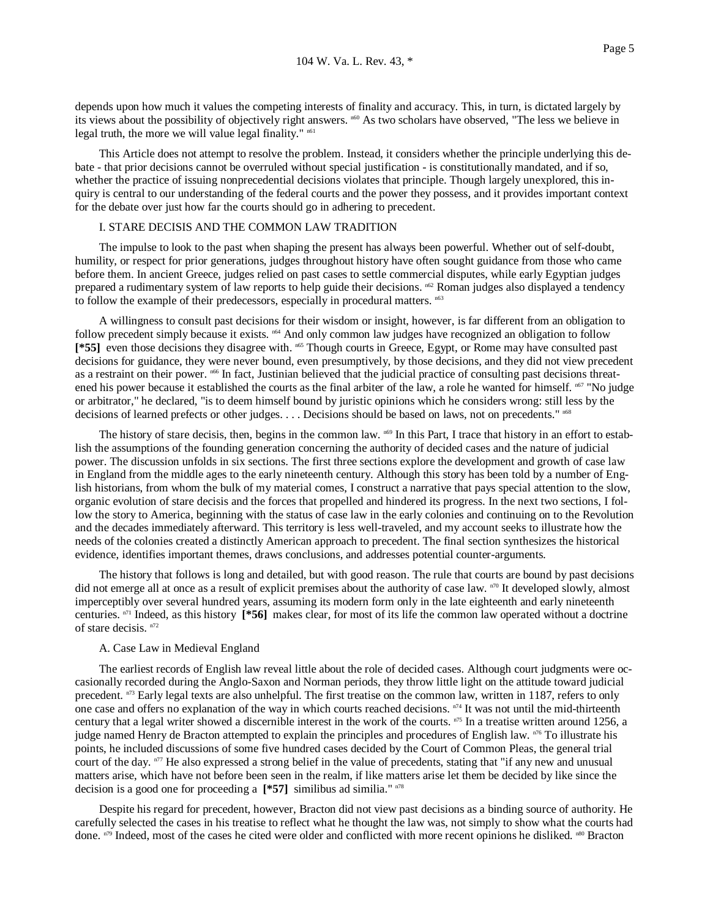depends upon how much it values the competing interests of finality and accuracy. This, in turn, is dictated largely by its views about the possibility of objectively right answers. [n60] As two scholars have observed, "The less we believe in legal truth, the more we will value legal finality." [n61]

This Article does not attempt to resolve the problem. Instead, it considers whether the principle underlying this debate - that prior decisions cannot be overruled without special justification - is constitutionally mandated, and if so, whether the practice of issuing nonprecedential decisions violates that principle. Though largely unexplored, this inquiry is central to our understanding of the federal courts and the power they possess, and it provides important context for the debate over just how far the courts should go in adhering to precedent.

## I. STARE DECISIS AND THE COMMON LAW TRADITION

The impulse to look to the past when shaping the present has always been powerful. Whether out of self-doubt, humility, or respect for prior generations, judges throughout history have often sought guidance from those who came before them. In ancient Greece, judges relied on past cases to settle commercial disputes, while early Egyptian judges prepared a rudimentary system of law reports to help guide their decisions. [n62] Roman judges also displayed a tendency to follow the example of their predecessors, especially in procedural matters. [n63]

A willingness to consult past decisions for their wisdom or insight, however, is far different from an obligation to follow precedent simply because it exists. [n64] And only common law judges have recognized an obligation to follow **[*55]** even those decisions they disagree with. [n65] Though courts in Greece, Egypt, or Rome may have consulted past decisions for guidance, they were never bound, even presumptively, by those decisions, and they did not view precedent as a restraint on their power. [n66] In fact, Justinian believed that the judicial practice of consulting past decisions threatened his power because it established the courts as the final arbiter of the law, a role he wanted for himself. [n67] "No judge or arbitrator," he declared, "is to deem himself bound by juristic opinions which he considers wrong: still less by the decisions of learned prefects or other judges. . . . Decisions should be based on laws, not on precedents." [n68]

The history of stare decisis, then, begins in the common law. [n69] In this Part, I trace that history in an effort to establish the assumptions of the founding generation concerning the authority of decided cases and the nature of judicial power. The discussion unfolds in six sections. The first three sections explore the development and growth of case law in England from the middle ages to the early nineteenth century. Although this story has been told by a number of English historians, from whom the bulk of my material comes, I construct a narrative that pays special attention to the slow, organic evolution of stare decisis and the forces that propelled and hindered its progress. In the next two sections, I follow the story to America, beginning with the status of case law in the early colonies and continuing on to the Revolution and the decades immediately afterward. This territory is less well-traveled, and my account seeks to illustrate how the needs of the colonies created a distinctly American approach to precedent. The final section synthesizes the historical evidence, identifies important themes, draws conclusions, and addresses potential counter-arguments.

The history that follows is long and detailed, but with good reason. The rule that courts are bound by past decisions did not emerge all at once as a result of explicit premises about the authority of case law. [n70] It developed slowly, almost imperceptibly over several hundred years, assuming its modern form only in the late eighteenth and early nineteenth centuries. [n71] Indeed, as this history **[*56]** makes clear, for most of its life the common law operated without a doctrine of stare decisis. [n72]

### A. Case Law in Medieval England

The earliest records of English law reveal little about the role of decided cases. Although court judgments were occasionally recorded during the Anglo-Saxon and Norman periods, they throw little light on the attitude toward judicial precedent. [n73] Early legal texts are also unhelpful. The first treatise on the common law, written in 1187, refers to only one case and offers no explanation of the way in which courts reached decisions. [n74] It was not until the mid-thirteenth century that a legal writer showed a discernible interest in the work of the courts. [n75] In a treatise written around 1256, a judge named Henry de Bracton attempted to explain the principles and procedures of English law. [n76] To illustrate his points, he included discussions of some five hundred cases decided by the Court of Common Pleas, the general trial court of the day. [n77] He also expressed a strong belief in the value of precedents, stating that "if any new and unusual matters arise, which have not before been seen in the realm, if like matters arise let them be decided by like since the decision is a good one for proceeding a **[*57]** similibus ad similia." [n78]

Despite his regard for precedent, however, Bracton did not view past decisions as a binding source of authority. He carefully selected the cases in his treatise to reflect what he thought the law was, not simply to show what the courts had done. [n79] Indeed, most of the cases he cited were older and conflicted with more recent opinions he disliked. [n80] Bracton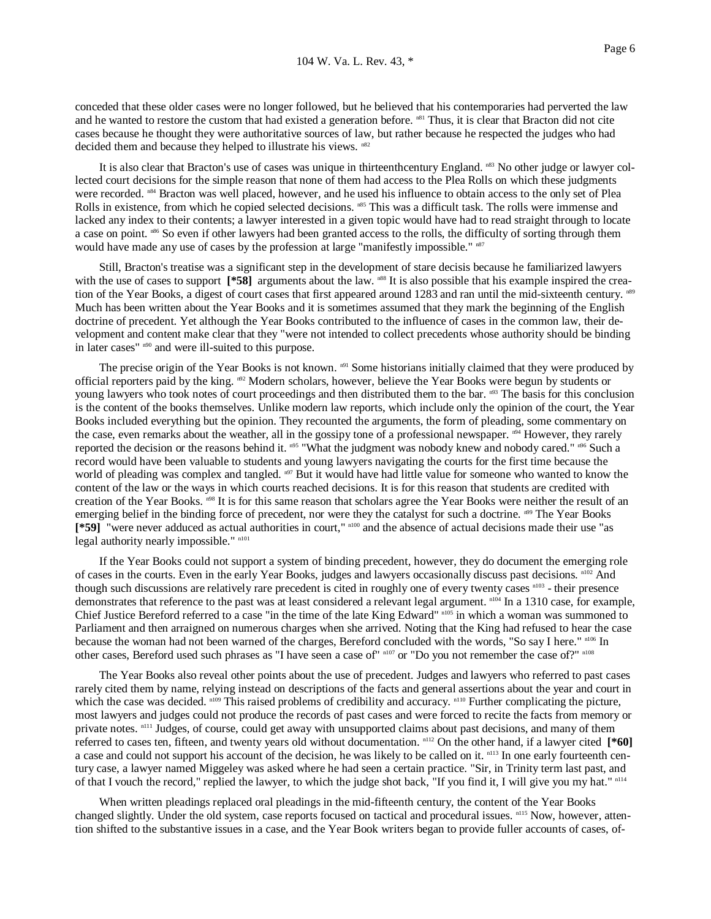conceded that these older cases were no longer followed, but he believed that his contemporaries had perverted the law and he wanted to restore the custom that had existed a generation before. [n81] Thus, it is clear that Bracton did not cite cases because he thought they were authoritative sources of law, but rather because he respected the judges who had decided them and because they helped to illustrate his views. [n82]

It is also clear that Bracton's use of cases was unique in thirteenthcentury England. [n83] No other judge or lawyer collected court decisions for the simple reason that none of them had access to the Plea Rolls on which these judgments were recorded. [n84] Bracton was well placed, however, and he used his influence to obtain access to the only set of Plea Rolls in existence, from which he copied selected decisions. [n85] This was a difficult task. The rolls were immense and lacked any index to their contents; a lawyer interested in a given topic would have had to read straight through to locate a case on point. [n86] So even if other lawyers had been granted access to the rolls, the difficulty of sorting through them would have made any use of cases by the profession at large "manifestly impossible." [n87]

Still, Bracton's treatise was a significant step in the development of stare decisis because he familiarized lawyers with the use of cases to support **[*58]** arguments about the law. [n88] It is also possible that his example inspired the creation of the Year Books, a digest of court cases that first appeared around 1283 and ran until the mid-sixteenth century. [n89] Much has been written about the Year Books and it is sometimes assumed that they mark the beginning of the English doctrine of precedent. Yet although the Year Books contributed to the influence of cases in the common law, their development and content make clear that they "were not intended to collect precedents whose authority should be binding in later cases" [n90] and were ill-suited to this purpose.

The precise origin of the Year Books is not known. [n91] Some historians initially claimed that they were produced by official reporters paid by the king. [n92] Modern scholars, however, believe the Year Books were begun by students or young lawyers who took notes of court proceedings and then distributed them to the bar. [n93] The basis for this conclusion is the content of the books themselves. Unlike modern law reports, which include only the opinion of the court, the Year Books included everything but the opinion. They recounted the arguments, the form of pleading, some commentary on the case, even remarks about the weather, all in the gossipy tone of a professional newspaper. [n94] However, they rarely reported the decision or the reasons behind it. [n95] "What the judgment was nobody knew and nobody cared." [n96] Such a record would have been valuable to students and young lawyers navigating the courts for the first time because the world of pleading was complex and tangled. [n97] But it would have had little value for someone who wanted to know the content of the law or the ways in which courts reached decisions. It is for this reason that students are credited with creation of the Year Books. [n98] It is for this same reason that scholars agree the Year Books were neither the result of an emerging belief in the binding force of precedent, nor were they the catalyst for such a doctrine. [n99] The Year Books **[*59]** "were never adduced as actual authorities in court," [n100] and the absence of actual decisions made their use "as legal authority nearly impossible." [n101]

If the Year Books could not support a system of binding precedent, however, they do document the emerging role of cases in the courts. Even in the early Year Books, judges and lawyers occasionally discuss past decisions. [n102] And though such discussions are relatively rare precedent is cited in roughly one of every twenty cases [n103] - their presence demonstrates that reference to the past was at least considered a relevant legal argument. [n104] In a 1310 case, for example, Chief Justice Bereford referred to a case "in the time of the late King Edward" [n105] in which a woman was summoned to Parliament and then arraigned on numerous charges when she arrived. Noting that the King had refused to hear the case because the woman had not been warned of the charges, Bereford concluded with the words, "So say I here." [n106] In other cases, Bereford used such phrases as "I have seen a case of" [n107] or "Do you not remember the case of?" [n108]

The Year Books also reveal other points about the use of precedent. Judges and lawyers who referred to past cases rarely cited them by name, relying instead on descriptions of the facts and general assertions about the year and court in which the case was decided. [n109] This raised problems of credibility and accuracy. [n110] Further complicating the picture, most lawyers and judges could not produce the records of past cases and were forced to recite the facts from memory or private notes. [n111] Judges, of course, could get away with unsupported claims about past decisions, and many of them referred to cases ten, fifteen, and twenty years old without documentation. [n112] On the other hand, if a lawyer cited **[*60]** a case and could not support his account of the decision, he was likely to be called on it. [n113] In one early fourteenth century case, a lawyer named Miggeley was asked where he had seen a certain practice. "Sir, in Trinity term last past, and of that I vouch the record," replied the lawyer, to which the judge shot back, "If you find it, I will give you my hat." [n114]

When written pleadings replaced oral pleadings in the mid-fifteenth century, the content of the Year Books changed slightly. Under the old system, case reports focused on tactical and procedural issues. [n115] Now, however, attention shifted to the substantive issues in a case, and the Year Book writers began to provide fuller accounts of cases, of-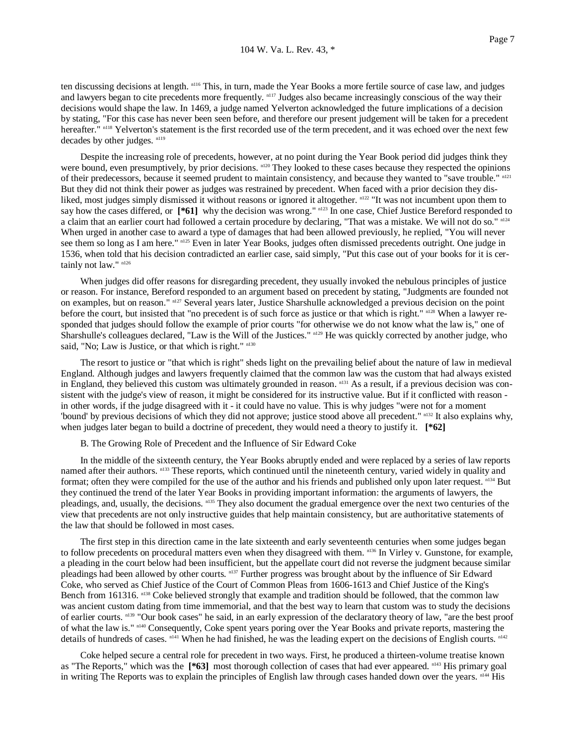ten discussing decisions at length. [n116] This, in turn, made the Year Books a more fertile source of case law, and judges and lawyers began to cite precedents more frequently. [n117] Judges also became increasingly conscious of the way their decisions would shape the law. In 1469, a judge named Yelverton acknowledged the future implications of a decision by stating, "For this case has never been seen before, and therefore our present judgement will be taken for a precedent hereafter." [n118] Yelverton's statement is the first recorded use of the term precedent, and it was echoed over the next few decades by other judges. [n119]

Despite the increasing role of precedents, however, at no point during the Year Book period did judges think they were bound, even presumptively, by prior decisions. [n120] They looked to these cases because they respected the opinions of their predecessors, because it seemed prudent to maintain consistency, and because they wanted to "save trouble." [n121] But they did not think their power as judges was restrained by precedent. When faced with a prior decision they disliked, most judges simply dismissed it without reasons or ignored it altogether. [n122] "It was not incumbent upon them to say how the cases differed, or **[*61]** why the decision was wrong." [n123] In one case, Chief Justice Bereford responded to a claim that an earlier court had followed a certain procedure by declaring, "That was a mistake. We will not do so." [n124] When urged in another case to award a type of damages that had been allowed previously, he replied, "You will never see them so long as I am here." [n125] Even in later Year Books, judges often dismissed precedents outright. One judge in 1536, when told that his decision contradicted an earlier case, said simply, "Put this case out of your books for it is certainly not law." [n126]

When judges did offer reasons for disregarding precedent, they usually invoked the nebulous principles of justice or reason. For instance, Bereford responded to an argument based on precedent by stating, "Judgments are founded not on examples, but on reason." [n127] Several years later, Justice Sharshulle acknowledged a previous decision on the point before the court, but insisted that "no precedent is of such force as justice or that which is right." [n128] When a lawyer responded that judges should follow the example of prior courts "for otherwise we do not know what the law is," one of Sharshulle's colleagues declared, "Law is the Will of the Justices." [n129] He was quickly corrected by another judge, who said, "No; Law is Justice, or that which is right." [n130]

The resort to justice or "that which is right" sheds light on the prevailing belief about the nature of law in medieval England. Although judges and lawyers frequently claimed that the common law was the custom that had always existed in England, they believed this custom was ultimately grounded in reason. [n131] As a result, if a previous decision was consistent with the judge's view of reason, it might be considered for its instructive value. But if it conflicted with reason - in other words, if the judge disagreed with it - it could have no value. This is why judges "were not for a moment 'bound' by previous decisions of which they did not approve; justice stood above all precedent." [n132] It also explains why, when judges later began to build a doctrine of precedent, they would need a theory to justify it. **[*62]**

B. The Growing Role of Precedent and the Influence of Sir Edward Coke

In the middle of the sixteenth century, the Year Books abruptly ended and were replaced by a series of law reports named after their authors. [n133] These reports, which continued until the nineteenth century, varied widely in quality and format; often they were compiled for the use of the author and his friends and published only upon later request. [n134] But they continued the trend of the later Year Books in providing important information: the arguments of lawyers, the pleadings, and, usually, the decisions. [n135] They also document the gradual emergence over the next two centuries of the view that precedents are not only instructive guides that help maintain consistency, but are authoritative statements of the law that should be followed in most cases.

The first step in this direction came in the late sixteenth and early seventeenth centuries when some judges began to follow precedents on procedural matters even when they disagreed with them. [n136] In Virley v. Gunstone, for example, a pleading in the court below had been insufficient, but the appellate court did not reverse the judgment because similar pleadings had been allowed by other courts. [n137] Further progress was brought about by the influence of Sir Edward Coke, who served as Chief Justice of the Court of Common Pleas from 1606-1613 and Chief Justice of the King's Bench from 161316. [n138] Coke believed strongly that example and tradition should be followed, that the common law was ancient custom dating from time immemorial, and that the best way to learn that custom was to study the decisions of earlier courts. [n139] "Our book cases" he said, in an early expression of the declaratory theory of law, "are the best proof of what the law is." [n140] Consequently, Coke spent years poring over the Year Books and private reports, mastering the details of hundreds of cases. [n141] When he had finished, he was the leading expert on the decisions of English courts. [n142]

Coke helped secure a central role for precedent in two ways. First, he produced a thirteen-volume treatise known as "The Reports," which was the **[*63]** most thorough collection of cases that had ever appeared. [n143] His primary goal in writing The Reports was to explain the principles of English law through cases handed down over the years. [n144] His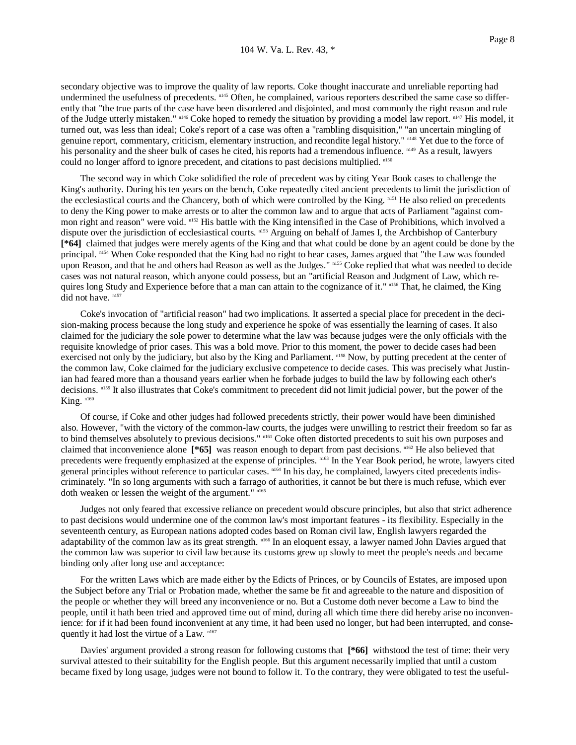secondary objective was to improve the quality of law reports. Coke thought inaccurate and unreliable reporting had undermined the usefulness of precedents. [n145] Often, he complained, various reporters described the same case so differently that "the true parts of the case have been disordered and disjointed, and most commonly the right reason and rule of the Judge utterly mistaken." [n146] Coke hoped to remedy the situation by providing a model law report. [n147] His model, it turned out, was less than ideal; Coke's report of a case was often a "rambling disquisition," "an uncertain mingling of genuine report, commentary, criticism, elementary instruction, and recondite legal history." [n148] Yet due to the force of his personality and the sheer bulk of cases he cited, his reports had a tremendous influence. [n149] As a result, lawyers could no longer afford to ignore precedent, and citations to past decisions multiplied. [n150]

The second way in which Coke solidified the role of precedent was by citing Year Book cases to challenge the King's authority. During his ten years on the bench, Coke repeatedly cited ancient precedents to limit the jurisdiction of the ecclesiastical courts and the Chancery, both of which were controlled by the King. [n151] He also relied on precedents to deny the King power to make arrests or to alter the common law and to argue that acts of Parliament "against common right and reason" were void. [n152] His battle with the King intensified in the Case of Prohibitions, which involved a dispute over the jurisdiction of ecclesiastical courts. [n153] Arguing on behalf of James I, the Archbishop of Canterbury **[*64]** claimed that judges were merely agents of the King and that what could be done by an agent could be done by the principal. [n154] When Coke responded that the King had no right to hear cases, James argued that "the Law was founded upon Reason, and that he and others had Reason as well as the Judges." [n155] Coke replied that what was needed to decide cases was not natural reason, which anyone could possess, but an "artificial Reason and Judgment of Law, which requires long Study and Experience before that a man can attain to the cognizance of it." [n156] That, he claimed, the King did not have. [n157]

Coke's invocation of "artificial reason" had two implications. It asserted a special place for precedent in the decision-making process because the long study and experience he spoke of was essentially the learning of cases. It also claimed for the judiciary the sole power to determine what the law was because judges were the only officials with the requisite knowledge of prior cases. This was a bold move. Prior to this moment, the power to decide cases had been exercised not only by the judiciary, but also by the King and Parliament. [n158] Now, by putting precedent at the center of the common law, Coke claimed for the judiciary exclusive competence to decide cases. This was precisely what Justinian had feared more than a thousand years earlier when he forbade judges to build the law by following each other's decisions. [n159] It also illustrates that Coke's commitment to precedent did not limit judicial power, but the power of the King. [n160]

Of course, if Coke and other judges had followed precedents strictly, their power would have been diminished also. However, "with the victory of the common-law courts, the judges were unwilling to restrict their freedom so far as to bind themselves absolutely to previous decisions." [n161] Coke often distorted precedents to suit his own purposes and claimed that inconvenience alone **[*65]** was reason enough to depart from past decisions. [n162] He also believed that precedents were frequently emphasized at the expense of principles. [n163] In the Year Book period, he wrote, lawyers cited general principles without reference to particular cases. [n164] In his day, he complained, lawyers cited precedents indiscriminately. "In so long arguments with such a farrago of authorities, it cannot be but there is much refuse, which ever doth weaken or lessen the weight of the argument." [n165]

Judges not only feared that excessive reliance on precedent would obscure principles, but also that strict adherence to past decisions would undermine one of the common law's most important features - its flexibility. Especially in the seventeenth century, as European nations adopted codes based on Roman civil law, English lawyers regarded the adaptability of the common law as its great strength. [n166] In an eloquent essay, a lawyer named John Davies argued that the common law was superior to civil law because its customs grew up slowly to meet the people's needs and became binding only after long use and acceptance:

> For the written Laws which are made either by the Edicts of Princes, or by Councils of Estates, are imposed upon the Subject before any Trial or Probation made, whether the same be fit and agreeable to the nature and disposition of the people or whether they will breed any inconvenience or no. But a Custome doth never become a Law to bind the people, until it hath been tried and approved time out of mind, during all which time there did hereby arise no inconvenience: for if it had been found inconvenient at any time, it had been used no longer, but had been interrupted, and consequently it had lost the virtue of a Law. [n167]

Davies' argument provided a strong reason for following customs that **[*66]** withstood the test of time: their very survival attested to their suitability for the English people. But this argument necessarily implied that until a custom became fixed by long usage, judges were not bound to follow it. To the contrary, they were obligated to test the useful-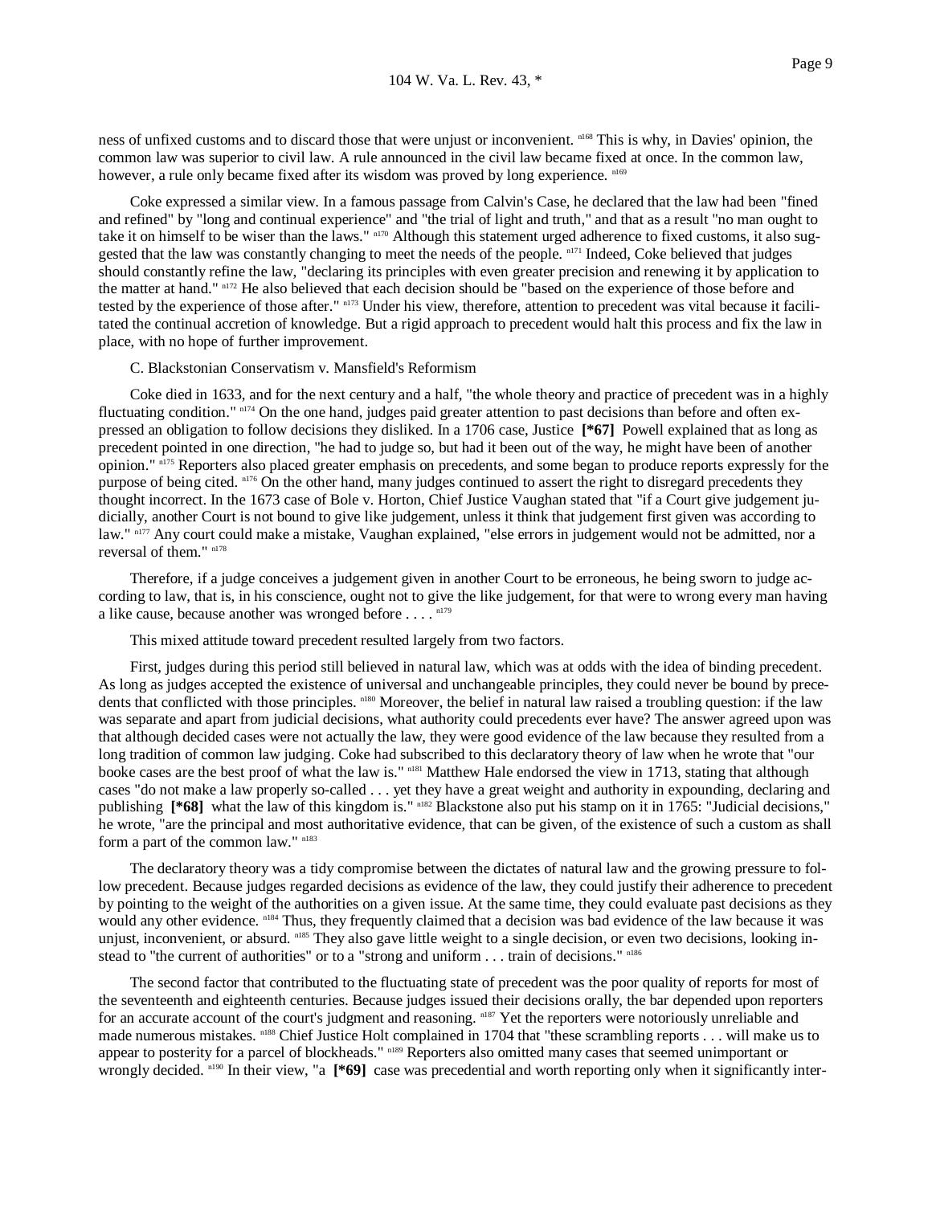ness of unfixed customs and to discard those that were unjust or inconvenient. [n168] This is why, in Davies' opinion, the common law was superior to civil law. A rule announced in the civil law became fixed at once. In the common law, however, a rule only became fixed after its wisdom was proved by long experience. [n169]

Coke expressed a similar view. In a famous passage from Calvin's Case, he declared that the law had been "fined and refined" by "long and continual experience" and "the trial of light and truth," and that as a result "no man ought to take it on himself to be wiser than the laws." [n170] Although this statement urged adherence to fixed customs, it also suggested that the law was constantly changing to meet the needs of the people. [n171] Indeed, Coke believed that judges should constantly refine the law, "declaring its principles with even greater precision and renewing it by application to the matter at hand." [n172] He also believed that each decision should be "based on the experience of those before and tested by the experience of those after." [n173] Under his view, therefore, attention to precedent was vital because it facilitated the continual accretion of knowledge. But a rigid approach to precedent would halt this process and fix the law in place, with no hope of further improvement.

C. Blackstonian Conservatism v. Mansfield's Reformism

Coke died in 1633, and for the next century and a half, "the whole theory and practice of precedent was in a highly fluctuating condition." [n174] On the one hand, judges paid greater attention to past decisions than before and often expressed an obligation to follow decisions they disliked. In a 1706 case, Justice **[*67]** Powell explained that as long as precedent pointed in one direction, "he had to judge so, but had it been out of the way, he might have been of another opinion." [n175] Reporters also placed greater emphasis on precedents, and some began to produce reports expressly for the purpose of being cited. [n176] On the other hand, many judges continued to assert the right to disregard precedents they thought incorrect. In the 1673 case of Bole v. Horton, Chief Justice Vaughan stated that "if a Court give judgement judicially, another Court is not bound to give like judgement, unless it think that judgement first given was according to law." [n177] Any court could make a mistake, Vaughan explained, "else errors in judgement would not be admitted, nor a reversal of them." [n178]

Therefore, if a judge conceives a judgement given in another Court to be erroneous, he being sworn to judge according to law, that is, in his conscience, ought not to give the like judgement, for that were to wrong every man having a like cause, because another was wronged before . . . . [n179]

This mixed attitude toward precedent resulted largely from two factors.

First, judges during this period still believed in natural law, which was at odds with the idea of binding precedent. As long as judges accepted the existence of universal and unchangeable principles, they could never be bound by precedents that conflicted with those principles. [n180] Moreover, the belief in natural law raised a troubling question: if the law was separate and apart from judicial decisions, what authority could precedents ever have? The answer agreed upon was that although decided cases were not actually the law, they were good evidence of the law because they resulted from a long tradition of common law judging. Coke had subscribed to this declaratory theory of law when he wrote that "our booke cases are the best proof of what the law is." [n181] Matthew Hale endorsed the view in 1713, stating that although cases "do not make a law properly so-called . . . yet they have a great weight and authority in expounding, declaring and publishing **[*68]** what the law of this kingdom is." [n182] Blackstone also put his stamp on it in 1765: "Judicial decisions," he wrote, "are the principal and most authoritative evidence, that can be given, of the existence of such a custom as shall form a part of the common law." [n183]

The declaratory theory was a tidy compromise between the dictates of natural law and the growing pressure to follow precedent. Because judges regarded decisions as evidence of the law, they could justify their adherence to precedent by pointing to the weight of the authorities on a given issue. At the same time, they could evaluate past decisions as they would any other evidence. [n184] Thus, they frequently claimed that a decision was bad evidence of the law because it was unjust, inconvenient, or absurd. [n185] They also gave little weight to a single decision, or even two decisions, looking instead to "the current of authorities" or to a "strong and uniform . . . train of decisions." [n186]

The second factor that contributed to the fluctuating state of precedent was the poor quality of reports for most of the seventeenth and eighteenth centuries. Because judges issued their decisions orally, the bar depended upon reporters for an accurate account of the court's judgment and reasoning. [n187] Yet the reporters were notoriously unreliable and made numerous mistakes. [n188] Chief Justice Holt complained in 1704 that "these scrambling reports . . . will make us to appear to posterity for a parcel of blockheads." [n189] Reporters also omitted many cases that seemed unimportant or wrongly decided. [n190] In their view, "a **[*69]** case was precedential and worth reporting only when it significantly inter-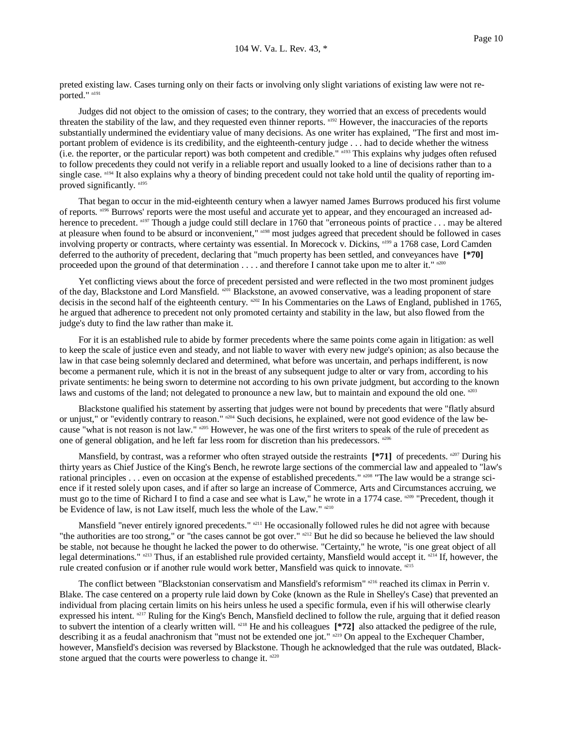preted existing law. Cases turning only on their facts or involving only slight variations of existing law were not reported." [n191]

Judges did not object to the omission of cases; to the contrary, they worried that an excess of precedents would threaten the stability of the law, and they requested even thinner reports. [n192] However, the inaccuracies of the reports substantially undermined the evidentiary value of many decisions. As one writer has explained, "The first and most important problem of evidence is its credibility, and the eighteenth-century judge . . . had to decide whether the witness (i.e. the reporter, or the particular report) was both competent and credible." [n193] This explains why judges often refused to follow precedents they could not verify in a reliable report and usually looked to a line of decisions rather than to a single case. [n194] It also explains why a theory of binding precedent could not take hold until the quality of reporting improved significantly. [n195]

That began to occur in the mid-eighteenth century when a lawyer named James Burrows produced his first volume of reports. [n196] Burrows' reports were the most useful and accurate yet to appear, and they encouraged an increased adherence to precedent. [n197] Though a judge could still declare in 1760 that "erroneous points of practice . . . may be altered at pleasure when found to be absurd or inconvenient," [n198] most judges agreed that precedent should be followed in cases involving property or contracts, where certainty was essential. In Morecock v. Dickins, [n199] a 1768 case, Lord Camden deferred to the authority of precedent, declaring that "much property has been settled, and conveyances have **[*70]** proceeded upon the ground of that determination . . . . and therefore I cannot take upon me to alter it." [n200]

Yet conflicting views about the force of precedent persisted and were reflected in the two most prominent judges of the day, Blackstone and Lord Mansfield. [n201] Blackstone, an avowed conservative, was a leading proponent of stare decisis in the second half of the eighteenth century. [n202] In his Commentaries on the Laws of England, published in 1765, he argued that adherence to precedent not only promoted certainty and stability in the law, but also flowed from the judge's duty to find the law rather than make it.

For it is an established rule to abide by former precedents where the same points come again in litigation: as well to keep the scale of justice even and steady, and not liable to waver with every new judge's opinion; as also because the law in that case being solemnly declared and determined, what before was uncertain, and perhaps indifferent, is now become a permanent rule, which it is not in the breast of any subsequent judge to alter or vary from, according to his private sentiments: he being sworn to determine not according to his own private judgment, but according to the known laws and customs of the land; not delegated to pronounce a new law, but to maintain and expound the old one. [n203]

Blackstone qualified his statement by asserting that judges were not bound by precedents that were "flatly absurd or unjust," or "evidently contrary to reason." [n204] Such decisions, he explained, were not good evidence of the law because "what is not reason is not law." [n205] However, he was one of the first writers to speak of the rule of precedent as one of general obligation, and he left far less room for discretion than his predecessors. [n206]

Mansfield, by contrast, was a reformer who often strayed outside the restraints **[*71]** of precedents. [n207] During his thirty years as Chief Justice of the King's Bench, he rewrote large sections of the commercial law and appealed to "law's rational principles . . . even on occasion at the expense of established precedents." [n208] "The law would be a strange science if it rested solely upon cases, and if after so large an increase of Commerce, Arts and Circumstances accruing, we must go to the time of Richard I to find a case and see what is Law," he wrote in a 1774 case. [n209] "Precedent, though it be Evidence of law, is not Law itself, much less the whole of the Law." [n210]

Mansfield "never entirely ignored precedents." [n211] He occasionally followed rules he did not agree with because "the authorities are too strong," or "the cases cannot be got over." [n212] But he did so because he believed the law should be stable, not because he thought he lacked the power to do otherwise. "Certainty," he wrote, "is one great object of all legal determinations." [n213] Thus, if an established rule provided certainty, Mansfield would accept it. [n214] If, however, the rule created confusion or if another rule would work better, Mansfield was quick to innovate. [n215]

The conflict between "Blackstonian conservatism and Mansfield's reformism" [n216] reached its climax in Perrin v. Blake. The case centered on a property rule laid down by Coke (known as the Rule in Shelley's Case) that prevented an individual from placing certain limits on his heirs unless he used a specific formula, even if his will otherwise clearly expressed his intent. [n217] Ruling for the King's Bench, Mansfield declined to follow the rule, arguing that it defied reason to subvert the intention of a clearly written will. [n218] He and his colleagues **[*72]** also attacked the pedigree of the rule, describing it as a feudal anachronism that "must not be extended one jot." [n219] On appeal to the Exchequer Chamber, however, Mansfield's decision was reversed by Blackstone. Though he acknowledged that the rule was outdated, Blackstone argued that the courts were powerless to change it. [n220]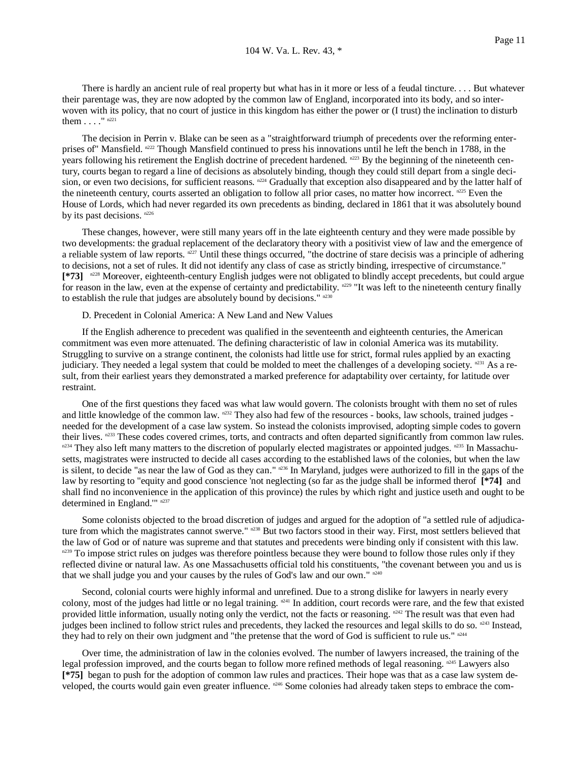There is hardly an ancient rule of real property but what has in it more or less of a feudal tincture. . . . But whatever their parentage was, they are now adopted by the common law of England, incorporated into its body, and so interwoven with its policy, that no court of justice in this kingdom has either the power or (I trust) the inclination to disturb them . . . ." [n221]

The decision in Perrin v. Blake can be seen as a "straightforward triumph of precedents over the reforming enterprises of" Mansfield. [n222] Though Mansfield continued to press his innovations until he left the bench in 1788, in the years following his retirement the English doctrine of precedent hardened. [n223] By the beginning of the nineteenth century, courts began to regard a line of decisions as absolutely binding, though they could still depart from a single decision, or even two decisions, for sufficient reasons. [n224] Gradually that exception also disappeared and by the latter half of the nineteenth century, courts asserted an obligation to follow all prior cases, no matter how incorrect. [n225] Even the House of Lords, which had never regarded its own precedents as binding, declared in 1861 that it was absolutely bound by its past decisions. [n226]

These changes, however, were still many years off in the late eighteenth century and they were made possible by two developments: the gradual replacement of the declaratory theory with a positivist view of law and the emergence of a reliable system of law reports. [n227] Until these things occurred, "the doctrine of stare decisis was a principle of adhering to decisions, not a set of rules. It did not identify any class of case as strictly binding, irrespective of circumstance." **[*73]** [n228] Moreover, eighteenth-century English judges were not obligated to blindly accept precedents, but could argue for reason in the law, even at the expense of certainty and predictability. [n229] "It was left to the nineteenth century finally to establish the rule that judges are absolutely bound by decisions." [n230]

D. Precedent in Colonial America: A New Land and New Values

If the English adherence to precedent was qualified in the seventeenth and eighteenth centuries, the American commitment was even more attenuated. The defining characteristic of law in colonial America was its mutability. Struggling to survive on a strange continent, the colonists had little use for strict, formal rules applied by an exacting judiciary. They needed a legal system that could be molded to meet the challenges of a developing society. [n231] As a result, from their earliest years they demonstrated a marked preference for adaptability over certainty, for latitude over restraint.

One of the first questions they faced was what law would govern. The colonists brought with them no set of rules and little knowledge of the common law. [n232] They also had few of the resources - books, law schools, trained judges - needed for the development of a case law system. So instead the colonists improvised, adopting simple codes to govern their lives. [n233] These codes covered crimes, torts, and contracts and often departed significantly from common law rules. [n234] They also left many matters to the discretion of popularly elected magistrates or appointed judges. [n235] In Massachusetts, magistrates were instructed to decide all cases according to the established laws of the colonies, but when the law is silent, to decide "as near the law of God as they can." [n236] In Maryland, judges were authorized to fill in the gaps of the law by resorting to "equity and good conscience 'not neglecting (so far as the judge shall be informed therof **[*74]** and shall find no inconvenience in the application of this province) the rules by which right and justice useth and ought to be determined in England.'" [n237]

Some colonists objected to the broad discretion of judges and argued for the adoption of "a settled rule of adjudicature from which the magistrates cannot swerve." [n238] But two factors stood in their way. First, most settlers believed that the law of God or of nature was supreme and that statutes and precedents were binding only if consistent with this law. [n239] To impose strict rules on judges was therefore pointless because they were bound to follow those rules only if they reflected divine or natural law. As one Massachusetts official told his constituents, "the covenant between you and us is that we shall judge you and your causes by the rules of God's law and our own." [n240]

Second, colonial courts were highly informal and unrefined. Due to a strong dislike for lawyers in nearly every colony, most of the judges had little or no legal training. [n241] In addition, court records were rare, and the few that existed provided little information, usually noting only the verdict, not the facts or reasoning. [n242] The result was that even had judges been inclined to follow strict rules and precedents, they lacked the resources and legal skills to do so. [n243] Instead, they had to rely on their own judgment and "the pretense that the word of God is sufficient to rule us." [n244]

Over time, the administration of law in the colonies evolved. The number of lawyers increased, the training of the legal profession improved, and the courts began to follow more refined methods of legal reasoning. [n245] Lawyers also **[*75]** began to push for the adoption of common law rules and practices. Their hope was that as a case law system developed, the courts would gain even greater influence. [n246] Some colonies had already taken steps to embrace the com-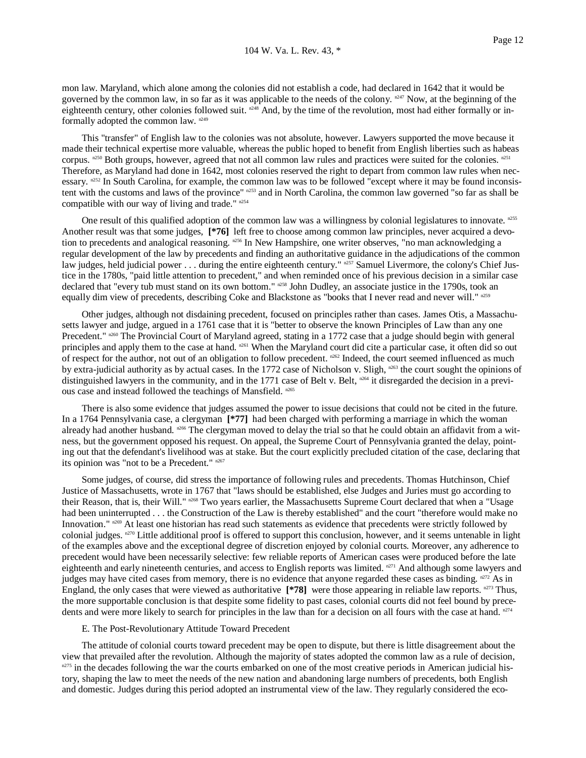mon law. Maryland, which alone among the colonies did not establish a code, had declared in 1642 that it would be governed by the common law, in so far as it was applicable to the needs of the colony. [n247] Now, at the beginning of the eighteenth century, other colonies followed suit. [n248] And, by the time of the revolution, most had either formally or informally adopted the common law. [n249]

This "transfer" of English law to the colonies was not absolute, however. Lawyers supported the move because it made their technical expertise more valuable, whereas the public hoped to benefit from English liberties such as habeas corpus. [n250] Both groups, however, agreed that not all common law rules and practices were suited for the colonies. [n251] Therefore, as Maryland had done in 1642, most colonies reserved the right to depart from common law rules when necessary. [n252] In South Carolina, for example, the common law was to be followed "except where it may be found inconsistent with the customs and laws of the province" [n253] and in North Carolina, the common law governed "so far as shall be compatible with our way of living and trade." [n254]

One result of this qualified adoption of the common law was a willingness by colonial legislatures to innovate. [n255] Another result was that some judges, **[*76]** left free to choose among common law principles, never acquired a devotion to precedents and analogical reasoning. [n256] In New Hampshire, one writer observes, "no man acknowledging a regular development of the law by precedents and finding an authoritative guidance in the adjudications of the common law judges, held judicial power . . . during the entire eighteenth century." [n257] Samuel Livermore, the colony's Chief Justice in the 1780s, "paid little attention to precedent," and when reminded once of his previous decision in a similar case declared that "every tub must stand on its own bottom." [n258] John Dudley, an associate justice in the 1790s, took an equally dim view of precedents, describing Coke and Blackstone as "books that I never read and never will." [n259]

Other judges, although not disdaining precedent, focused on principles rather than cases. James Otis, a Massachusetts lawyer and judge, argued in a 1761 case that it is "better to observe the known Principles of Law than any one Precedent." [n260] The Provincial Court of Maryland agreed, stating in a 1772 case that a judge should begin with general principles and apply them to the case at hand. [n261] When the Maryland court did cite a particular case, it often did so out of respect for the author, not out of an obligation to follow precedent. [n262] Indeed, the court seemed influenced as much by extra-judicial authority as by actual cases. In the 1772 case of Nicholson v. Sligh, [n263] the court sought the opinions of distinguished lawyers in the community, and in the 1771 case of Belt v. Belt, [n264] it disregarded the decision in a previous case and instead followed the teachings of Mansfield. [n265]

There is also some evidence that judges assumed the power to issue decisions that could not be cited in the future. In a 1764 Pennsylvania case, a clergyman **[*77]** had been charged with performing a marriage in which the woman already had another husband. [n266] The clergyman moved to delay the trial so that he could obtain an affidavit from a witness, but the government opposed his request. On appeal, the Supreme Court of Pennsylvania granted the delay, pointing out that the defendant's livelihood was at stake. But the court explicitly precluded citation of the case, declaring that its opinion was "not to be a Precedent." [n267]

Some judges, of course, did stress the importance of following rules and precedents. Thomas Hutchinson, Chief Justice of Massachusetts, wrote in 1767 that "laws should be established, else Judges and Juries must go according to their Reason, that is, their Will." [n268] Two years earlier, the Massachusetts Supreme Court declared that when a "Usage had been uninterrupted . . . the Construction of the Law is thereby established" and the court "therefore would make no Innovation." [n269] At least one historian has read such statements as evidence that precedents were strictly followed by colonial judges. [n270] Little additional proof is offered to support this conclusion, however, and it seems untenable in light of the examples above and the exceptional degree of discretion enjoyed by colonial courts. Moreover, any adherence to precedent would have been necessarily selective: few reliable reports of American cases were produced before the late eighteenth and early nineteenth centuries, and access to English reports was limited. [n271] And although some lawyers and judges may have cited cases from memory, there is no evidence that anyone regarded these cases as binding. [n272] As in England, the only cases that were viewed as authoritative **[*78]** were those appearing in reliable law reports. [n273] Thus, the more supportable conclusion is that despite some fidelity to past cases, colonial courts did not feel bound by precedents and were more likely to search for principles in the law than for a decision on all fours with the case at hand. [n274]

E. The Post-Revolutionary Attitude Toward Precedent

The attitude of colonial courts toward precedent may be open to dispute, but there is little disagreement about the view that prevailed after the revolution. Although the majority of states adopted the common law as a rule of decision, [n275] in the decades following the war the courts embarked on one of the most creative periods in American judicial history, shaping the law to meet the needs of the new nation and abandoning large numbers of precedents, both English and domestic. Judges during this period adopted an instrumental view of the law. They regularly considered the eco-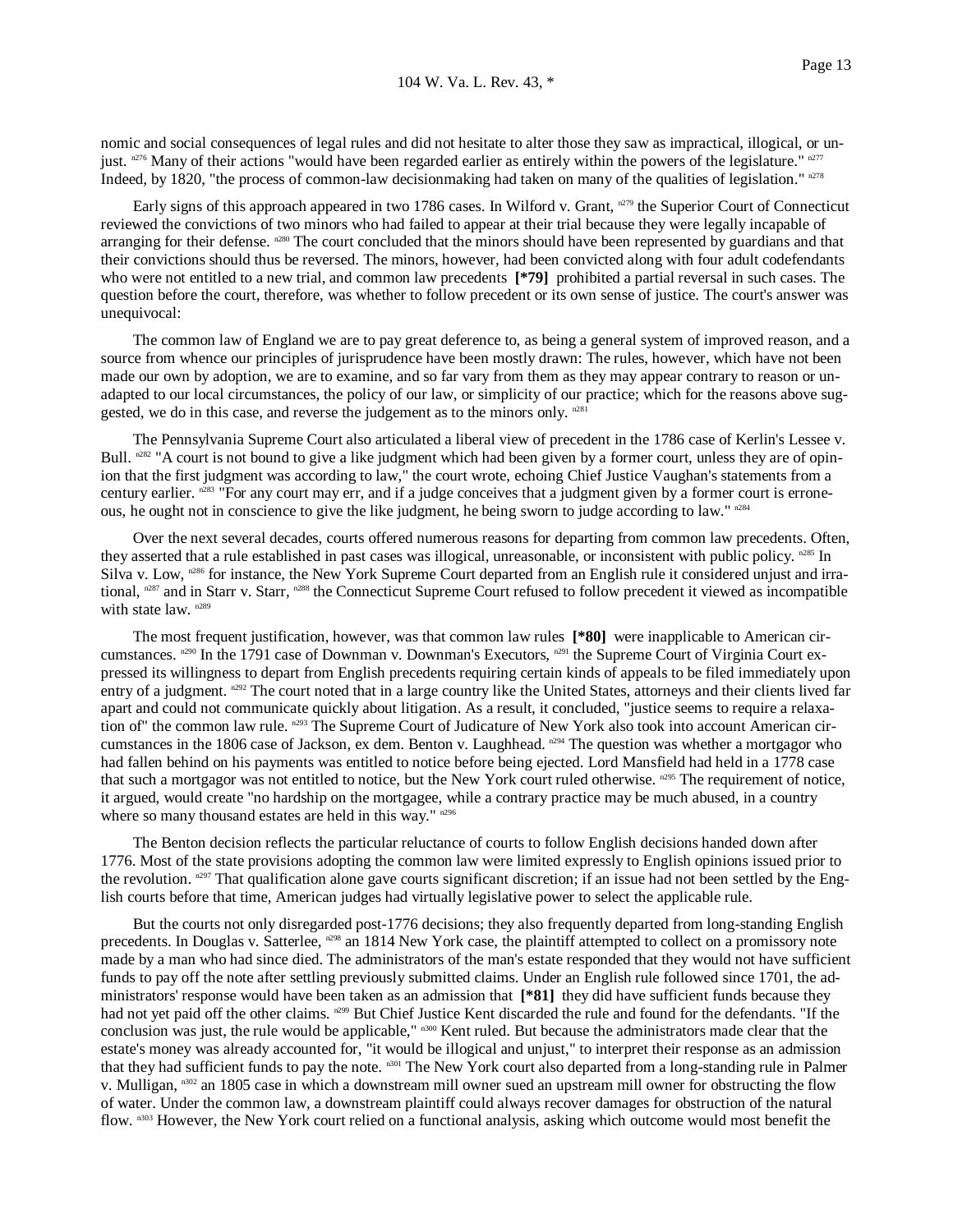nomic and social consequences of legal rules and did not hesitate to alter those they saw as impractical, illogical, or unjust. [n276] Many of their actions "would have been regarded earlier as entirely within the powers of the legislature." [n277] Indeed, by 1820, "the process of common-law decisionmaking had taken on many of the qualities of legislation." [n278]

Early signs of this approach appeared in two 1786 cases. In Wilford v. Grant, [n279] the Superior Court of Connecticut reviewed the convictions of two minors who had failed to appear at their trial because they were legally incapable of arranging for their defense. [n280] The court concluded that the minors should have been represented by guardians and that their convictions should thus be reversed. The minors, however, had been convicted along with four adult codefendants who were not entitled to a new trial, and common law precedents **[*79]** prohibited a partial reversal in such cases. The question before the court, therefore, was whether to follow precedent or its own sense of justice. The court's answer was unequivocal:

The common law of England we are to pay great deference to, as being a general system of improved reason, and a source from whence our principles of jurisprudence have been mostly drawn: The rules, however, which have not been made our own by adoption, we are to examine, and so far vary from them as they may appear contrary to reason or unadapted to our local circumstances, the policy of our law, or simplicity of our practice; which for the reasons above suggested, we do in this case, and reverse the judgement as to the minors only. [n281]

The Pennsylvania Supreme Court also articulated a liberal view of precedent in the 1786 case of Kerlin's Lessee v. Bull. [n282] "A court is not bound to give a like judgment which had been given by a former court, unless they are of opinion that the first judgment was according to law," the court wrote, echoing Chief Justice Vaughan's statements from a century earlier. [n283] "For any court may err, and if a judge conceives that a judgment given by a former court is erroneous, he ought not in conscience to give the like judgment, he being sworn to judge according to law." [n284]

Over the next several decades, courts offered numerous reasons for departing from common law precedents. Often, they asserted that a rule established in past cases was illogical, unreasonable, or inconsistent with public policy. [n285] In Silva v. Low, [n286] for instance, the New York Supreme Court departed from an English rule it considered unjust and irrational, [n287] and in Starr v. Starr, [n288] the Connecticut Supreme Court refused to follow precedent it viewed as incompatible with state law. [n289]

The most frequent justification, however, was that common law rules **[*80]** were inapplicable to American circumstances. [n290] In the 1791 case of Downman v. Downman's Executors, [n291] the Supreme Court of Virginia Court expressed its willingness to depart from English precedents requiring certain kinds of appeals to be filed immediately upon entry of a judgment. [n292] The court noted that in a large country like the United States, attorneys and their clients lived far apart and could not communicate quickly about litigation. As a result, it concluded, "justice seems to require a relaxation of" the common law rule. [n293] The Supreme Court of Judicature of New York also took into account American circumstances in the 1806 case of Jackson, ex dem. Benton v. Laughhead. [n294] The question was whether a mortgagor who had fallen behind on his payments was entitled to notice before being ejected. Lord Mansfield had held in a 1778 case that such a mortgagor was not entitled to notice, but the New York court ruled otherwise. [n295] The requirement of notice, it argued, would create "no hardship on the mortgagee, while a contrary practice may be much abused, in a country where so many thousand estates are held in this way." [n296]

The Benton decision reflects the particular reluctance of courts to follow English decisions handed down after 1776. Most of the state provisions adopting the common law were limited expressly to English opinions issued prior to the revolution. [n297] That qualification alone gave courts significant discretion; if an issue had not been settled by the English courts before that time, American judges had virtually legislative power to select the applicable rule.

But the courts not only disregarded post-1776 decisions; they also frequently departed from long-standing English precedents. In Douglas v. Satterlee, [n298] an 1814 New York case, the plaintiff attempted to collect on a promissory note made by a man who had since died. The administrators of the man's estate responded that they would not have sufficient funds to pay off the note after settling previously submitted claims. Under an English rule followed since 1701, the administrators' response would have been taken as an admission that **[*81]** they did have sufficient funds because they had not yet paid off the other claims. [n299] But Chief Justice Kent discarded the rule and found for the defendants. "If the conclusion was just, the rule would be applicable," [n300] Kent ruled. But because the administrators made clear that the estate's money was already accounted for, "it would be illogical and unjust," to interpret their response as an admission that they had sufficient funds to pay the note. [n301] The New York court also departed from a long-standing rule in Palmer v. Mulligan, [n302] an 1805 case in which a downstream mill owner sued an upstream mill owner for obstructing the flow of water. Under the common law, a downstream plaintiff could always recover damages for obstruction of the natural flow. [n303] However, the New York court relied on a functional analysis, asking which outcome would most benefit the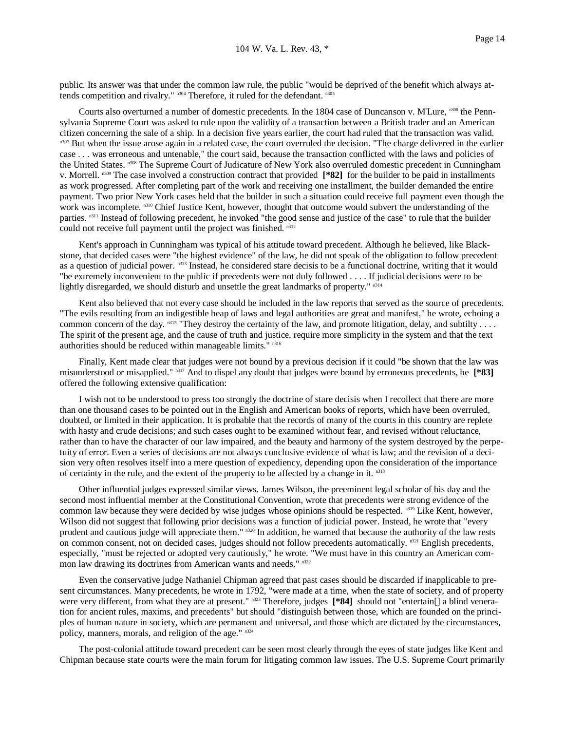public. Its answer was that under the common law rule, the public "would be deprived of the benefit which always attends competition and rivalry." [n304] Therefore, it ruled for the defendant. [n305]

Courts also overturned a number of domestic precedents. In the 1804 case of Duncanson v. M'Lure, [n306] the Pennsylvania Supreme Court was asked to rule upon the validity of a transaction between a British trader and an American citizen concerning the sale of a ship. In a decision five years earlier, the court had ruled that the transaction was valid. [n307] But when the issue arose again in a related case, the court overruled the decision. "The charge delivered in the earlier case . . . was erroneous and untenable," the court said, because the transaction conflicted with the laws and policies of the United States. [n308] The Supreme Court of Judicature of New York also overruled domestic precedent in Cunningham v. Morrell. [n309] The case involved a construction contract that provided **[*82]** for the builder to be paid in installments as work progressed. After completing part of the work and receiving one installment, the builder demanded the entire payment. Two prior New York cases held that the builder in such a situation could receive full payment even though the work was incomplete. [n310] Chief Justice Kent, however, thought that outcome would subvert the understanding of the parties. [n311] Instead of following precedent, he invoked "the good sense and justice of the case" to rule that the builder could not receive full payment until the project was finished. [n312]

Kent's approach in Cunningham was typical of his attitude toward precedent. Although he believed, like Blackstone, that decided cases were "the highest evidence" of the law, he did not speak of the obligation to follow precedent as a question of judicial power. [n313] Instead, he considered stare decisis to be a functional doctrine, writing that it would "be extremely inconvenient to the public if precedents were not duly followed . . . . If judicial decisions were to be lightly disregarded, we should disturb and unsettle the great landmarks of property." [n314]

Kent also believed that not every case should be included in the law reports that served as the source of precedents. "The evils resulting from an indigestible heap of laws and legal authorities are great and manifest," he wrote, echoing a common concern of the day. [n315] "They destroy the certainty of the law, and promote litigation, delay, and subtilty . . . . The spirit of the present age, and the cause of truth and justice, require more simplicity in the system and that the text authorities should be reduced within manageable limits." [n316]

Finally, Kent made clear that judges were not bound by a previous decision if it could "be shown that the law was misunderstood or misapplied." [n317] And to dispel any doubt that judges were bound by erroneous precedents, he **[*83]** offered the following extensive qualification:

I wish not to be understood to press too strongly the doctrine of stare decisis when I recollect that there are more than one thousand cases to be pointed out in the English and American books of reports, which have been overruled, doubted, or limited in their application. It is probable that the records of many of the courts in this country are replete with hasty and crude decisions; and such cases ought to be examined without fear, and revised without reluctance, rather than to have the character of our law impaired, and the beauty and harmony of the system destroyed by the perpetuity of error. Even a series of decisions are not always conclusive evidence of what is law; and the revision of a decision very often resolves itself into a mere question of expediency, depending upon the consideration of the importance of certainty in the rule, and the extent of the property to be affected by a change in it. [n318]

Other influential judges expressed similar views. James Wilson, the preeminent legal scholar of his day and the second most influential member at the Constitutional Convention, wrote that precedents were strong evidence of the common law because they were decided by wise judges whose opinions should be respected. [n319] Like Kent, however, Wilson did not suggest that following prior decisions was a function of judicial power. Instead, he wrote that "every prudent and cautious judge will appreciate them." [n320] In addition, he warned that because the authority of the law rests on common consent, not on decided cases, judges should not follow precedents automatically. [n321] English precedents, especially, "must be rejected or adopted very cautiously," he wrote. "We must have in this country an American common law drawing its doctrines from American wants and needs." [n322]

Even the conservative judge Nathaniel Chipman agreed that past cases should be discarded if inapplicable to present circumstances. Many precedents, he wrote in 1792, "were made at a time, when the state of society, and of property were very different, from what they are at present." [n323] Therefore, judges **[*84]** should not "entertain[] a blind veneration for ancient rules, maxims, and precedents" but should "distinguish between those, which are founded on the principles of human nature in society, which are permanent and universal, and those which are dictated by the circumstances, policy, manners, morals, and religion of the age." [n324]

The post-colonial attitude toward precedent can be seen most clearly through the eyes of state judges like Kent and Chipman because state courts were the main forum for litigating common law issues. The U.S. Supreme Court primarily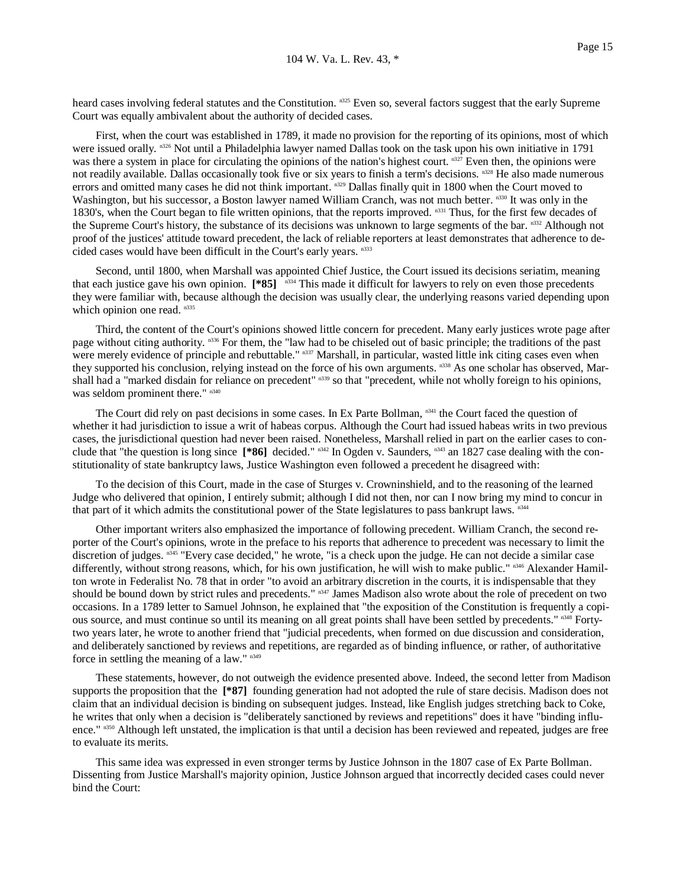heard cases involving federal statutes and the Constitution. [n325] Even so, several factors suggest that the early Supreme Court was equally ambivalent about the authority of decided cases.

First, when the court was established in 1789, it made no provision for the reporting of its opinions, most of which were issued orally. [n326] Not until a Philadelphia lawyer named Dallas took on the task upon his own initiative in 1791 was there a system in place for circulating the opinions of the nation's highest court. [n327] Even then, the opinions were not readily available. Dallas occasionally took five or six years to finish a term's decisions. [n328] He also made numerous errors and omitted many cases he did not think important. [n329] Dallas finally quit in 1800 when the Court moved to Washington, but his successor, a Boston lawyer named William Cranch, was not much better. [n330] It was only in the 1830's, when the Court began to file written opinions, that the reports improved. [n331] Thus, for the first few decades of the Supreme Court's history, the substance of its decisions was unknown to large segments of the bar. [n332] Although not proof of the justices' attitude toward precedent, the lack of reliable reporters at least demonstrates that adherence to decided cases would have been difficult in the Court's early years. [n333]

Second, until 1800, when Marshall was appointed Chief Justice, the Court issued its decisions seriatim, meaning that each justice gave his own opinion. **[*85]** [n334] This made it difficult for lawyers to rely on even those precedents they were familiar with, because although the decision was usually clear, the underlying reasons varied depending upon which opinion one read. [n335]

Third, the content of the Court's opinions showed little concern for precedent. Many early justices wrote page after page without citing authority. [n336] For them, the "law had to be chiseled out of basic principle; the traditions of the past were merely evidence of principle and rebuttable." [n337] Marshall, in particular, wasted little ink citing cases even when they supported his conclusion, relying instead on the force of his own arguments. [n338] As one scholar has observed, Marshall had a "marked disdain for reliance on precedent" [n339] so that "precedent, while not wholly foreign to his opinions, was seldom prominent there." [n340]

The Court did rely on past decisions in some cases. In Ex Parte Bollman, [n341] the Court faced the question of whether it had jurisdiction to issue a writ of habeas corpus. Although the Court had issued habeas writs in two previous cases, the jurisdictional question had never been raised. Nonetheless, Marshall relied in part on the earlier cases to conclude that "the question is long since **[*86]** decided." [n342] In Ogden v. Saunders, [n343] an 1827 case dealing with the constitutionality of state bankruptcy laws, Justice Washington even followed a precedent he disagreed with:

To the decision of this Court, made in the case of Sturges v. Crowninshield, and to the reasoning of the learned Judge who delivered that opinion, I entirely submit; although I did not then, nor can I now bring my mind to concur in that part of it which admits the constitutional power of the State legislatures to pass bankrupt laws. [n344]

Other important writers also emphasized the importance of following precedent. William Cranch, the second reporter of the Court's opinions, wrote in the preface to his reports that adherence to precedent was necessary to limit the discretion of judges. [n345] "Every case decided," he wrote, "is a check upon the judge. He can not decide a similar case differently, without strong reasons, which, for his own justification, he will wish to make public." [n346] Alexander Hamilton wrote in Federalist No. 78 that in order "to avoid an arbitrary discretion in the courts, it is indispensable that they should be bound down by strict rules and precedents." [n347] James Madison also wrote about the role of precedent on two occasions. In a 1789 letter to Samuel Johnson, he explained that "the exposition of the Constitution is frequently a copious source, and must continue so until its meaning on all great points shall have been settled by precedents." [n348] Forty-two years later, he wrote to another friend that "judicial precedents, when formed on due discussion and consideration, and deliberately sanctioned by reviews and repetitions, are regarded as of binding influence, or rather, of authoritative force in settling the meaning of a law." [n349]

These statements, however, do not outweigh the evidence presented above. Indeed, the second letter from Madison supports the proposition that the **[*87]** founding generation had not adopted the rule of stare decisis. Madison does not claim that an individual decision is binding on subsequent judges. Instead, like English judges stretching back to Coke, he writes that only when a decision is "deliberately sanctioned by reviews and repetitions" does it have "binding influence." [n350] Although left unstated, the implication is that until a decision has been reviewed and repeated, judges are free to evaluate its merits.

This same idea was expressed in even stronger terms by Justice Johnson in the 1807 case of Ex Parte Bollman. Dissenting from Justice Marshall's majority opinion, Justice Johnson argued that incorrectly decided cases could never bind the Court: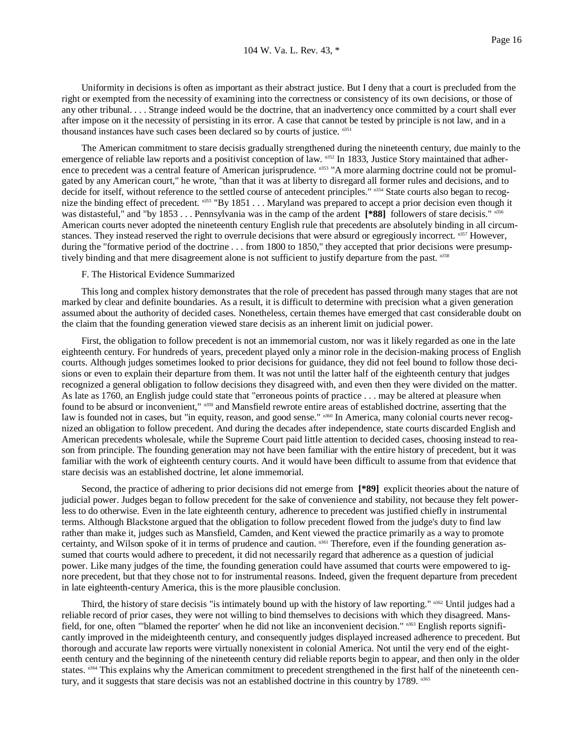Uniformity in decisions is often as important as their abstract justice. But I deny that a court is precluded from the right or exempted from the necessity of examining into the correctness or consistency of its own decisions, or those of any other tribunal. . . . Strange indeed would be the doctrine, that an inadvertency once committed by a court shall ever after impose on it the necessity of persisting in its error. A case that cannot be tested by principle is not law, and in a thousand instances have such cases been declared so by courts of justice. [n351]

The American commitment to stare decisis gradually strengthened during the nineteenth century, due mainly to the emergence of reliable law reports and a positivist conception of law. [n352] In 1833, Justice Story maintained that adherence to precedent was a central feature of American jurisprudence. [n353] "A more alarming doctrine could not be promulgated by any American court," he wrote, "than that it was at liberty to disregard all former rules and decisions, and to decide for itself, without reference to the settled course of antecedent principles." [n354] State courts also began to recognize the binding effect of precedent. [n355] "By 1851 . . . Maryland was prepared to accept a prior decision even though it was distasteful," and "by 1853 . . . Pennsylvania was in the camp of the ardent **[*88]** followers of stare decisis." [n356] American courts never adopted the nineteenth century English rule that precedents are absolutely binding in all circumstances. They instead reserved the right to overrule decisions that were absurd or egregiously incorrect. [n357] However, during the "formative period of the doctrine . . . from 1800 to 1850," they accepted that prior decisions were presumptively binding and that mere disagreement alone is not sufficient to justify departure from the past. [n358]

F. The Historical Evidence Summarized

This long and complex history demonstrates that the role of precedent has passed through many stages that are not marked by clear and definite boundaries. As a result, it is difficult to determine with precision what a given generation assumed about the authority of decided cases. Nonetheless, certain themes have emerged that cast considerable doubt on the claim that the founding generation viewed stare decisis as an inherent limit on judicial power.

First, the obligation to follow precedent is not an immemorial custom, nor was it likely regarded as one in the late eighteenth century. For hundreds of years, precedent played only a minor role in the decision-making process of English courts. Although judges sometimes looked to prior decisions for guidance, they did not feel bound to follow those decisions or even to explain their departure from them. It was not until the latter half of the eighteenth century that judges recognized a general obligation to follow decisions they disagreed with, and even then they were divided on the matter. As late as 1760, an English judge could state that "erroneous points of practice . . . may be altered at pleasure when found to be absurd or inconvenient," [n359] and Mansfield rewrote entire areas of established doctrine, asserting that the law is founded not in cases, but "in equity, reason, and good sense." [n360] In America, many colonial courts never recognized an obligation to follow precedent. And during the decades after independence, state courts discarded English and American precedents wholesale, while the Supreme Court paid little attention to decided cases, choosing instead to reason from principle. The founding generation may not have been familiar with the entire history of precedent, but it was familiar with the work of eighteenth century courts. And it would have been difficult to assume from that evidence that stare decisis was an established doctrine, let alone immemorial.

Second, the practice of adhering to prior decisions did not emerge from **[*89]** explicit theories about the nature of judicial power. Judges began to follow precedent for the sake of convenience and stability, not because they felt powerless to do otherwise. Even in the late eighteenth century, adherence to precedent was justified chiefly in instrumental terms. Although Blackstone argued that the obligation to follow precedent flowed from the judge's duty to find law rather than make it, judges such as Mansfield, Camden, and Kent viewed the practice primarily as a way to promote certainty, and Wilson spoke of it in terms of prudence and caution. [n361] Therefore, even if the founding generation assumed that courts would adhere to precedent, it did not necessarily regard that adherence as a question of judicial power. Like many judges of the time, the founding generation could have assumed that courts were empowered to ignore precedent, but that they chose not to for instrumental reasons. Indeed, given the frequent departure from precedent in late eighteenth-century America, this is the more plausible conclusion.

Third, the history of stare decisis "is intimately bound up with the history of law reporting." [n362] Until judges had a reliable record of prior cases, they were not willing to bind themselves to decisions with which they disagreed. Mansfield, for one, often "'blamed the reporter' when he did not like an inconvenient decision." [n363] English reports significantly improved in the mideighteenth century, and consequently judges displayed increased adherence to precedent. But thorough and accurate law reports were virtually nonexistent in colonial America. Not until the very end of the eighteenth century and the beginning of the nineteenth century did reliable reports begin to appear, and then only in the older states. [n364] This explains why the American commitment to precedent strengthened in the first half of the nineteenth century, and it suggests that stare decisis was not an established doctrine in this country by 1789. [n365]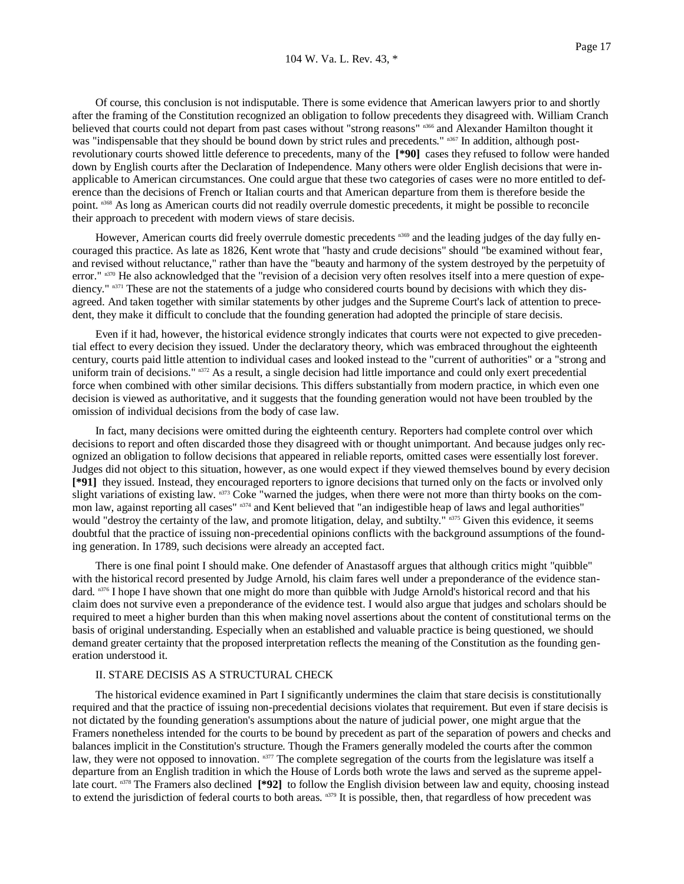Of course, this conclusion is not indisputable. There is some evidence that American lawyers prior to and shortly after the framing of the Constitution recognized an obligation to follow precedents they disagreed with. William Cranch believed that courts could not depart from past cases without "strong reasons" [n366] and Alexander Hamilton thought it was "indispensable that they should be bound down by strict rules and precedents." [n367] In addition, although post-revolutionary courts showed little deference to precedents, many of the **[*90]** cases they refused to follow were handed down by English courts after the Declaration of Independence. Many others were older English decisions that were inapplicable to American circumstances. One could argue that these two categories of cases were no more entitled to deference than the decisions of French or Italian courts and that American departure from them is therefore beside the point. [n368] As long as American courts did not readily overrule domestic precedents, it might be possible to reconcile their approach to precedent with modern views of stare decisis.

However, American courts did freely overrule domestic precedents [n369] and the leading judges of the day fully encouraged this practice. As late as 1826, Kent wrote that "hasty and crude decisions" should "be examined without fear, and revised without reluctance," rather than have the "beauty and harmony of the system destroyed by the perpetuity of error." [n370] He also acknowledged that the "revision of a decision very often resolves itself into a mere question of expediency." [n371] These are not the statements of a judge who considered courts bound by decisions with which they disagreed. And taken together with similar statements by other judges and the Supreme Court's lack of attention to precedent, they make it difficult to conclude that the founding generation had adopted the principle of stare decisis.

Even if it had, however, the historical evidence strongly indicates that courts were not expected to give precedential effect to every decision they issued. Under the declaratory theory, which was embraced throughout the eighteenth century, courts paid little attention to individual cases and looked instead to the "current of authorities" or a "strong and uniform train of decisions." [n372] As a result, a single decision had little importance and could only exert precedential force when combined with other similar decisions. This differs substantially from modern practice, in which even one decision is viewed as authoritative, and it suggests that the founding generation would not have been troubled by the omission of individual decisions from the body of case law.

In fact, many decisions were omitted during the eighteenth century. Reporters had complete control over which decisions to report and often discarded those they disagreed with or thought unimportant. And because judges only recognized an obligation to follow decisions that appeared in reliable reports, omitted cases were essentially lost forever. Judges did not object to this situation, however, as one would expect if they viewed themselves bound by every decision **[*91]** they issued. Instead, they encouraged reporters to ignore decisions that turned only on the facts or involved only slight variations of existing law. [n373] Coke "warned the judges, when there were not more than thirty books on the common law, against reporting all cases" [n374] and Kent believed that "an indigestible heap of laws and legal authorities" would "destroy the certainty of the law, and promote litigation, delay, and subtilty." [n375] Given this evidence, it seems doubtful that the practice of issuing non-precedential opinions conflicts with the background assumptions of the founding generation. In 1789, such decisions were already an accepted fact.

There is one final point I should make. One defender of Anastasoff argues that although critics might "quibble" with the historical record presented by Judge Arnold, his claim fares well under a preponderance of the evidence standard. [n376] I hope I have shown that one might do more than quibble with Judge Arnold's historical record and that his claim does not survive even a preponderance of the evidence test. I would also argue that judges and scholars should be required to meet a higher burden than this when making novel assertions about the content of constitutional terms on the basis of original understanding. Especially when an established and valuable practice is being questioned, we should demand greater certainty that the proposed interpretation reflects the meaning of the Constitution as the founding generation understood it.

## II. STARE DECISIS AS A STRUCTURAL CHECK

The historical evidence examined in Part I significantly undermines the claim that stare decisis is constitutionally required and that the practice of issuing non-precedential decisions violates that requirement. But even if stare decisis is not dictated by the founding generation's assumptions about the nature of judicial power, one might argue that the Framers nonetheless intended for the courts to be bound by precedent as part of the separation of powers and checks and balances implicit in the Constitution's structure. Though the Framers generally modeled the courts after the common law, they were not opposed to innovation. [n377] The complete segregation of the courts from the legislature was itself a departure from an English tradition in which the House of Lords both wrote the laws and served as the supreme appellate court. [n378] The Framers also declined **[*92]** to follow the English division between law and equity, choosing instead to extend the jurisdiction of federal courts to both areas. [n379] It is possible, then, that regardless of how precedent was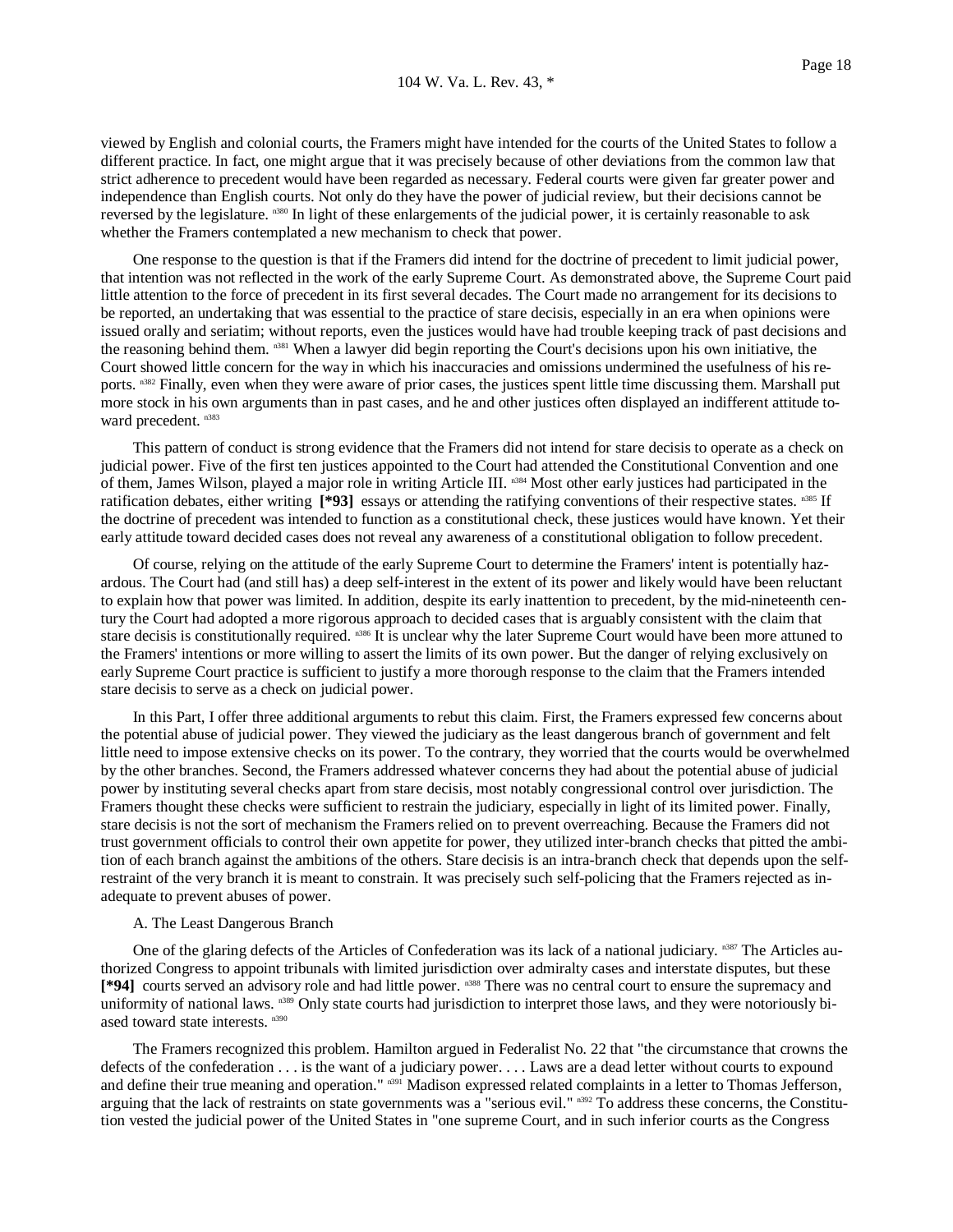viewed by English and colonial courts, the Framers might have intended for the courts of the United States to follow a different practice. In fact, one might argue that it was precisely because of other deviations from the common law that strict adherence to precedent would have been regarded as necessary. Federal courts were given far greater power and independence than English courts. Not only do they have the power of judicial review, but their decisions cannot be reversed by the legislature. [n380] In light of these enlargements of the judicial power, it is certainly reasonable to ask whether the Framers contemplated a new mechanism to check that power.

One response to the question is that if the Framers did intend for the doctrine of precedent to limit judicial power, that intention was not reflected in the work of the early Supreme Court. As demonstrated above, the Supreme Court paid little attention to the force of precedent in its first several decades. The Court made no arrangement for its decisions to be reported, an undertaking that was essential to the practice of stare decisis, especially in an era when opinions were issued orally and seriatim; without reports, even the justices would have had trouble keeping track of past decisions and the reasoning behind them. [n381] When a lawyer did begin reporting the Court's decisions upon his own initiative, the Court showed little concern for the way in which his inaccuracies and omissions undermined the usefulness of his reports. [n382] Finally, even when they were aware of prior cases, the justices spent little time discussing them. Marshall put more stock in his own arguments than in past cases, and he and other justices often displayed an indifferent attitude toward precedent. [n383]

This pattern of conduct is strong evidence that the Framers did not intend for stare decisis to operate as a check on judicial power. Five of the first ten justices appointed to the Court had attended the Constitutional Convention and one of them, James Wilson, played a major role in writing Article III. [n384] Most other early justices had participated in the ratification debates, either writing **[*93]** essays or attending the ratifying conventions of their respective states. [n385] If the doctrine of precedent was intended to function as a constitutional check, these justices would have known. Yet their early attitude toward decided cases does not reveal any awareness of a constitutional obligation to follow precedent.

Of course, relying on the attitude of the early Supreme Court to determine the Framers' intent is potentially hazardous. The Court had (and still has) a deep self-interest in the extent of its power and likely would have been reluctant to explain how that power was limited. In addition, despite its early inattention to precedent, by the mid-nineteenth century the Court had adopted a more rigorous approach to decided cases that is arguably consistent with the claim that stare decisis is constitutionally required. [n386] It is unclear why the later Supreme Court would have been more attuned to the Framers' intentions or more willing to assert the limits of its own power. But the danger of relying exclusively on early Supreme Court practice is sufficient to justify a more thorough response to the claim that the Framers intended stare decisis to serve as a check on judicial power.

In this Part, I offer three additional arguments to rebut this claim. First, the Framers expressed few concerns about the potential abuse of judicial power. They viewed the judiciary as the least dangerous branch of government and felt little need to impose extensive checks on its power. To the contrary, they worried that the courts would be overwhelmed by the other branches. Second, the Framers addressed whatever concerns they had about the potential abuse of judicial power by instituting several checks apart from stare decisis, most notably congressional control over jurisdiction. The Framers thought these checks were sufficient to restrain the judiciary, especially in light of its limited power. Finally, stare decisis is not the sort of mechanism the Framers relied on to prevent overreaching. Because the Framers did not trust government officials to control their own appetite for power, they utilized inter-branch checks that pitted the ambition of each branch against the ambitions of the others. Stare decisis is an intra-branch check that depends upon the self-restraint of the very branch it is meant to constrain. It was precisely such self-policing that the Framers rejected as inadequate to prevent abuses of power.

A. The Least Dangerous Branch

One of the glaring defects of the Articles of Confederation was its lack of a national judiciary. [n387] The Articles authorized Congress to appoint tribunals with limited jurisdiction over admiralty cases and interstate disputes, but these **[*94]** courts served an advisory role and had little power. [n388] There was no central court to ensure the supremacy and uniformity of national laws. [n389] Only state courts had jurisdiction to interpret those laws, and they were notoriously biased toward state interests. [n390]

The Framers recognized this problem. Hamilton argued in Federalist No. 22 that "the circumstance that crowns the defects of the confederation . . . is the want of a judiciary power. . . . Laws are a dead letter without courts to expound and define their true meaning and operation." [n391] Madison expressed related complaints in a letter to Thomas Jefferson, arguing that the lack of restraints on state governments was a "serious evil." [n392] To address these concerns, the Constitution vested the judicial power of the United States in "one supreme Court, and in such inferior courts as the Congress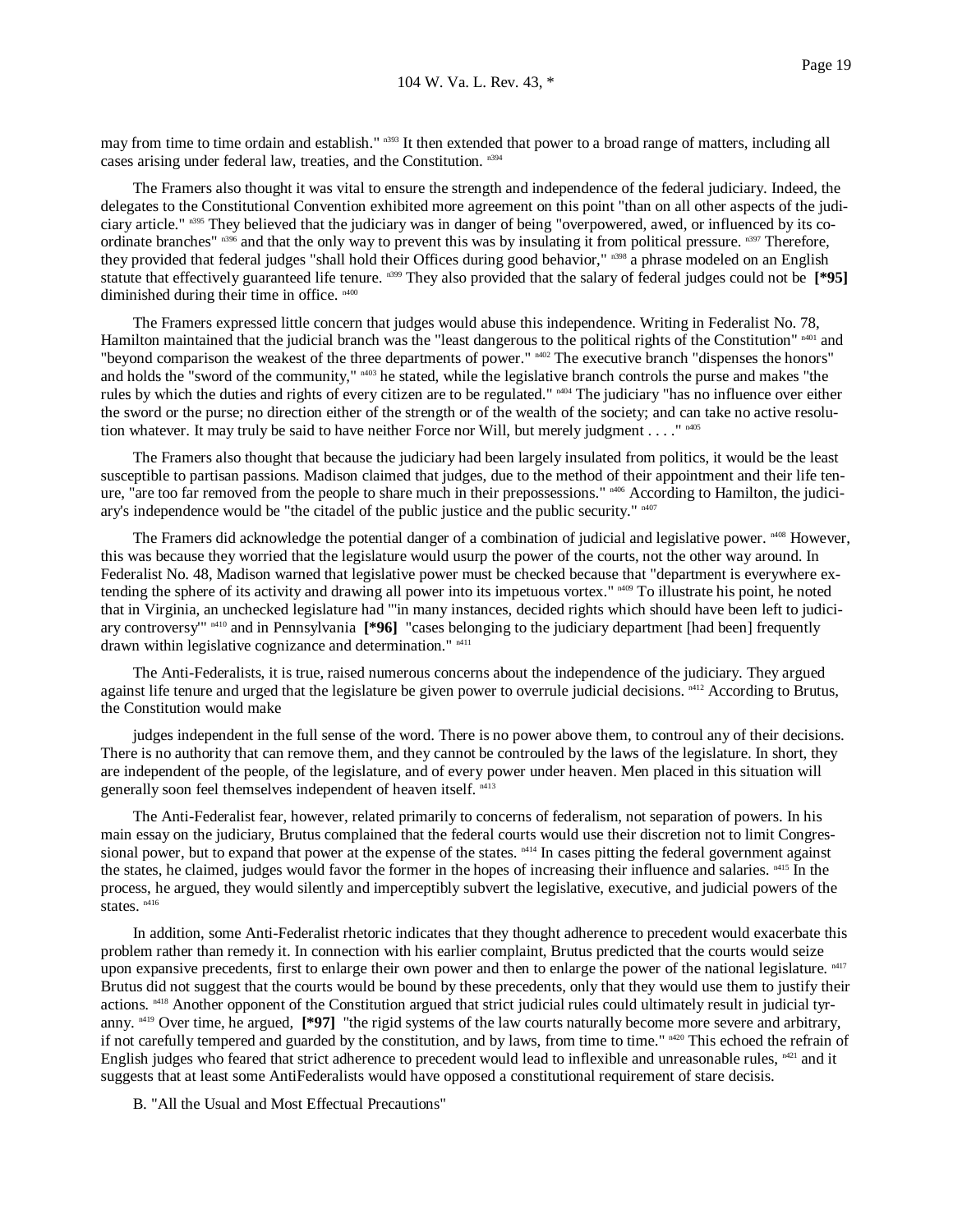may from time to time ordain and establish." [n393] It then extended that power to a broad range of matters, including all cases arising under federal law, treaties, and the Constitution. [n394]

The Framers also thought it was vital to ensure the strength and independence of the federal judiciary. Indeed, the delegates to the Constitutional Convention exhibited more agreement on this point "than on all other aspects of the judiciary article." [n395] They believed that the judiciary was in danger of being "overpowered, awed, or influenced by its coordinate branches" [n396] and that the only way to prevent this was by insulating it from political pressure. [n397] Therefore, they provided that federal judges "shall hold their Offices during good behavior," [n398] a phrase modeled on an English statute that effectively guaranteed life tenure. [n399] They also provided that the salary of federal judges could not be **[*95]** diminished during their time in office. [n400]

The Framers expressed little concern that judges would abuse this independence. Writing in Federalist No. 78, Hamilton maintained that the judicial branch was the "least dangerous to the political rights of the Constitution" [n401] and "beyond comparison the weakest of the three departments of power." [n402] The executive branch "dispenses the honors" and holds the "sword of the community," [n403] he stated, while the legislative branch controls the purse and makes "the rules by which the duties and rights of every citizen are to be regulated." [n404] The judiciary "has no influence over either the sword or the purse; no direction either of the strength or of the wealth of the society; and can take no active resolution whatever. It may truly be said to have neither Force nor Will, but merely judgment . . . ." [n405]

The Framers also thought that because the judiciary had been largely insulated from politics, it would be the least susceptible to partisan passions. Madison claimed that judges, due to the method of their appointment and their life tenure, "are too far removed from the people to share much in their prepossessions." [n406] According to Hamilton, the judiciary's independence would be "the citadel of the public justice and the public security." [n407]

The Framers did acknowledge the potential danger of a combination of judicial and legislative power. [n408] However, this was because they worried that the legislature would usurp the power of the courts, not the other way around. In Federalist No. 48, Madison warned that legislative power must be checked because that "department is everywhere extending the sphere of its activity and drawing all power into its impetuous vortex." [n409] To illustrate his point, he noted that in Virginia, an unchecked legislature had "'in many instances, decided rights which should have been left to judiciary controversy'" [n410] and in Pennsylvania **[*96]** "cases belonging to the judiciary department [had been] frequently drawn within legislative cognizance and determination." [n411]

The Anti-Federalists, it is true, raised numerous concerns about the independence of the judiciary. They argued against life tenure and urged that the legislature be given power to overrule judicial decisions. [n412] According to Brutus, the Constitution would make

judges independent in the full sense of the word. There is no power above them, to controul any of their decisions. There is no authority that can remove them, and they cannot be controuled by the laws of the legislature. In short, they are independent of the people, of the legislature, and of every power under heaven. Men placed in this situation will generally soon feel themselves independent of heaven itself. [n413]

The Anti-Federalist fear, however, related primarily to concerns of federalism, not separation of powers. In his main essay on the judiciary, Brutus complained that the federal courts would use their discretion not to limit Congressional power, but to expand that power at the expense of the states. [n414] In cases pitting the federal government against the states, he claimed, judges would favor the former in the hopes of increasing their influence and salaries. [n415] In the process, he argued, they would silently and imperceptibly subvert the legislative, executive, and judicial powers of the states. [n416]

In addition, some Anti-Federalist rhetoric indicates that they thought adherence to precedent would exacerbate this problem rather than remedy it. In connection with his earlier complaint, Brutus predicted that the courts would seize upon expansive precedents, first to enlarge their own power and then to enlarge the power of the national legislature. [n417] Brutus did not suggest that the courts would be bound by these precedents, only that they would use them to justify their actions. [n418] Another opponent of the Constitution argued that strict judicial rules could ultimately result in judicial tyranny. [n419] Over time, he argued, **[*97]** "the rigid systems of the law courts naturally become more severe and arbitrary, if not carefully tempered and guarded by the constitution, and by laws, from time to time." [n420] This echoed the refrain of English judges who feared that strict adherence to precedent would lead to inflexible and unreasonable rules, [n421] and it suggests that at least some AntiFederalists would have opposed a constitutional requirement of stare decisis.

B. "All the Usual and Most Effectual Precautions"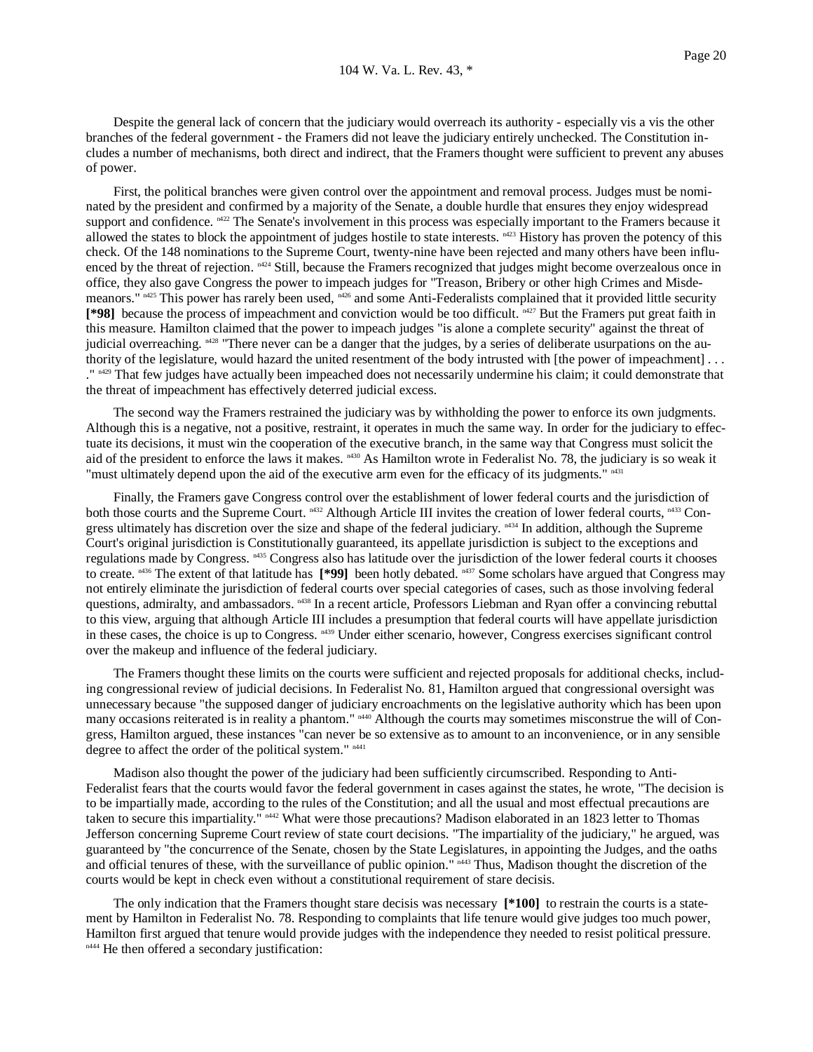Despite the general lack of concern that the judiciary would overreach its authority - especially vis a vis the other branches of the federal government - the Framers did not leave the judiciary entirely unchecked. The Constitution includes a number of mechanisms, both direct and indirect, that the Framers thought were sufficient to prevent any abuses of power.

First, the political branches were given control over the appointment and removal process. Judges must be nominated by the president and confirmed by a majority of the Senate, a double hurdle that ensures they enjoy widespread support and confidence. [n422] The Senate's involvement in this process was especially important to the Framers because it allowed the states to block the appointment of judges hostile to state interests. [n423] History has proven the potency of this check. Of the 148 nominations to the Supreme Court, twenty-nine have been rejected and many others have been influenced by the threat of rejection. [n424] Still, because the Framers recognized that judges might become overzealous once in office, they also gave Congress the power to impeach judges for "Treason, Bribery or other high Crimes and Misdemeanors." [n425] This power has rarely been used, [n426] and some Anti-Federalists complained that it provided little security **[*98]** because the process of impeachment and conviction would be too difficult. [n427] But the Framers put great faith in this measure. Hamilton claimed that the power to impeach judges "is alone a complete security" against the threat of judicial overreaching. [n428] "There never can be a danger that the judges, by a series of deliberate usurpations on the authority of the legislature, would hazard the united resentment of the body intrusted with [the power of impeachment] . . . ." [n429] That few judges have actually been impeached does not necessarily undermine his claim; it could demonstrate that the threat of impeachment has effectively deterred judicial excess.

The second way the Framers restrained the judiciary was by withholding the power to enforce its own judgments. Although this is a negative, not a positive, restraint, it operates in much the same way. In order for the judiciary to effectuate its decisions, it must win the cooperation of the executive branch, in the same way that Congress must solicit the aid of the president to enforce the laws it makes. [n430] As Hamilton wrote in Federalist No. 78, the judiciary is so weak it "must ultimately depend upon the aid of the executive arm even for the efficacy of its judgments." [n431]

Finally, the Framers gave Congress control over the establishment of lower federal courts and the jurisdiction of both those courts and the Supreme Court. [n432] Although Article III invites the creation of lower federal courts, [n433] Congress ultimately has discretion over the size and shape of the federal judiciary. [n434] In addition, although the Supreme Court's original jurisdiction is Constitutionally guaranteed, its appellate jurisdiction is subject to the exceptions and regulations made by Congress. [n435] Congress also has latitude over the jurisdiction of the lower federal courts it chooses to create. [n436] The extent of that latitude has **[*99]** been hotly debated. [n437] Some scholars have argued that Congress may not entirely eliminate the jurisdiction of federal courts over special categories of cases, such as those involving federal questions, admiralty, and ambassadors. [n438] In a recent article, Professors Liebman and Ryan offer a convincing rebuttal to this view, arguing that although Article III includes a presumption that federal courts will have appellate jurisdiction in these cases, the choice is up to Congress. [n439] Under either scenario, however, Congress exercises significant control over the makeup and influence of the federal judiciary.

The Framers thought these limits on the courts were sufficient and rejected proposals for additional checks, including congressional review of judicial decisions. In Federalist No. 81, Hamilton argued that congressional oversight was unnecessary because "the supposed danger of judiciary encroachments on the legislative authority which has been upon many occasions reiterated is in reality a phantom." [n440] Although the courts may sometimes misconstrue the will of Congress, Hamilton argued, these instances "can never be so extensive as to amount to an inconvenience, or in any sensible degree to affect the order of the political system." [n441]

Madison also thought the power of the judiciary had been sufficiently circumscribed. Responding to Anti-Federalist fears that the courts would favor the federal government in cases against the states, he wrote, "The decision is to be impartially made, according to the rules of the Constitution; and all the usual and most effectual precautions are taken to secure this impartiality." [n442] What were those precautions? Madison elaborated in an 1823 letter to Thomas Jefferson concerning Supreme Court review of state court decisions. "The impartiality of the judiciary," he argued, was guaranteed by "the concurrence of the Senate, chosen by the State Legislatures, in appointing the Judges, and the oaths and official tenures of these, with the surveillance of public opinion." [n443] Thus, Madison thought the discretion of the courts would be kept in check even without a constitutional requirement of stare decisis.

The only indication that the Framers thought stare decisis was necessary **[*100]** to restrain the courts is a statement by Hamilton in Federalist No. 78. Responding to complaints that life tenure would give judges too much power, Hamilton first argued that tenure would provide judges with the independence they needed to resist political pressure. [n444] He then offered a secondary justification: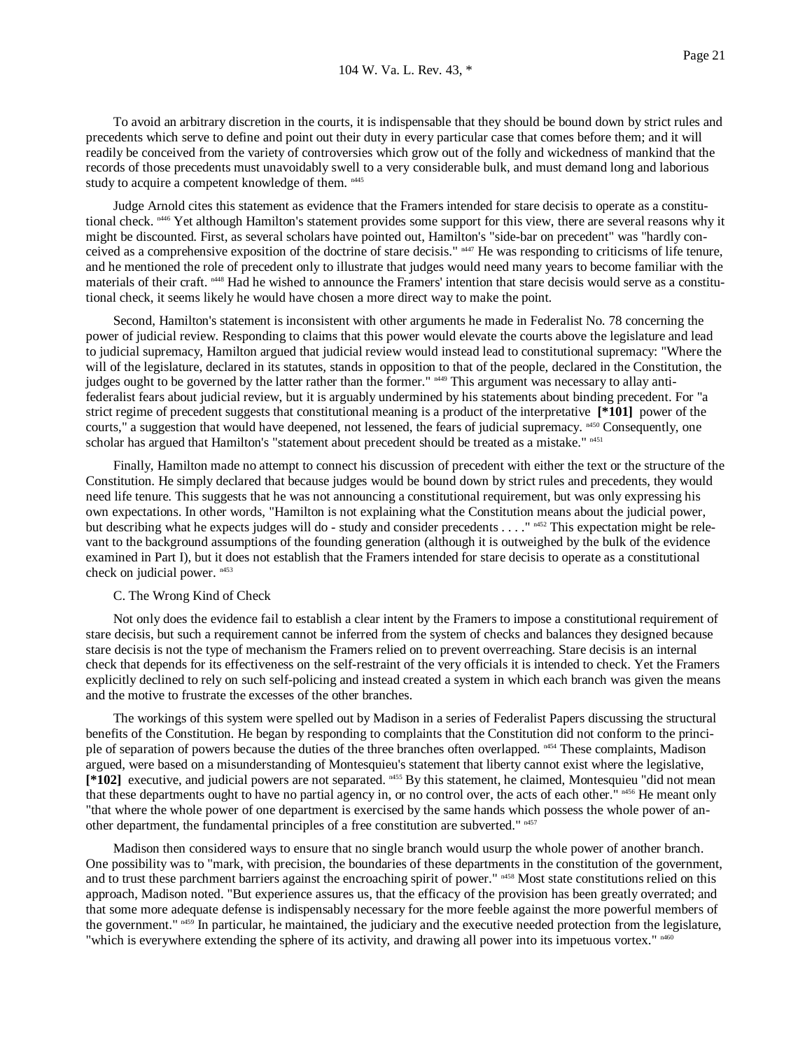To avoid an arbitrary discretion in the courts, it is indispensable that they should be bound down by strict rules and precedents which serve to define and point out their duty in every particular case that comes before them; and it will readily be conceived from the variety of controversies which grow out of the folly and wickedness of mankind that the records of those precedents must unavoidably swell to a very considerable bulk, and must demand long and laborious study to acquire a competent knowledge of them. [n445]

Judge Arnold cites this statement as evidence that the Framers intended for stare decisis to operate as a constitutional check. [n446] Yet although Hamilton's statement provides some support for this view, there are several reasons why it might be discounted. First, as several scholars have pointed out, Hamilton's "side-bar on precedent" was "hardly conceived as a comprehensive exposition of the doctrine of stare decisis." [n447] He was responding to criticisms of life tenure, and he mentioned the role of precedent only to illustrate that judges would need many years to become familiar with the materials of their craft. [n448] Had he wished to announce the Framers' intention that stare decisis would serve as a constitutional check, it seems likely he would have chosen a more direct way to make the point.

Second, Hamilton's statement is inconsistent with other arguments he made in Federalist No. 78 concerning the power of judicial review. Responding to claims that this power would elevate the courts above the legislature and lead to judicial supremacy, Hamilton argued that judicial review would instead lead to constitutional supremacy: "Where the will of the legislature, declared in its statutes, stands in opposition to that of the people, declared in the Constitution, the judges ought to be governed by the latter rather than the former." [n449] This argument was necessary to allay anti-federalist fears about judicial review, but it is arguably undermined by his statements about binding precedent. For "a strict regime of precedent suggests that constitutional meaning is a product of the interpretative **[*101]** power of the courts," a suggestion that would have deepened, not lessened, the fears of judicial supremacy. [n450] Consequently, one scholar has argued that Hamilton's "statement about precedent should be treated as a mistake." [n451]

Finally, Hamilton made no attempt to connect his discussion of precedent with either the text or the structure of the Constitution. He simply declared that because judges would be bound down by strict rules and precedents, they would need life tenure. This suggests that he was not announcing a constitutional requirement, but was only expressing his own expectations. In other words, "Hamilton is not explaining what the Constitution means about the judicial power, but describing what he expects judges will do - study and consider precedents . . . ." [n452] This expectation might be relevant to the background assumptions of the founding generation (although it is outweighed by the bulk of the evidence examined in Part I), but it does not establish that the Framers intended for stare decisis to operate as a constitutional check on judicial power. [n453]

C. The Wrong Kind of Check

Not only does the evidence fail to establish a clear intent by the Framers to impose a constitutional requirement of stare decisis, but such a requirement cannot be inferred from the system of checks and balances they designed because stare decisis is not the type of mechanism the Framers relied on to prevent overreaching. Stare decisis is an internal check that depends for its effectiveness on the self-restraint of the very officials it is intended to check. Yet the Framers explicitly declined to rely on such self-policing and instead created a system in which each branch was given the means and the motive to frustrate the excesses of the other branches.

The workings of this system were spelled out by Madison in a series of Federalist Papers discussing the structural benefits of the Constitution. He began by responding to complaints that the Constitution did not conform to the principle of separation of powers because the duties of the three branches often overlapped. [n454] These complaints, Madison argued, were based on a misunderstanding of Montesquieu's statement that liberty cannot exist where the legislative, **[*102]** executive, and judicial powers are not separated. [n455] By this statement, he claimed, Montesquieu "did not mean that these departments ought to have no partial agency in, or no control over, the acts of each other." [n456] He meant only "that where the whole power of one department is exercised by the same hands which possess the whole power of another department, the fundamental principles of a free constitution are subverted." [n457]

Madison then considered ways to ensure that no single branch would usurp the whole power of another branch. One possibility was to "mark, with precision, the boundaries of these departments in the constitution of the government, and to trust these parchment barriers against the encroaching spirit of power." [n458] Most state constitutions relied on this approach, Madison noted. "But experience assures us, that the efficacy of the provision has been greatly overrated; and that some more adequate defense is indispensably necessary for the more feeble against the more powerful members of the government." [n459] In particular, he maintained, the judiciary and the executive needed protection from the legislature, "which is everywhere extending the sphere of its activity, and drawing all power into its impetuous vortex." [n460]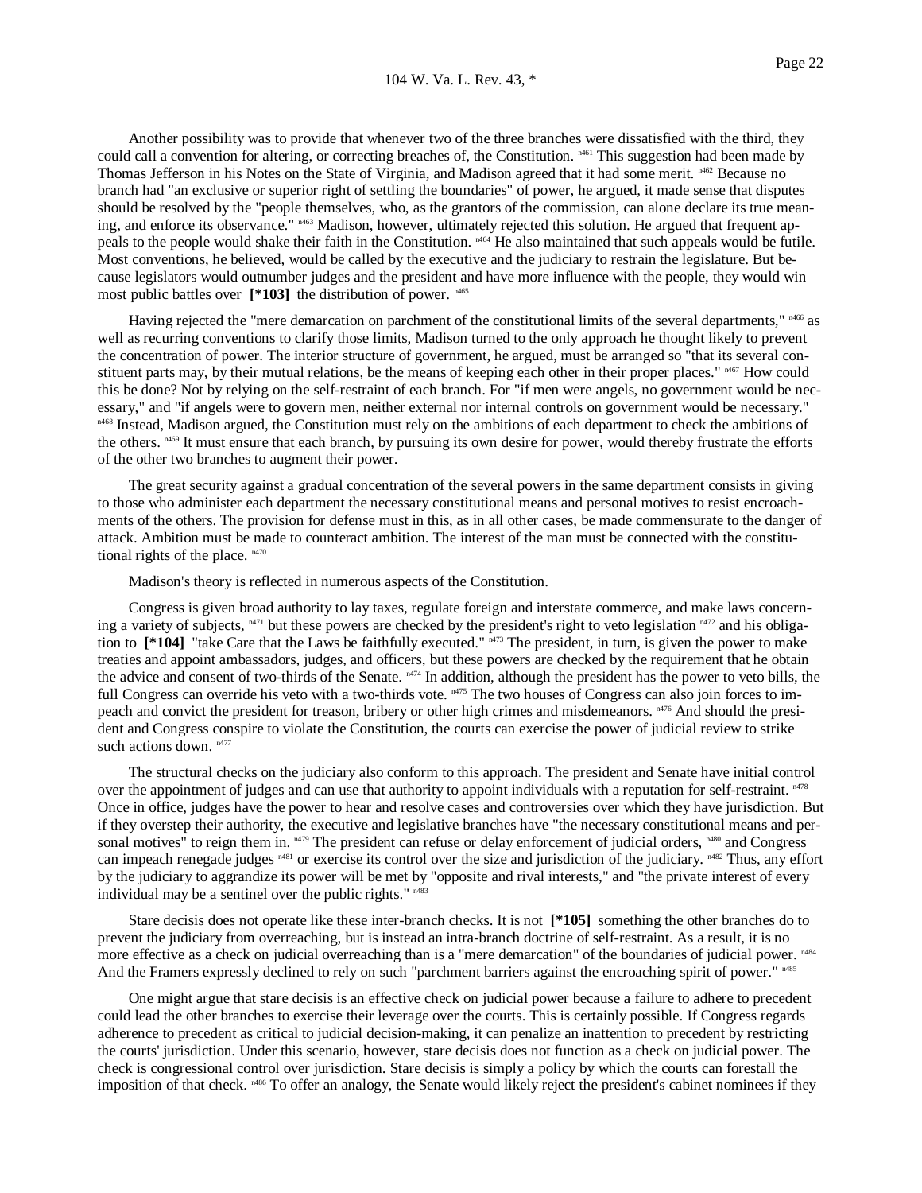Another possibility was to provide that whenever two of the three branches were dissatisfied with the third, they could call a convention for altering, or correcting breaches of, the Constitution. [n461] This suggestion had been made by Thomas Jefferson in his Notes on the State of Virginia, and Madison agreed that it had some merit. [n462] Because no branch had "an exclusive or superior right of settling the boundaries" of power, he argued, it made sense that disputes should be resolved by the "people themselves, who, as the grantors of the commission, can alone declare its true meaning, and enforce its observance." [n463] Madison, however, ultimately rejected this solution. He argued that frequent appeals to the people would shake their faith in the Constitution. [n464] He also maintained that such appeals would be futile. Most conventions, he believed, would be called by the executive and the judiciary to restrain the legislature. But because legislators would outnumber judges and the president and have more influence with the people, they would win most public battles over **[*103]** the distribution of power. [n465]

Having rejected the "mere demarcation on parchment of the constitutional limits of the several departments," [n466] as well as recurring conventions to clarify those limits, Madison turned to the only approach he thought likely to prevent the concentration of power. The interior structure of government, he argued, must be arranged so "that its several constituent parts may, by their mutual relations, be the means of keeping each other in their proper places." [n467] How could this be done? Not by relying on the self-restraint of each branch. For "if men were angels, no government would be necessary," and "if angels were to govern men, neither external nor internal controls on government would be necessary." [n468] Instead, Madison argued, the Constitution must rely on the ambitions of each department to check the ambitions of the others. [n469] It must ensure that each branch, by pursuing its own desire for power, would thereby frustrate the efforts of the other two branches to augment their power.

The great security against a gradual concentration of the several powers in the same department consists in giving to those who administer each department the necessary constitutional means and personal motives to resist encroachments of the others. The provision for defense must in this, as in all other cases, be made commensurate to the danger of attack. Ambition must be made to counteract ambition. The interest of the man must be connected with the constitutional rights of the place. [n470]

Madison's theory is reflected in numerous aspects of the Constitution.

Congress is given broad authority to lay taxes, regulate foreign and interstate commerce, and make laws concerning a variety of subjects, [n471] but these powers are checked by the president's right to veto legislation [n472] and his obligation to **[*104]** "take Care that the Laws be faithfully executed." [n473] The president, in turn, is given the power to make treaties and appoint ambassadors, judges, and officers, but these powers are checked by the requirement that he obtain the advice and consent of two-thirds of the Senate. [n474] In addition, although the president has the power to veto bills, the full Congress can override his veto with a two-thirds vote. [n475] The two houses of Congress can also join forces to impeach and convict the president for treason, bribery or other high crimes and misdemeanors. [n476] And should the president and Congress conspire to violate the Constitution, the courts can exercise the power of judicial review to strike such actions down. [n477]

The structural checks on the judiciary also conform to this approach. The president and Senate have initial control over the appointment of judges and can use that authority to appoint individuals with a reputation for self-restraint. [n478] Once in office, judges have the power to hear and resolve cases and controversies over which they have jurisdiction. But if they overstep their authority, the executive and legislative branches have "the necessary constitutional means and personal motives" to reign them in. [n479] The president can refuse or delay enforcement of judicial orders, [n480] and Congress can impeach renegade judges [n481] or exercise its control over the size and jurisdiction of the judiciary. [n482] Thus, any effort by the judiciary to aggrandize its power will be met by "opposite and rival interests," and "the private interest of every individual may be a sentinel over the public rights." [n483]

Stare decisis does not operate like these inter-branch checks. It is not **[*105]** something the other branches do to prevent the judiciary from overreaching, but is instead an intra-branch doctrine of self-restraint. As a result, it is no more effective as a check on judicial overreaching than is a "mere demarcation" of the boundaries of judicial power. [n484] And the Framers expressly declined to rely on such "parchment barriers against the encroaching spirit of power." [n485]

One might argue that stare decisis is an effective check on judicial power because a failure to adhere to precedent could lead the other branches to exercise their leverage over the courts. This is certainly possible. If Congress regards adherence to precedent as critical to judicial decision-making, it can penalize an inattention to precedent by restricting the courts' jurisdiction. Under this scenario, however, stare decisis does not function as a check on judicial power. The check is congressional control over jurisdiction. Stare decisis is simply a policy by which the courts can forestall the imposition of that check. [n486] To offer an analogy, the Senate would likely reject the president's cabinet nominees if they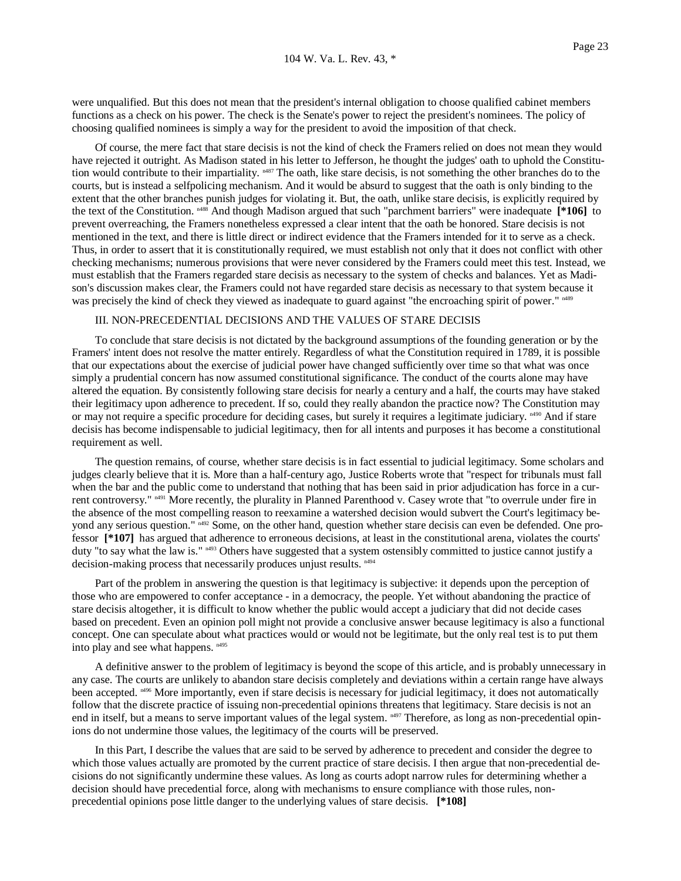were unqualified. But this does not mean that the president's internal obligation to choose qualified cabinet members functions as a check on his power. The check is the Senate's power to reject the president's nominees. The policy of choosing qualified nominees is simply a way for the president to avoid the imposition of that check.

Of course, the mere fact that stare decisis is not the kind of check the Framers relied on does not mean they would have rejected it outright. As Madison stated in his letter to Jefferson, he thought the judges' oath to uphold the Constitution would contribute to their impartiality. n487 The oath, like stare decisis, is not something the other branches do to the courts, but is instead a selfpolicing mechanism. And it would be absurd to suggest that the oath is only binding to the extent that the other branches punish judges for violating it. But, the oath, unlike stare decisis, is explicitly required by the text of the Constitution. n488 And though Madison argued that such "parchment barriers" were inadequate **[*106]** to prevent overreaching, the Framers nonetheless expressed a clear intent that the oath be honored. Stare decisis is not mentioned in the text, and there is little direct or indirect evidence that the Framers intended for it to serve as a check. Thus, in order to assert that it is constitutionally required, we must establish not only that it does not conflict with other checking mechanisms; numerous provisions that were never considered by the Framers could meet this test. Instead, we must establish that the Framers regarded stare decisis as necessary to the system of checks and balances. Yet as Madison's discussion makes clear, the Framers could not have regarded stare decisis as necessary to that system because it was precisely the kind of check they viewed as inadequate to guard against "the encroaching spirit of power." n489

III. NON-PRECEDENTIAL DECISIONS AND THE VALUES OF STARE DECISIS

To conclude that stare decisis is not dictated by the background assumptions of the founding generation or by the Framers' intent does not resolve the matter entirely. Regardless of what the Constitution required in 1789, it is possible that our expectations about the exercise of judicial power have changed sufficiently over time so that what was once simply a prudential concern has now assumed constitutional significance. The conduct of the courts alone may have altered the equation. By consistently following stare decisis for nearly a century and a half, the courts may have staked their legitimacy upon adherence to precedent. If so, could they really abandon the practice now? The Constitution may or may not require a specific procedure for deciding cases, but surely it requires a legitimate judiciary. n490 And if stare decisis has become indispensable to judicial legitimacy, then for all intents and purposes it has become a constitutional requirement as well.

The question remains, of course, whether stare decisis is in fact essential to judicial legitimacy. Some scholars and judges clearly believe that it is. More than a half-century ago, Justice Roberts wrote that "respect for tribunals must fall when the bar and the public come to understand that nothing that has been said in prior adjudication has force in a current controversy." n491 More recently, the plurality in Planned Parenthood v. Casey wrote that "to overrule under fire in the absence of the most compelling reason to reexamine a watershed decision would subvert the Court's legitimacy beyond any serious question." n492 Some, on the other hand, question whether stare decisis can even be defended. One professor **[*107]** has argued that adherence to erroneous decisions, at least in the constitutional arena, violates the courts' duty "to say what the law is." n493 Others have suggested that a system ostensibly committed to justice cannot justify a decision-making process that necessarily produces unjust results. n494

Part of the problem in answering the question is that legitimacy is subjective: it depends upon the perception of those who are empowered to confer acceptance - in a democracy, the people. Yet without abandoning the practice of stare decisis altogether, it is difficult to know whether the public would accept a judiciary that did not decide cases based on precedent. Even an opinion poll might not provide a conclusive answer because legitimacy is also a functional concept. One can speculate about what practices would or would not be legitimate, but the only real test is to put them into play and see what happens. n495

A definitive answer to the problem of legitimacy is beyond the scope of this article, and is probably unnecessary in any case. The courts are unlikely to abandon stare decisis completely and deviations within a certain range have always been accepted. n496 More importantly, even if stare decisis is necessary for judicial legitimacy, it does not automatically follow that the discrete practice of issuing non-precedential opinions threatens that legitimacy. Stare decisis is not an end in itself, but a means to serve important values of the legal system. n497 Therefore, as long as non-precedential opinions do not undermine those values, the legitimacy of the courts will be preserved.

In this Part, I describe the values that are said to be served by adherence to precedent and consider the degree to which those values actually are promoted by the current practice of stare decisis. I then argue that non-precedential decisions do not significantly undermine these values. As long as courts adopt narrow rules for determining whether a decision should have precedential force, along with mechanisms to ensure compliance with those rules, non-precedential opinions pose little danger to the underlying values of stare decisis. **[*108]**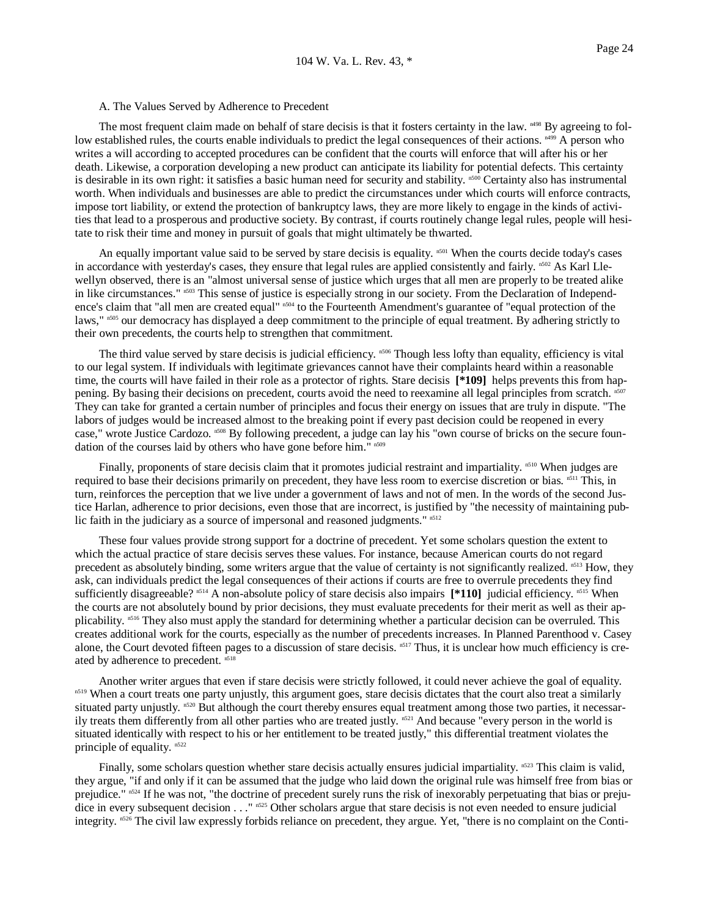A. The Values Served by Adherence to Precedent

The most frequent claim made on behalf of stare decisis is that it fosters certainty in the law. [n498] By agreeing to follow established rules, the courts enable individuals to predict the legal consequences of their actions. [n499] A person who writes a will according to accepted procedures can be confident that the courts will enforce that will after his or her death. Likewise, a corporation developing a new product can anticipate its liability for potential defects. This certainty is desirable in its own right: it satisfies a basic human need for security and stability. [n500] Certainty also has instrumental worth. When individuals and businesses are able to predict the circumstances under which courts will enforce contracts, impose tort liability, or extend the protection of bankruptcy laws, they are more likely to engage in the kinds of activities that lead to a prosperous and productive society. By contrast, if courts routinely change legal rules, people will hesitate to risk their time and money in pursuit of goals that might ultimately be thwarted.

An equally important value said to be served by stare decisis is equality. [n501] When the courts decide today's cases in accordance with yesterday's cases, they ensure that legal rules are applied consistently and fairly. [n502] As Karl Llewellyn observed, there is an "almost universal sense of justice which urges that all men are properly to be treated alike in like circumstances." [n503] This sense of justice is especially strong in our society. From the Declaration of Independence's claim that "all men are created equal" [n504] to the Fourteenth Amendment's guarantee of "equal protection of the laws," [n505] our democracy has displayed a deep commitment to the principle of equal treatment. By adhering strictly to their own precedents, the courts help to strengthen that commitment.

The third value served by stare decisis is judicial efficiency. [n506] Though less lofty than equality, efficiency is vital to our legal system. If individuals with legitimate grievances cannot have their complaints heard within a reasonable time, the courts will have failed in their role as a protector of rights. Stare decisis **[*109]** helps prevents this from happening. By basing their decisions on precedent, courts avoid the need to reexamine all legal principles from scratch. [n507] They can take for granted a certain number of principles and focus their energy on issues that are truly in dispute. "The labors of judges would be increased almost to the breaking point if every past decision could be reopened in every case," wrote Justice Cardozo. [n508] By following precedent, a judge can lay his "own course of bricks on the secure foundation of the courses laid by others who have gone before him." [n509]

Finally, proponents of stare decisis claim that it promotes judicial restraint and impartiality. [n510] When judges are required to base their decisions primarily on precedent, they have less room to exercise discretion or bias. [n511] This, in turn, reinforces the perception that we live under a government of laws and not of men. In the words of the second Justice Harlan, adherence to prior decisions, even those that are incorrect, is justified by "the necessity of maintaining public faith in the judiciary as a source of impersonal and reasoned judgments." [n512]

These four values provide strong support for a doctrine of precedent. Yet some scholars question the extent to which the actual practice of stare decisis serves these values. For instance, because American courts do not regard precedent as absolutely binding, some writers argue that the value of certainty is not significantly realized. [n513] How, they ask, can individuals predict the legal consequences of their actions if courts are free to overrule precedents they find sufficiently disagreeable? [n514] A non-absolute policy of stare decisis also impairs **[*110]** judicial efficiency. [n515] When the courts are not absolutely bound by prior decisions, they must evaluate precedents for their merit as well as their applicability. [n516] They also must apply the standard for determining whether a particular decision can be overruled. This creates additional work for the courts, especially as the number of precedents increases. In Planned Parenthood v. Casey alone, the Court devoted fifteen pages to a discussion of stare decisis. [n517] Thus, it is unclear how much efficiency is created by adherence to precedent. [n518]

Another writer argues that even if stare decisis were strictly followed, it could never achieve the goal of equality. [n519] When a court treats one party unjustly, this argument goes, stare decisis dictates that the court also treat a similarly situated party unjustly. [n520] But although the court thereby ensures equal treatment among those two parties, it necessarily treats them differently from all other parties who are treated justly. [n521] And because "every person in the world is situated identically with respect to his or her entitlement to be treated justly," this differential treatment violates the principle of equality. [n522]

Finally, some scholars question whether stare decisis actually ensures judicial impartiality. [n523] This claim is valid, they argue, "if and only if it can be assumed that the judge who laid down the original rule was himself free from bias or prejudice." [n524] If he was not, "the doctrine of precedent surely runs the risk of inexorably perpetuating that bias or prejudice in every subsequent decision . . ." [n525] Other scholars argue that stare decisis is not even needed to ensure judicial integrity. [n526] The civil law expressly forbids reliance on precedent, they argue. Yet, "there is no complaint on the Conti-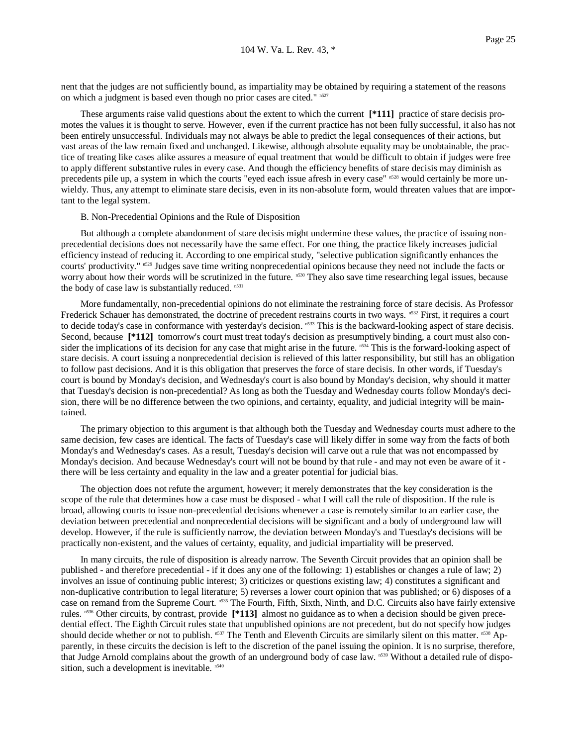nent that the judges are not sufficiently bound, as impartiality may be obtained by requiring a statement of the reasons on which a judgment is based even though no prior cases are cited." [n527]

These arguments raise valid questions about the extent to which the current **[*111]** practice of stare decisis promotes the values it is thought to serve. However, even if the current practice has not been fully successful, it also has not been entirely unsuccessful. Individuals may not always be able to predict the legal consequences of their actions, but vast areas of the law remain fixed and unchanged. Likewise, although absolute equality may be unobtainable, the practice of treating like cases alike assures a measure of equal treatment that would be difficult to obtain if judges were free to apply different substantive rules in every case. And though the efficiency benefits of stare decisis may diminish as precedents pile up, a system in which the courts "eyed each issue afresh in every case" [n528] would certainly be more unwieldy. Thus, any attempt to eliminate stare decisis, even in its non-absolute form, would threaten values that are important to the legal system.

B. Non-Precedential Opinions and the Rule of Disposition

But although a complete abandonment of stare decisis might undermine these values, the practice of issuing non-precedential decisions does not necessarily have the same effect. For one thing, the practice likely increases judicial efficiency instead of reducing it. According to one empirical study, "selective publication significantly enhances the courts' productivity." [n529] Judges save time writing nonprecedential opinions because they need not include the facts or worry about how their words will be scrutinized in the future. [n530] They also save time researching legal issues, because the body of case law is substantially reduced. [n531]

More fundamentally, non-precedential opinions do not eliminate the restraining force of stare decisis. As Professor Frederick Schauer has demonstrated, the doctrine of precedent restrains courts in two ways. [n532] First, it requires a court to decide today's case in conformance with yesterday's decision. [n533] This is the backward-looking aspect of stare decisis. Second, because **[*112]** tomorrow's court must treat today's decision as presumptively binding, a court must also consider the implications of its decision for any case that might arise in the future. [n534] This is the forward-looking aspect of stare decisis. A court issuing a nonprecedential decision is relieved of this latter responsibility, but still has an obligation to follow past decisions. And it is this obligation that preserves the force of stare decisis. In other words, if Tuesday's court is bound by Monday's decision, and Wednesday's court is also bound by Monday's decision, why should it matter that Tuesday's decision is non-precedential? As long as both the Tuesday and Wednesday courts follow Monday's decision, there will be no difference between the two opinions, and certainty, equality, and judicial integrity will be maintained.

The primary objection to this argument is that although both the Tuesday and Wednesday courts must adhere to the same decision, few cases are identical. The facts of Tuesday's case will likely differ in some way from the facts of both Monday's and Wednesday's cases. As a result, Tuesday's decision will carve out a rule that was not encompassed by Monday's decision. And because Wednesday's court will not be bound by that rule - and may not even be aware of it - there will be less certainty and equality in the law and a greater potential for judicial bias.

The objection does not refute the argument, however; it merely demonstrates that the key consideration is the scope of the rule that determines how a case must be disposed - what I will call the rule of disposition. If the rule is broad, allowing courts to issue non-precedential decisions whenever a case is remotely similar to an earlier case, the deviation between precedential and nonprecedential decisions will be significant and a body of underground law will develop. However, if the rule is sufficiently narrow, the deviation between Monday's and Tuesday's decisions will be practically non-existent, and the values of certainty, equality, and judicial impartiality will be preserved.

In many circuits, the rule of disposition is already narrow. The Seventh Circuit provides that an opinion shall be published - and therefore precedential - if it does any one of the following: 1) establishes or changes a rule of law; 2) involves an issue of continuing public interest; 3) criticizes or questions existing law; 4) constitutes a significant and non-duplicative contribution to legal literature; 5) reverses a lower court opinion that was published; or 6) disposes of a case on remand from the Supreme Court. [n535] The Fourth, Fifth, Sixth, Ninth, and D.C. Circuits also have fairly extensive rules. [n536] Other circuits, by contrast, provide **[*113]** almost no guidance as to when a decision should be given precedential effect. The Eighth Circuit rules state that unpublished opinions are not precedent, but do not specify how judges should decide whether or not to publish. [n537] The Tenth and Eleventh Circuits are similarly silent on this matter. [n538] Apparently, in these circuits the decision is left to the discretion of the panel issuing the opinion. It is no surprise, therefore, that Judge Arnold complains about the growth of an underground body of case law. [n539] Without a detailed rule of disposition, such a development is inevitable. [n540]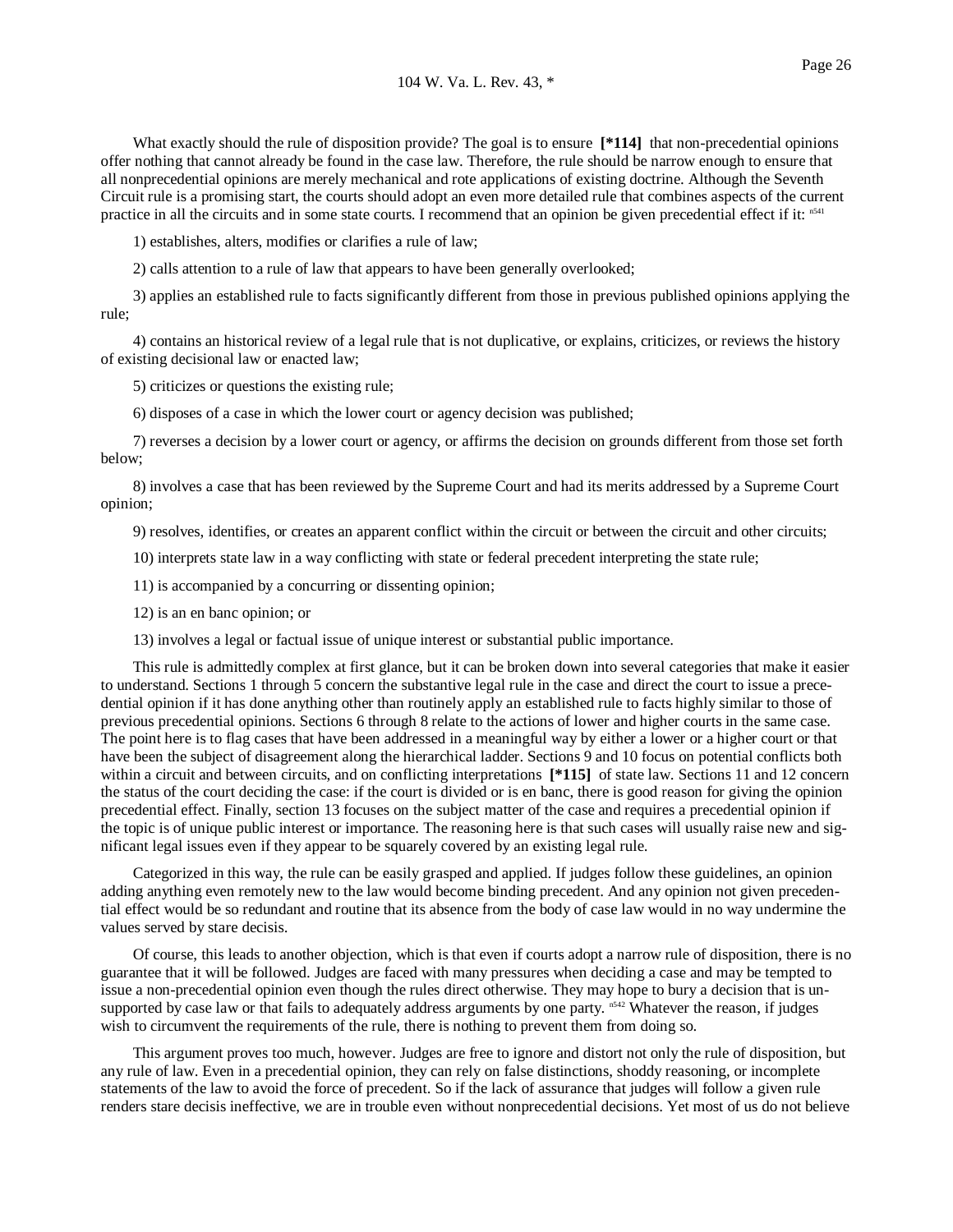What exactly should the rule of disposition provide? The goal is to ensure **[*114]** that non-precedential opinions offer nothing that cannot already be found in the case law. Therefore, the rule should be narrow enough to ensure that all nonprecedential opinions are merely mechanical and rote applications of existing doctrine. Although the Seventh Circuit rule is a promising start, the courts should adopt an even more detailed rule that combines aspects of the current practice in all the circuits and in some state courts. I recommend that an opinion be given precedential effect if it: [n541]

1) establishes, alters, modifies or clarifies a rule of law;

2) calls attention to a rule of law that appears to have been generally overlooked;

3) applies an established rule to facts significantly different from those in previous published opinions applying the rule;

4) contains an historical review of a legal rule that is not duplicative, or explains, criticizes, or reviews the history of existing decisional law or enacted law;

5) criticizes or questions the existing rule;

6) disposes of a case in which the lower court or agency decision was published;

7) reverses a decision by a lower court or agency, or affirms the decision on grounds different from those set forth below;

8) involves a case that has been reviewed by the Supreme Court and had its merits addressed by a Supreme Court opinion;

9) resolves, identifies, or creates an apparent conflict within the circuit or between the circuit and other circuits;

10) interprets state law in a way conflicting with state or federal precedent interpreting the state rule;

11) is accompanied by a concurring or dissenting opinion;

12) is an en banc opinion; or

13) involves a legal or factual issue of unique interest or substantial public importance.

This rule is admittedly complex at first glance, but it can be broken down into several categories that make it easier to understand. Sections 1 through 5 concern the substantive legal rule in the case and direct the court to issue a precedential opinion if it has done anything other than routinely apply an established rule to facts highly similar to those of previous precedential opinions. Sections 6 through 8 relate to the actions of lower and higher courts in the same case. The point here is to flag cases that have been addressed in a meaningful way by either a lower or a higher court or that have been the subject of disagreement along the hierarchical ladder. Sections 9 and 10 focus on potential conflicts both within a circuit and between circuits, and on conflicting interpretations **[*115]** of state law. Sections 11 and 12 concern the status of the court deciding the case: if the court is divided or is en banc, there is good reason for giving the opinion precedential effect. Finally, section 13 focuses on the subject matter of the case and requires a precedential opinion if the topic is of unique public interest or importance. The reasoning here is that such cases will usually raise new and significant legal issues even if they appear to be squarely covered by an existing legal rule.

Categorized in this way, the rule can be easily grasped and applied. If judges follow these guidelines, an opinion adding anything even remotely new to the law would become binding precedent. And any opinion not given precedential effect would be so redundant and routine that its absence from the body of case law would in no way undermine the values served by stare decisis.

Of course, this leads to another objection, which is that even if courts adopt a narrow rule of disposition, there is no guarantee that it will be followed. Judges are faced with many pressures when deciding a case and may be tempted to issue a non-precedential opinion even though the rules direct otherwise. They may hope to bury a decision that is unsupported by case law or that fails to adequately address arguments by one party. [n542] Whatever the reason, if judges wish to circumvent the requirements of the rule, there is nothing to prevent them from doing so.

This argument proves too much, however. Judges are free to ignore and distort not only the rule of disposition, but any rule of law. Even in a precedential opinion, they can rely on false distinctions, shoddy reasoning, or incomplete statements of the law to avoid the force of precedent. So if the lack of assurance that judges will follow a given rule renders stare decisis ineffective, we are in trouble even without nonprecedential decisions. Yet most of us do not believe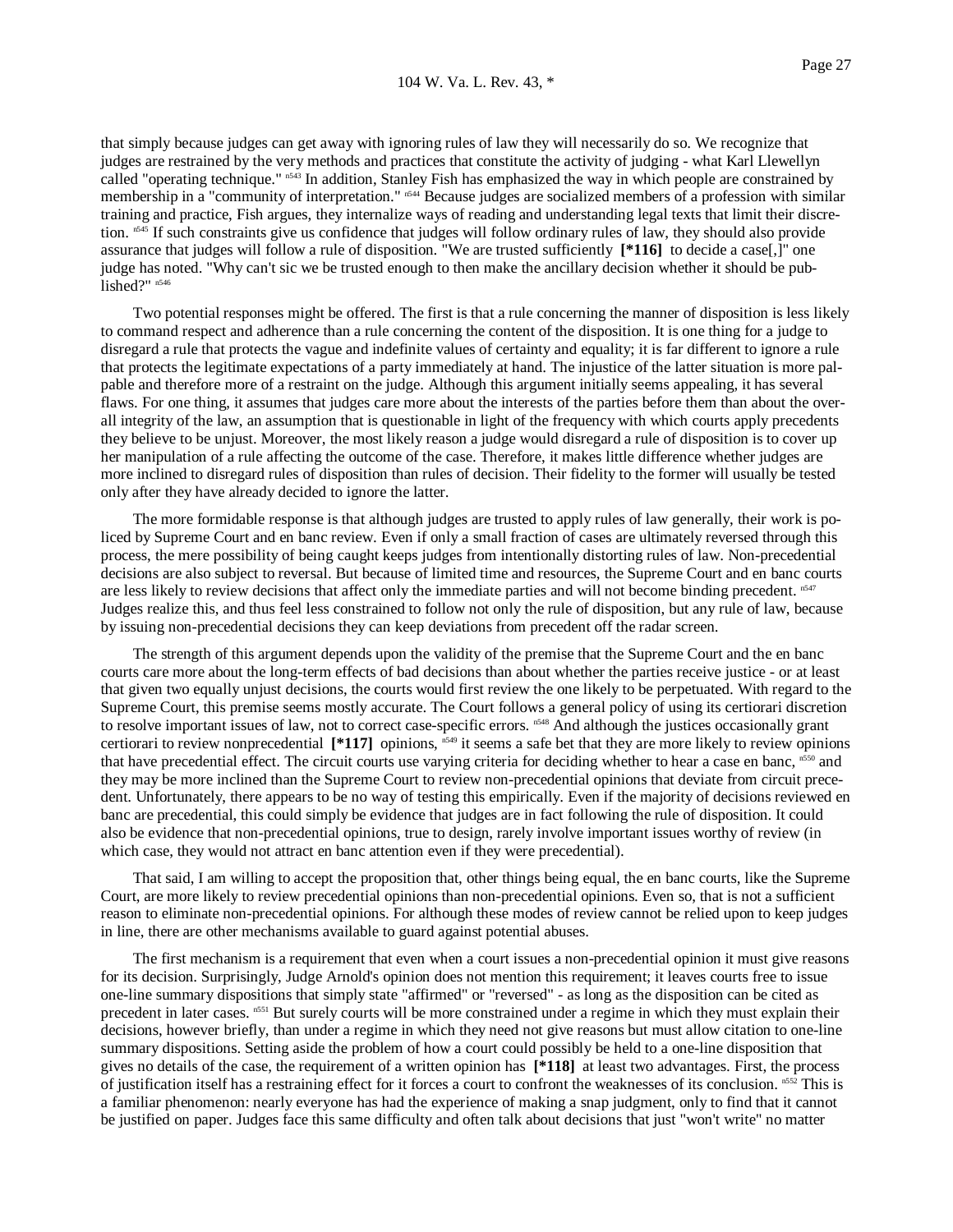that simply because judges can get away with ignoring rules of law they will necessarily do so. We recognize that judges are restrained by the very methods and practices that constitute the activity of judging - what Karl Llewellyn called "operating technique." [n543] In addition, Stanley Fish has emphasized the way in which people are constrained by membership in a "community of interpretation." [n544] Because judges are socialized members of a profession with similar training and practice, Fish argues, they internalize ways of reading and understanding legal texts that limit their discretion. [n545] If such constraints give us confidence that judges will follow ordinary rules of law, they should also provide assurance that judges will follow a rule of disposition. "We are trusted sufficiently **[*116]** to decide a case[,]" one judge has noted. "Why can't sic we be trusted enough to then make the ancillary decision whether it should be published?" [n546]

Two potential responses might be offered. The first is that a rule concerning the manner of disposition is less likely to command respect and adherence than a rule concerning the content of the disposition. It is one thing for a judge to disregard a rule that protects the vague and indefinite values of certainty and equality; it is far different to ignore a rule that protects the legitimate expectations of a party immediately at hand. The injustice of the latter situation is more palpable and therefore more of a restraint on the judge. Although this argument initially seems appealing, it has several flaws. For one thing, it assumes that judges care more about the interests of the parties before them than about the overall integrity of the law, an assumption that is questionable in light of the frequency with which courts apply precedents they believe to be unjust. Moreover, the most likely reason a judge would disregard a rule of disposition is to cover up her manipulation of a rule affecting the outcome of the case. Therefore, it makes little difference whether judges are more inclined to disregard rules of disposition than rules of decision. Their fidelity to the former will usually be tested only after they have already decided to ignore the latter.

The more formidable response is that although judges are trusted to apply rules of law generally, their work is policed by Supreme Court and en banc review. Even if only a small fraction of cases are ultimately reversed through this process, the mere possibility of being caught keeps judges from intentionally distorting rules of law. Non-precedential decisions are also subject to reversal. But because of limited time and resources, the Supreme Court and en banc courts are less likely to review decisions that affect only the immediate parties and will not become binding precedent. [n547] Judges realize this, and thus feel less constrained to follow not only the rule of disposition, but any rule of law, because by issuing non-precedential decisions they can keep deviations from precedent off the radar screen.

The strength of this argument depends upon the validity of the premise that the Supreme Court and the en banc courts care more about the long-term effects of bad decisions than about whether the parties receive justice - or at least that given two equally unjust decisions, the courts would first review the one likely to be perpetuated. With regard to the Supreme Court, this premise seems mostly accurate. The Court follows a general policy of using its certiorari discretion to resolve important issues of law, not to correct case-specific errors. [n548] And although the justices occasionally grant certiorari to review nonprecedential **[*117]** opinions, [n549] it seems a safe bet that they are more likely to review opinions that have precedential effect. The circuit courts use varying criteria for deciding whether to hear a case en banc, [n550] and they may be more inclined than the Supreme Court to review non-precedential opinions that deviate from circuit precedent. Unfortunately, there appears to be no way of testing this empirically. Even if the majority of decisions reviewed en banc are precedential, this could simply be evidence that judges are in fact following the rule of disposition. It could also be evidence that non-precedential opinions, true to design, rarely involve important issues worthy of review (in which case, they would not attract en banc attention even if they were precedential).

That said, I am willing to accept the proposition that, other things being equal, the en banc courts, like the Supreme Court, are more likely to review precedential opinions than non-precedential opinions. Even so, that is not a sufficient reason to eliminate non-precedential opinions. For although these modes of review cannot be relied upon to keep judges in line, there are other mechanisms available to guard against potential abuses.

The first mechanism is a requirement that even when a court issues a non-precedential opinion it must give reasons for its decision. Surprisingly, Judge Arnold's opinion does not mention this requirement; it leaves courts free to issue one-line summary dispositions that simply state "affirmed" or "reversed" - as long as the disposition can be cited as precedent in later cases. [n551] But surely courts will be more constrained under a regime in which they must explain their decisions, however briefly, than under a regime in which they need not give reasons but must allow citation to one-line summary dispositions. Setting aside the problem of how a court could possibly be held to a one-line disposition that gives no details of the case, the requirement of a written opinion has **[*118]** at least two advantages. First, the process of justification itself has a restraining effect for it forces a court to confront the weaknesses of its conclusion. [n552] This is a familiar phenomenon: nearly everyone has had the experience of making a snap judgment, only to find that it cannot be justified on paper. Judges face this same difficulty and often talk about decisions that just "won't write" no matter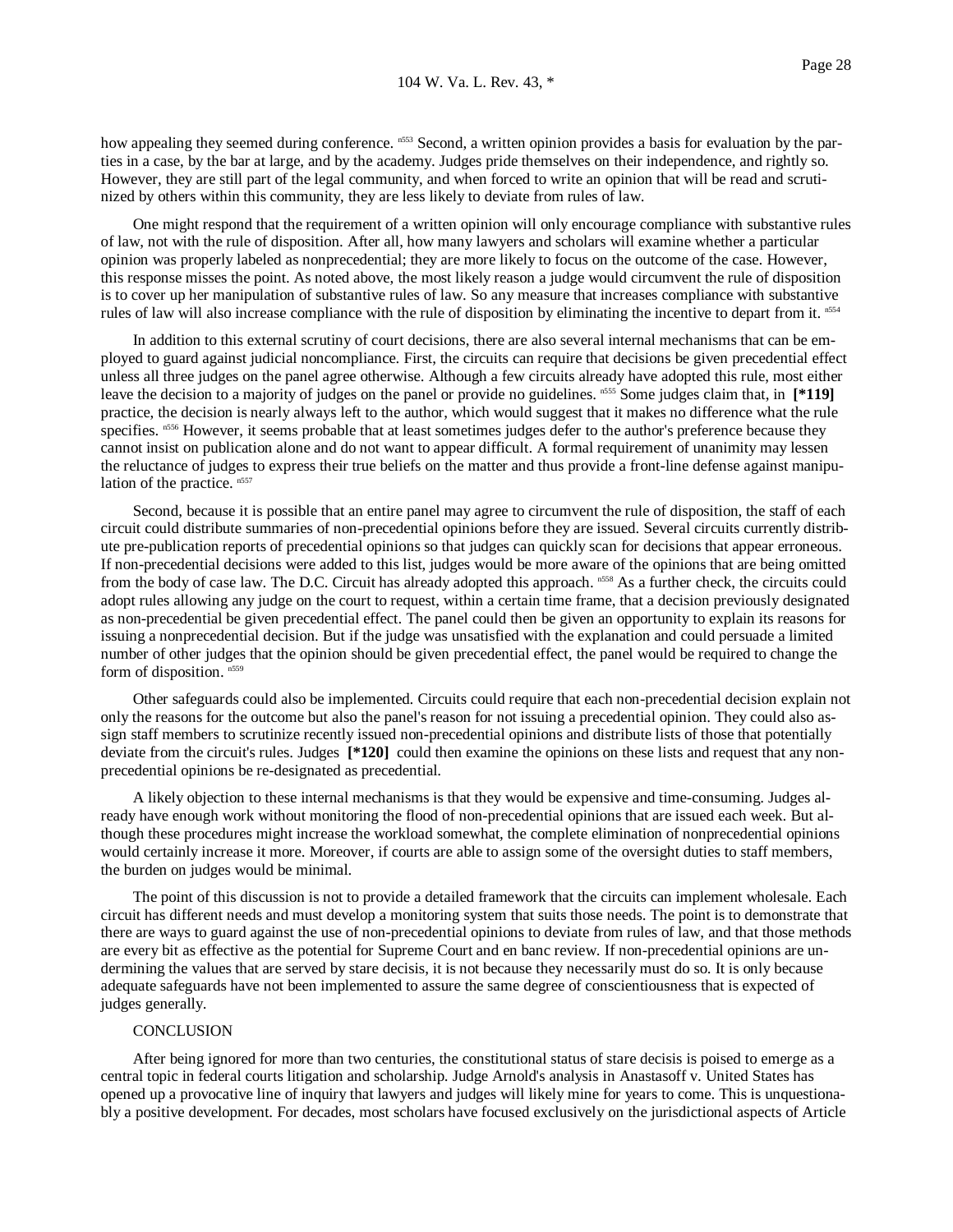how appealing they seemed during conference. [n553] Second, a written opinion provides a basis for evaluation by the parties in a case, by the bar at large, and by the academy. Judges pride themselves on their independence, and rightly so. However, they are still part of the legal community, and when forced to write an opinion that will be read and scrutinized by others within this community, they are less likely to deviate from rules of law.

One might respond that the requirement of a written opinion will only encourage compliance with substantive rules of law, not with the rule of disposition. After all, how many lawyers and scholars will examine whether a particular opinion was properly labeled as nonprecedential; they are more likely to focus on the outcome of the case. However, this response misses the point. As noted above, the most likely reason a judge would circumvent the rule of disposition is to cover up her manipulation of substantive rules of law. So any measure that increases compliance with substantive rules of law will also increase compliance with the rule of disposition by eliminating the incentive to depart from it. [n554]

In addition to this external scrutiny of court decisions, there are also several internal mechanisms that can be employed to guard against judicial noncompliance. First, the circuits can require that decisions be given precedential effect unless all three judges on the panel agree otherwise. Although a few circuits already have adopted this rule, most either leave the decision to a majority of judges on the panel or provide no guidelines. [n555] Some judges claim that, in **[*119]** practice, the decision is nearly always left to the author, which would suggest that it makes no difference what the rule specifies. [n556] However, it seems probable that at least sometimes judges defer to the author's preference because they cannot insist on publication alone and do not want to appear difficult. A formal requirement of unanimity may lessen the reluctance of judges to express their true beliefs on the matter and thus provide a front-line defense against manipulation of the practice. [n557]

Second, because it is possible that an entire panel may agree to circumvent the rule of disposition, the staff of each circuit could distribute summaries of non-precedential opinions before they are issued. Several circuits currently distribute pre-publication reports of precedential opinions so that judges can quickly scan for decisions that appear erroneous. If non-precedential decisions were added to this list, judges would be more aware of the opinions that are being omitted from the body of case law. The D.C. Circuit has already adopted this approach. [n558] As a further check, the circuits could adopt rules allowing any judge on the court to request, within a certain time frame, that a decision previously designated as non-precedential be given precedential effect. The panel could then be given an opportunity to explain its reasons for issuing a nonprecedential decision. But if the judge was unsatisfied with the explanation and could persuade a limited number of other judges that the opinion should be given precedential effect, the panel would be required to change the form of disposition. [n559]

Other safeguards could also be implemented. Circuits could require that each non-precedential decision explain not only the reasons for the outcome but also the panel's reason for not issuing a precedential opinion. They could also assign staff members to scrutinize recently issued non-precedential opinions and distribute lists of those that potentially deviate from the circuit's rules. Judges **[*120]** could then examine the opinions on these lists and request that any non-precedential opinions be re-designated as precedential.

A likely objection to these internal mechanisms is that they would be expensive and time-consuming. Judges already have enough work without monitoring the flood of non-precedential opinions that are issued each week. But although these procedures might increase the workload somewhat, the complete elimination of nonprecedential opinions would certainly increase it more. Moreover, if courts are able to assign some of the oversight duties to staff members, the burden on judges would be minimal.

The point of this discussion is not to provide a detailed framework that the circuits can implement wholesale. Each circuit has different needs and must develop a monitoring system that suits those needs. The point is to demonstrate that there are ways to guard against the use of non-precedential opinions to deviate from rules of law, and that those methods are every bit as effective as the potential for Supreme Court and en banc review. If non-precedential opinions are undermining the values that are served by stare decisis, it is not because they necessarily must do so. It is only because adequate safeguards have not been implemented to assure the same degree of conscientiousness that is expected of judges generally.

CONCLUSION

After being ignored for more than two centuries, the constitutional status of stare decisis is poised to emerge as a central topic in federal courts litigation and scholarship. Judge Arnold's analysis in Anastasoff v. United States has opened up a provocative line of inquiry that lawyers and judges will likely mine for years to come. This is unquestionably a positive development. For decades, most scholars have focused exclusively on the jurisdictional aspects of Article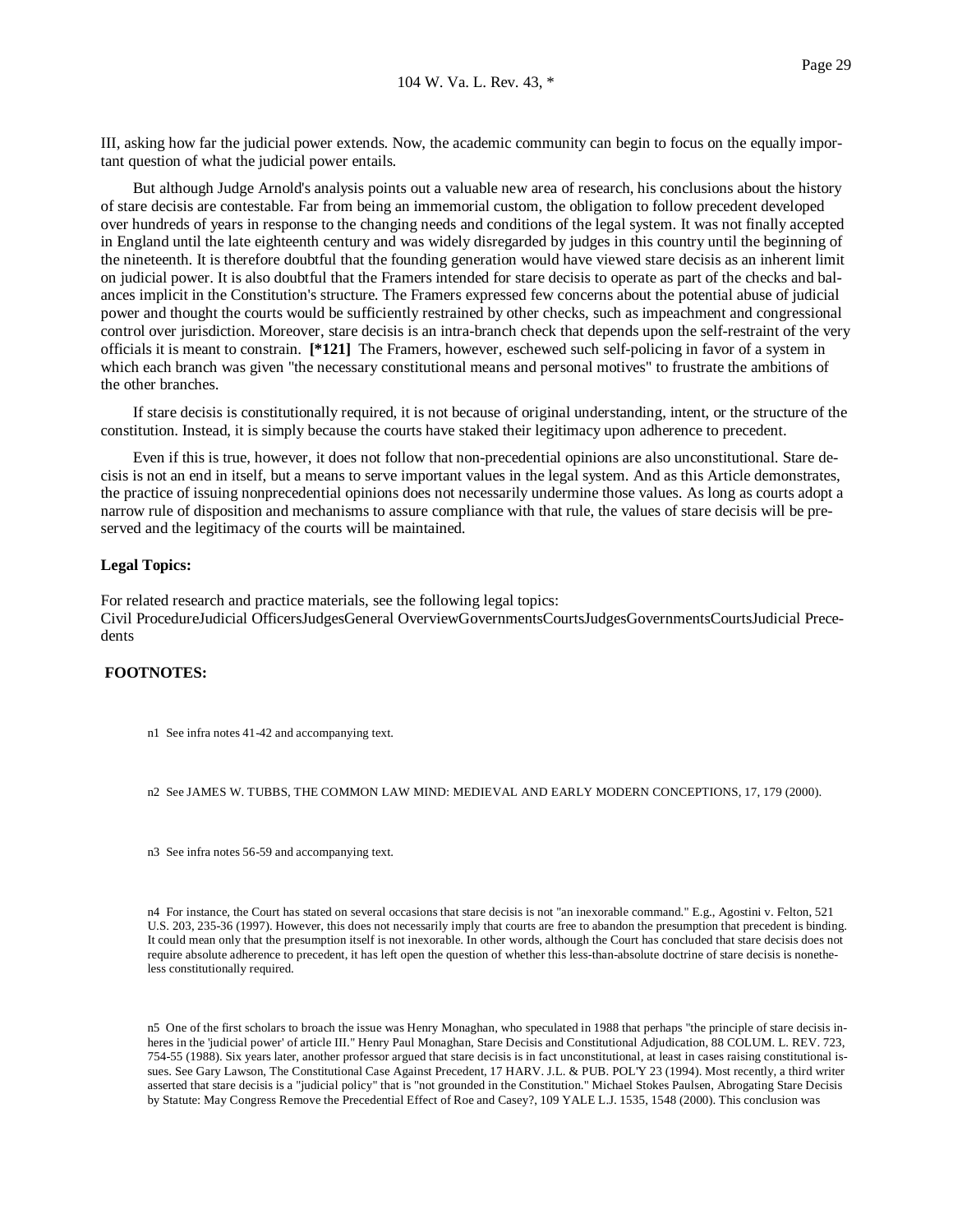III, asking how far the judicial power extends. Now, the academic community can begin to focus on the equally important question of what the judicial power entails.

But although Judge Arnold's analysis points out a valuable new area of research, his conclusions about the history of stare decisis are contestable. Far from being an immemorial custom, the obligation to follow precedent developed over hundreds of years in response to the changing needs and conditions of the legal system. It was not finally accepted in England until the late eighteenth century and was widely disregarded by judges in this country until the beginning of the nineteenth. It is therefore doubtful that the founding generation would have viewed stare decisis as an inherent limit on judicial power. It is also doubtful that the Framers intended for stare decisis to operate as part of the checks and balances implicit in the Constitution's structure. The Framers expressed few concerns about the potential abuse of judicial power and thought the courts would be sufficiently restrained by other checks, such as impeachment and congressional control over jurisdiction. Moreover, stare decisis is an intra-branch check that depends upon the self-restraint of the very officials it is meant to constrain. **[*121]** The Framers, however, eschewed such self-policing in favor of a system in which each branch was given "the necessary constitutional means and personal motives" to frustrate the ambitions of the other branches.

If stare decisis is constitutionally required, it is not because of original understanding, intent, or the structure of the constitution. Instead, it is simply because the courts have staked their legitimacy upon adherence to precedent.

Even if this is true, however, it does not follow that non-precedential opinions are also unconstitutional. Stare decisis is not an end in itself, but a means to serve important values in the legal system. And as this Article demonstrates, the practice of issuing nonprecedential opinions does not necessarily undermine those values. As long as courts adopt a narrow rule of disposition and mechanisms to assure compliance with that rule, the values of stare decisis will be preserved and the legitimacy of the courts will be maintained.

**Legal Topics:**

For related research and practice materials, see the following legal topics:
Civil ProcedureJudicial OfficersJudgesGeneral OverviewGovernmentsCourtsJudgesGovernmentsCourtsJudicial Precedents

**FOOTNOTES:**

n1 See infra notes 41-42 and accompanying text.

n2 See JAMES W. TUBBS, THE COMMON LAW MIND: MEDIEVAL AND EARLY MODERN CONCEPTIONS, 17, 179 (2000).

n3 See infra notes 56-59 and accompanying text.

n4 For instance, the Court has stated on several occasions that stare decisis is not "an inexorable command." E.g., Agostini v. Felton, 521 U.S. 203, 235-36 (1997). However, this does not necessarily imply that courts are free to abandon the presumption that precedent is binding. It could mean only that the presumption itself is not inexorable. In other words, although the Court has concluded that stare decisis does not require absolute adherence to precedent, it has left open the question of whether this less-than-absolute doctrine of stare decisis is nonetheless constitutionally required.

n5 One of the first scholars to broach the issue was Henry Monaghan, who speculated in 1988 that perhaps "the principle of stare decisis inheres in the 'judicial power' of article III." Henry Paul Monaghan, Stare Decisis and Constitutional Adjudication, 88 COLUM. L. REV. 723, 754-55 (1988). Six years later, another professor argued that stare decisis is in fact unconstitutional, at least in cases raising constitutional issues. See Gary Lawson, The Constitutional Case Against Precedent, 17 HARV. J.L. & PUB. POL'Y 23 (1994). Most recently, a third writer asserted that stare decisis is a "judicial policy" that is "not grounded in the Constitution." Michael Stokes Paulsen, Abrogating Stare Decisis by Statute: May Congress Remove the Precedential Effect of Roe and Casey?, 109 YALE L.J. 1535, 1548 (2000). This conclusion was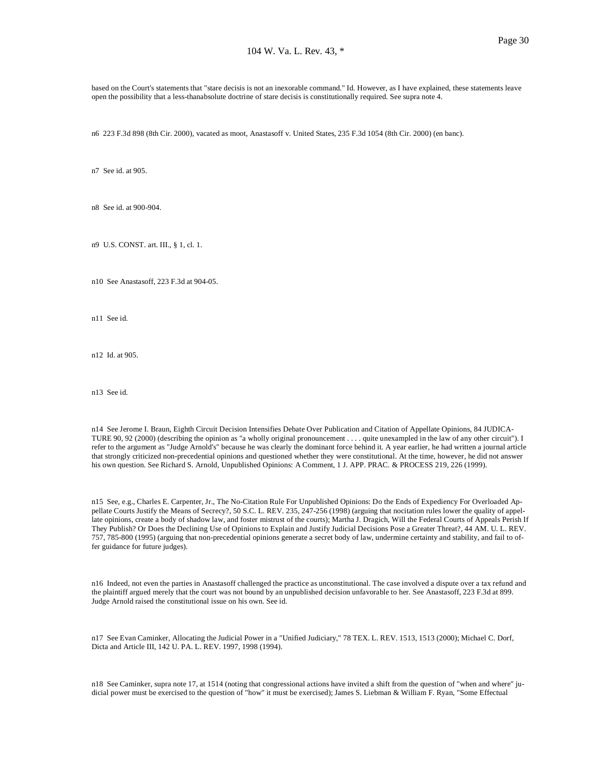based on the Court's statements that "stare decisis is not an inexorable command." Id. However, as I have explained, these statements leave open the possibility that a less-thanabsolute doctrine of stare decisis is constitutionally required. See supra note 4.

n6 223 F.3d 898 (8th Cir. 2000), vacated as moot, Anastasoff v. United States, 235 F.3d 1054 (8th Cir. 2000) (en banc).

n7 See id. at 905.

n8 See id. at 900-904.

n9 U.S. CONST. art. III., § 1, cl. 1.

n10 See Anastasoff, 223 F.3d at 904-05.

n11 See id.

n12 Id. at 905.

n13 See id.

n14 See Jerome I. Braun, Eighth Circuit Decision Intensifies Debate Over Publication and Citation of Appellate Opinions, 84 JUDICATURE 90, 92 (2000) (describing the opinion as "a wholly original pronouncement . . . . quite unexampled in the law of any other circuit"). I refer to the argument as "Judge Arnold's" because he was clearly the dominant force behind it. A year earlier, he had written a journal article that strongly criticized non-precedential opinions and questioned whether they were constitutional. At the time, however, he did not answer his own question. See Richard S. Arnold, Unpublished Opinions: A Comment, 1 J. APP. PRAC. & PROCESS 219, 226 (1999).

n15 See, e.g., Charles E. Carpenter, Jr., The No-Citation Rule For Unpublished Opinions: Do the Ends of Expediency For Overloaded Appellate Courts Justify the Means of Secrecy?, 50 S.C. L. REV. 235, 247-256 (1998) (arguing that nocitation rules lower the quality of appellate opinions, create a body of shadow law, and foster mistrust of the courts); Martha J. Dragich, Will the Federal Courts of Appeals Perish If They Publish? Or Does the Declining Use of Opinions to Explain and Justify Judicial Decisions Pose a Greater Threat?, 44 AM. U. L. REV. 757, 785-800 (1995) (arguing that non-precedential opinions generate a secret body of law, undermine certainty and stability, and fail to offer guidance for future judges).

n16 Indeed, not even the parties in Anastasoff challenged the practice as unconstitutional. The case involved a dispute over a tax refund and the plaintiff argued merely that the court was not bound by an unpublished decision unfavorable to her. See Anastasoff, 223 F.3d at 899. Judge Arnold raised the constitutional issue on his own. See id.

n17 See Evan Caminker, Allocating the Judicial Power in a "Unified Judiciary," 78 TEX. L. REV. 1513, 1513 (2000); Michael C. Dorf, Dicta and Article III, 142 U. PA. L. REV. 1997, 1998 (1994).

n18 See Caminker, supra note 17, at 1514 (noting that congressional actions have invited a shift from the question of "when and where" judicial power must be exercised to the question of "how" it must be exercised); James S. Liebman & William F. Ryan, "Some Effectual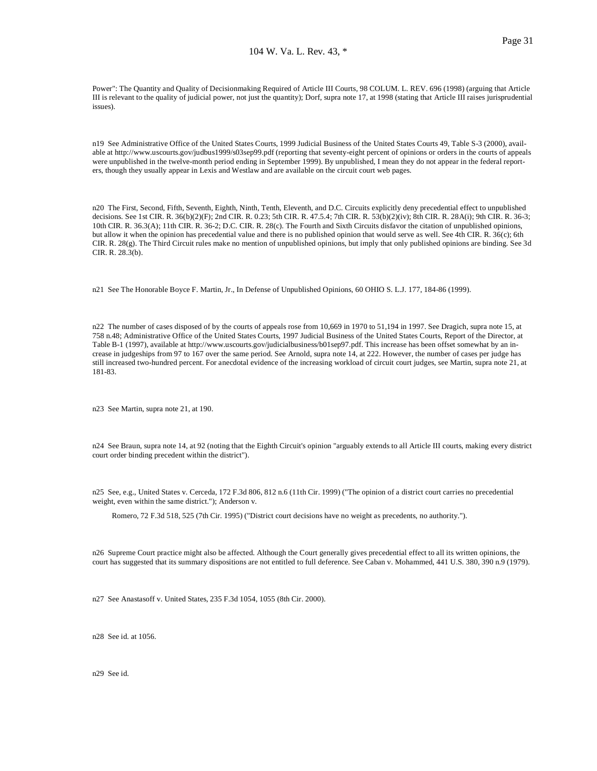Power": The Quantity and Quality of Decisionmaking Required of Article III Courts, 98 COLUM. L. REV. 696 (1998) (arguing that Article III is relevant to the quality of judicial power, not just the quantity); Dorf, supra note 17, at 1998 (stating that Article III raises jurisprudential issues).

n19 See Administrative Office of the United States Courts, 1999 Judicial Business of the United States Courts 49, Table S-3 (2000), available at http://www.uscourts.gov/judbus1999/s03sep99.pdf (reporting that seventy-eight percent of opinions or orders in the courts of appeals were unpublished in the twelve-month period ending in September 1999). By unpublished, I mean they do not appear in the federal reporters, though they usually appear in Lexis and Westlaw and are available on the circuit court web pages.

n20 The First, Second, Fifth, Seventh, Eighth, Ninth, Tenth, Eleventh, and D.C. Circuits explicitly deny precedential effect to unpublished decisions. See 1st CIR. R. 36(b)(2)(F); 2nd CIR. R. 0.23; 5th CIR. R. 47.5.4; 7th CIR. R. 53(b)(2)(iv); 8th CIR. R. 28A(i); 9th CIR. R. 36-3; 10th CIR. R. 36.3(A); 11th CIR. R. 36-2; D.C. CIR. R. 28(c). The Fourth and Sixth Circuits disfavor the citation of unpublished opinions, but allow it when the opinion has precedential value and there is no published opinion that would serve as well. See 4th CIR. R. 36(c); 6th CIR. R. 28(g). The Third Circuit rules make no mention of unpublished opinions, but imply that only published opinions are binding. See 3d CIR. R. 28.3(b).

n21 See The Honorable Boyce F. Martin, Jr., In Defense of Unpublished Opinions, 60 OHIO S. L.J. 177, 184-86 (1999).

n22 The number of cases disposed of by the courts of appeals rose from 10,669 in 1970 to 51,194 in 1997. See Dragich, supra note 15, at 758 n.48; Administrative Office of the United States Courts, 1997 Judicial Business of the United States Courts, Report of the Director, at Table B-1 (1997), available at http://www.uscourts.gov/judicialbusiness/b01sep97.pdf. This increase has been offset somewhat by an increase in judgeships from 97 to 167 over the same period. See Arnold, supra note 14, at 222. However, the number of cases per judge has still increased two-hundred percent. For anecdotal evidence of the increasing workload of circuit court judges, see Martin, supra note 21, at 181-83.

n23 See Martin, supra note 21, at 190.

n24 See Braun, supra note 14, at 92 (noting that the Eighth Circuit's opinion "arguably extends to all Article III courts, making every district court order binding precedent within the district").

n25 See, e.g., United States v. Cerceda, 172 F.3d 806, 812 n.6 (11th Cir. 1999) ("The opinion of a district court carries no precedential weight, even within the same district."); Anderson v. Romero, 72 F.3d 518, 525 (7th Cir. 1995) ("District court decisions have no weight as precedents, no authority.").

n26 Supreme Court practice might also be affected. Although the Court generally gives precedential effect to all its written opinions, the court has suggested that its summary dispositions are not entitled to full deference. See Caban v. Mohammed, 441 U.S. 380, 390 n.9 (1979).

n27 See Anastasoff v. United States, 235 F.3d 1054, 1055 (8th Cir. 2000).

n28 See id. at 1056.

n29 See id.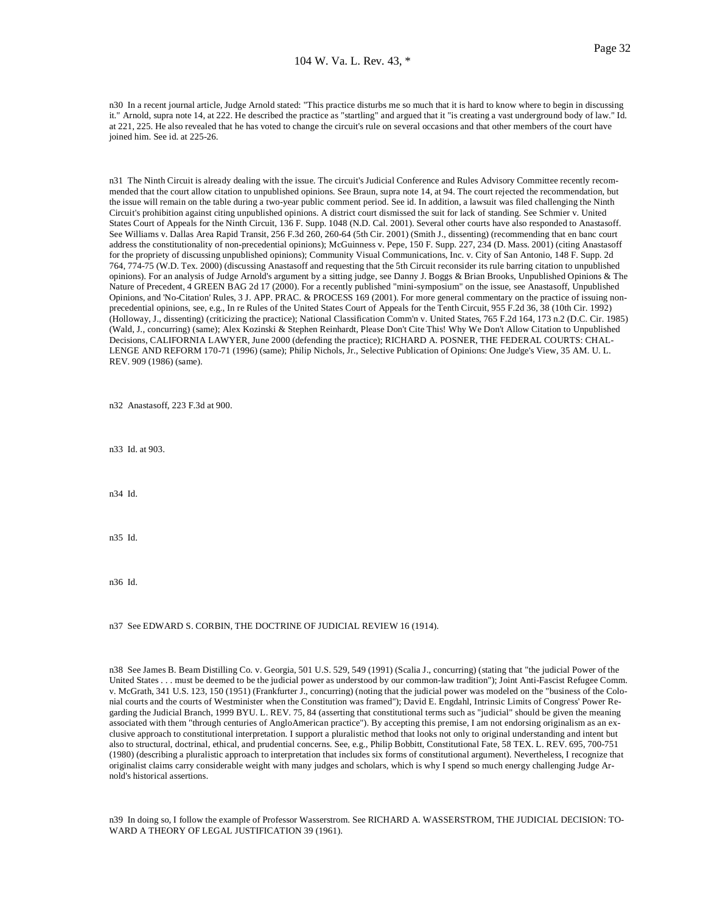n30 In a recent journal article, Judge Arnold stated: "This practice disturbs me so much that it is hard to know where to begin in discussing it." Arnold, supra note 14, at 222. He described the practice as "startling" and argued that it "is creating a vast underground body of law." Id. at 221, 225. He also revealed that he has voted to change the circuit's rule on several occasions and that other members of the court have joined him. See id. at 225-26.

n31 The Ninth Circuit is already dealing with the issue. The circuit's Judicial Conference and Rules Advisory Committee recently recommended that the court allow citation to unpublished opinions. See Braun, supra note 14, at 94. The court rejected the recommendation, but the issue will remain on the table during a two-year public comment period. See id. In addition, a lawsuit was filed challenging the Ninth Circuit's prohibition against citing unpublished opinions. A district court dismissed the suit for lack of standing. See Schmier v. United States Court of Appeals for the Ninth Circuit, 136 F. Supp. 1048 (N.D. Cal. 2001). Several other courts have also responded to Anastasoff. See Williams v. Dallas Area Rapid Transit, 256 F.3d 260, 260-64 (5th Cir. 2001) (Smith J., dissenting) (recommending that en banc court address the constitutionality of non-precedential opinions); McGuinness v. Pepe, 150 F. Supp. 227, 234 (D. Mass. 2001) (citing Anastasoff for the propriety of discussing unpublished opinions); Community Visual Communications, Inc. v. City of San Antonio, 148 F. Supp. 2d 764, 774-75 (W.D. Tex. 2000) (discussing Anastasoff and requesting that the 5th Circuit reconsider its rule barring citation to unpublished opinions). For an analysis of Judge Arnold's argument by a sitting judge, see Danny J. Boggs & Brian Brooks, Unpublished Opinions & The Nature of Precedent, 4 GREEN BAG 2d 17 (2000). For a recently published "mini-symposium" on the issue, see Anastasoff, Unpublished Opinions, and 'No-Citation' Rules, 3 J. APP. PRAC. & PROCESS 169 (2001). For more general commentary on the practice of issuing non-precedential opinions, see, e.g., In re Rules of the United States Court of Appeals for the Tenth Circuit, 955 F.2d 36, 38 (10th Cir. 1992) (Holloway, J., dissenting) (criticizing the practice); National Classification Comm'n v. United States, 765 F.2d 164, 173 n.2 (D.C. Cir. 1985) (Wald, J., concurring) (same); Alex Kozinski & Stephen Reinhardt, Please Don't Cite This! Why We Don't Allow Citation to Unpublished Decisions, CALIFORNIA LAWYER, June 2000 (defending the practice); RICHARD A. POSNER, THE FEDERAL COURTS: CHALLENGE AND REFORM 170-71 (1996) (same); Philip Nichols, Jr., Selective Publication of Opinions: One Judge's View, 35 AM. U. L. REV. 909 (1986) (same).

n32 Anastasoff, 223 F.3d at 900.

n33 Id. at 903.

n34 Id.

n35 Id.

n36 Id.

n37 See EDWARD S. CORBIN, THE DOCTRINE OF JUDICIAL REVIEW 16 (1914).

n38 See James B. Beam Distilling Co. v. Georgia, 501 U.S. 529, 549 (1991) (Scalia J., concurring) (stating that "the judicial Power of the United States . . . must be deemed to be the judicial power as understood by our common-law tradition"); Joint Anti-Fascist Refugee Comm. v. McGrath, 341 U.S. 123, 150 (1951) (Frankfurter J., concurring) (noting that the judicial power was modeled on the "business of the Colonial courts and the courts of Westminister when the Constitution was framed"); David E. Engdahl, Intrinsic Limits of Congress' Power Regarding the Judicial Branch, 1999 BYU. L. REV. 75, 84 (asserting that constitutional terms such as "judicial" should be given the meaning associated with them "through centuries of AngloAmerican practice"). By accepting this premise, I am not endorsing originalism as an exclusive approach to constitutional interpretation. I support a pluralistic method that looks not only to original understanding and intent but also to structural, doctrinal, ethical, and prudential concerns. See, e.g., Philip Bobbitt, Constitutional Fate, 58 TEX. L. REV. 695, 700-751 (1980) (describing a pluralistic approach to interpretation that includes six forms of constitutional argument). Nevertheless, I recognize that originalist claims carry considerable weight with many judges and scholars, which is why I spend so much energy challenging Judge Arnold's historical assertions.

n39 In doing so, I follow the example of Professor Wasserstrom. See RICHARD A. WASSERSTROM, THE JUDICIAL DECISION: TOWARD A THEORY OF LEGAL JUSTIFICATION 39 (1961).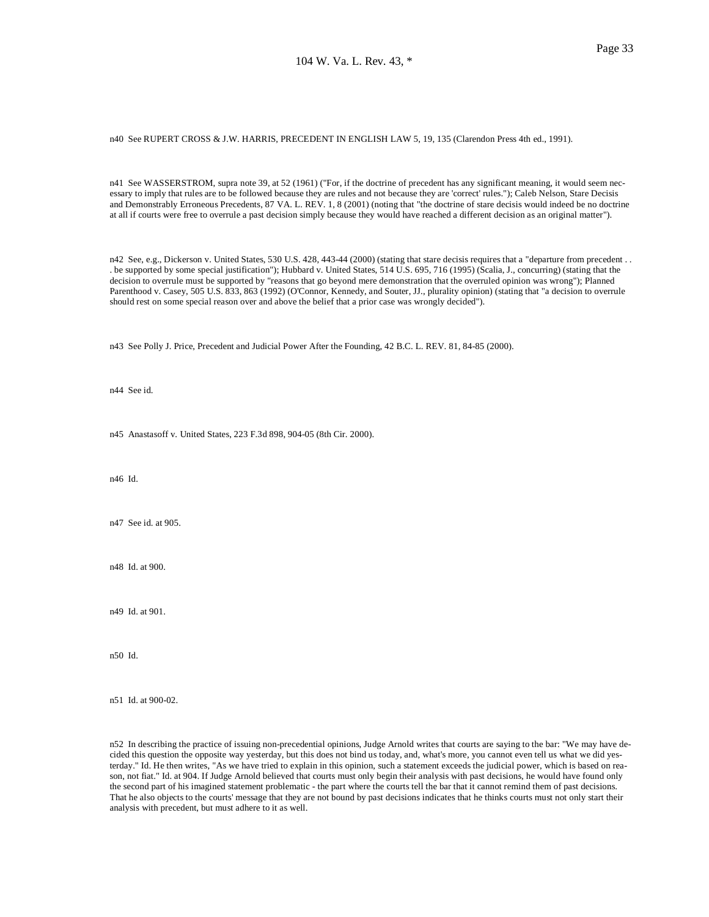n40 See RUPERT CROSS & J.W. HARRIS, PRECEDENT IN ENGLISH LAW 5, 19, 135 (Clarendon Press 4th ed., 1991).

n41 See WASSERSTROM, supra note 39, at 52 (1961) ("For, if the doctrine of precedent has any significant meaning, it would seem necessary to imply that rules are to be followed because they are rules and not because they are 'correct' rules."); Caleb Nelson, Stare Decisis and Demonstrably Erroneous Precedents, 87 VA. L. REV. 1, 8 (2001) (noting that "the doctrine of stare decisis would indeed be no doctrine at all if courts were free to overrule a past decision simply because they would have reached a different decision as an original matter").

n42 See, e.g., Dickerson v. United States, 530 U.S. 428, 443-44 (2000) (stating that stare decisis requires that a "departure from precedent . . . be supported by some special justification"); Hubbard v. United States, 514 U.S. 695, 716 (1995) (Scalia, J., concurring) (stating that the decision to overrule must be supported by "reasons that go beyond mere demonstration that the overruled opinion was wrong"); Planned Parenthood v. Casey, 505 U.S. 833, 863 (1992) (O'Connor, Kennedy, and Souter, JJ., plurality opinion) (stating that "a decision to overrule should rest on some special reason over and above the belief that a prior case was wrongly decided").

n43 See Polly J. Price, Precedent and Judicial Power After the Founding, 42 B.C. L. REV. 81, 84-85 (2000).

n44 See id.

n45 Anastasoff v. United States, 223 F.3d 898, 904-05 (8th Cir. 2000).

n46 Id.

n47 See id. at 905.

n48 Id. at 900.

n49 Id. at 901.

n50 Id.

n51 Id. at 900-02.

n52 In describing the practice of issuing non-precedential opinions, Judge Arnold writes that courts are saying to the bar: "We may have decided this question the opposite way yesterday, but this does not bind us today, and, what's more, you cannot even tell us what we did yesterday." Id. He then writes, "As we have tried to explain in this opinion, such a statement exceeds the judicial power, which is based on reason, not fiat." Id. at 904. If Judge Arnold believed that courts must only begin their analysis with past decisions, he would have found only the second part of his imagined statement problematic - the part where the courts tell the bar that it cannot remind them of past decisions. That he also objects to the courts' message that they are not bound by past decisions indicates that he thinks courts must not only start their analysis with precedent, but must adhere to it as well.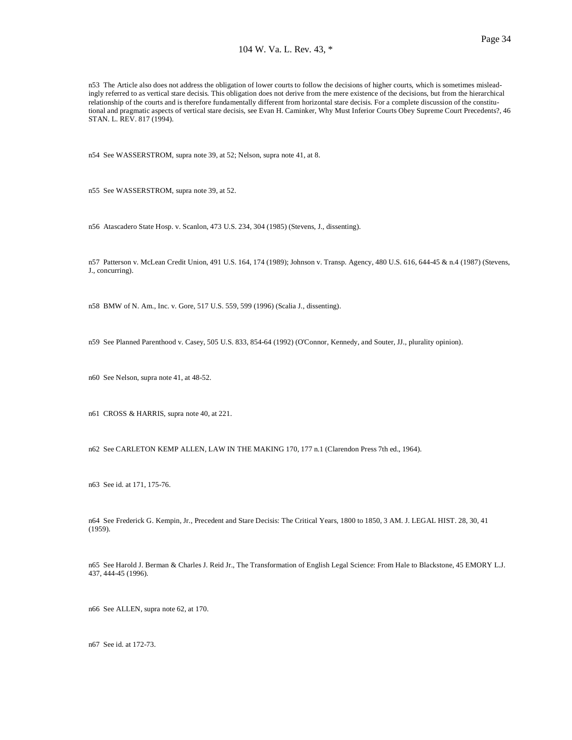n53 The Article also does not address the obligation of lower courts to follow the decisions of higher courts, which is sometimes misleadingly referred to as vertical stare decisis. This obligation does not derive from the mere existence of the decisions, but from the hierarchical relationship of the courts and is therefore fundamentally different from horizontal stare decisis. For a complete discussion of the constitutional and pragmatic aspects of vertical stare decisis, see Evan H. Caminker, Why Must Inferior Courts Obey Supreme Court Precedents?, 46 STAN. L. REV. 817 (1994).

n54 See WASSERSTROM, supra note 39, at 52; Nelson, supra note 41, at 8.

n55 See WASSERSTROM, supra note 39, at 52.

n56 Atascadero State Hosp. v. Scanlon, 473 U.S. 234, 304 (1985) (Stevens, J., dissenting).

n57 Patterson v. McLean Credit Union, 491 U.S. 164, 174 (1989); Johnson v. Transp. Agency, 480 U.S. 616, 644-45 & n.4 (1987) (Stevens, J., concurring).

n58 BMW of N. Am., Inc. v. Gore, 517 U.S. 559, 599 (1996) (Scalia J., dissenting).

n59 See Planned Parenthood v. Casey, 505 U.S. 833, 854-64 (1992) (O'Connor, Kennedy, and Souter, JJ., plurality opinion).

n60 See Nelson, supra note 41, at 48-52.

n61 CROSS & HARRIS, supra note 40, at 221.

n62 See CARLETON KEMP ALLEN, LAW IN THE MAKING 170, 177 n.1 (Clarendon Press 7th ed., 1964).

n63 See id. at 171, 175-76.

n64 See Frederick G. Kempin, Jr., Precedent and Stare Decisis: The Critical Years, 1800 to 1850, 3 AM. J. LEGAL HIST. 28, 30, 41 (1959).

n65 See Harold J. Berman & Charles J. Reid Jr., The Transformation of English Legal Science: From Hale to Blackstone, 45 EMORY L.J. 437, 444-45 (1996).

n66 See ALLEN, supra note 62, at 170.

n67 See id. at 172-73.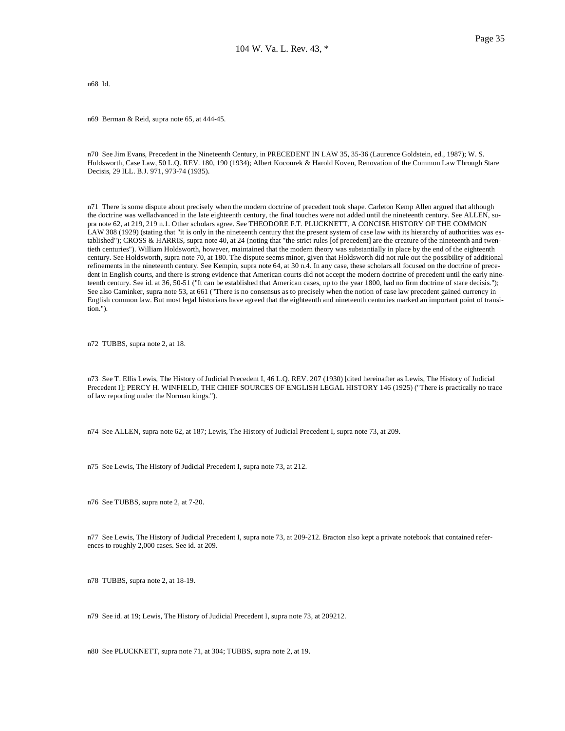n68 Id.

n69 Berman & Reid, supra note 65, at 444-45.

n70 See Jim Evans, Precedent in the Nineteenth Century, in PRECEDENT IN LAW 35, 35-36 (Laurence Goldstein, ed., 1987); W. S. Holdsworth, Case Law, 50 L.Q. REV. 180, 190 (1934); Albert Kocourek & Harold Koven, Renovation of the Common Law Through Stare Decisis, 29 ILL. B.J. 971, 973-74 (1935).

n71 There is some dispute about precisely when the modern doctrine of precedent took shape. Carleton Kemp Allen argued that although the doctrine was welladvanced in the late eighteenth century, the final touches were not added until the nineteenth century. See ALLEN, supra note 62, at 219, 219 n.1. Other scholars agree. See THEODORE F.T. PLUCKNETT, A CONCISE HISTORY OF THE COMMON LAW 308 (1929) (stating that "it is only in the nineteenth century that the present system of case law with its hierarchy of authorities was established"); CROSS & HARRIS, supra note 40, at 24 (noting that "the strict rules [of precedent] are the creature of the nineteenth and twentieth centuries"). William Holdsworth, however, maintained that the modern theory was substantially in place by the end of the eighteenth century. See Holdsworth, supra note 70, at 180. The dispute seems minor, given that Holdsworth did not rule out the possibility of additional refinements in the nineteenth century. See Kempin, supra note 64, at 30 n.4. In any case, these scholars all focused on the doctrine of precedent in English courts, and there is strong evidence that American courts did not accept the modern doctrine of precedent until the early nineteenth century. See id. at 36, 50-51 ("It can be established that American cases, up to the year 1800, had no firm doctrine of stare decisis."); See also Caminker, supra note 53, at 661 ("There is no consensus as to precisely when the notion of case law precedent gained currency in English common law. But most legal historians have agreed that the eighteenth and nineteenth centuries marked an important point of transition.").

n72 TUBBS, supra note 2, at 18.

n73 See T. Ellis Lewis, The History of Judicial Precedent I, 46 L.Q. REV. 207 (1930) [cited hereinafter as Lewis, The History of Judicial Precedent I]; PERCY H. WINFIELD, THE CHIEF SOURCES OF ENGLISH LEGAL HISTORY 146 (1925) ("There is practically no trace of law reporting under the Norman kings.").

n74 See ALLEN, supra note 62, at 187; Lewis, The History of Judicial Precedent I, supra note 73, at 209.

n75 See Lewis, The History of Judicial Precedent I, supra note 73, at 212.

n76 See TUBBS, supra note 2, at 7-20.

n77 See Lewis, The History of Judicial Precedent I, supra note 73, at 209-212. Bracton also kept a private notebook that contained references to roughly 2,000 cases. See id. at 209.

n78 TUBBS, supra note 2, at 18-19.

n79 See id. at 19; Lewis, The History of Judicial Precedent I, supra note 73, at 209212.

n80 See PLUCKNETT, supra note 71, at 304; TUBBS, supra note 2, at 19.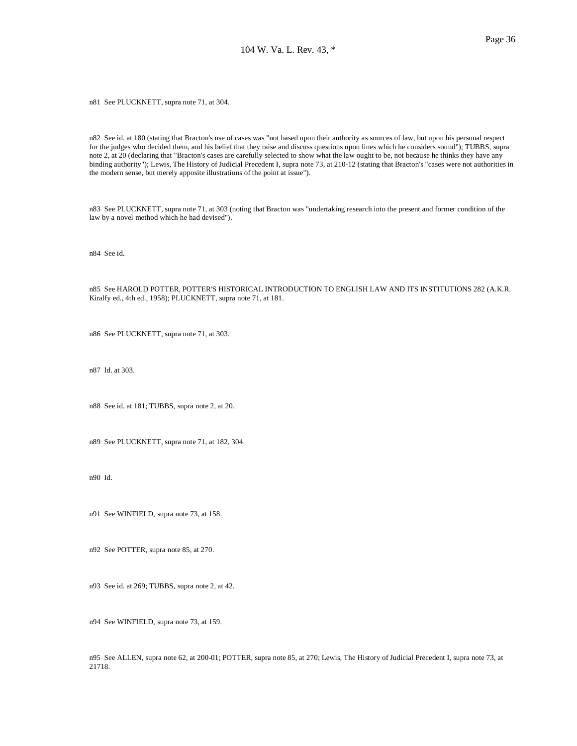n81 See PLUCKNETT, supra note 71, at 304.

n82 See id. at 180 (stating that Bracton's use of cases was "not based upon their authority as sources of law, but upon his personal respect for the judges who decided them, and his belief that they raise and discuss questions upon lines which he considers sound"); TUBBS, supra note 2, at 20 (declaring that "Bracton's cases are carefully selected to show what the law ought to be, not because he thinks they have any binding authority"); Lewis, The History of Judicial Precedent I, supra note 73, at 210-12 (stating that Bracton's "cases were not authorities in the modern sense, but merely apposite illustrations of the point at issue").

n83 See PLUCKNETT, supra note 71, at 303 (noting that Bracton was "undertaking research into the present and former condition of the law by a novel method which he had devised").

n84 See id.

n85 See HAROLD POTTER, POTTER'S HISTORICAL INTRODUCTION TO ENGLISH LAW AND ITS INSTITUTIONS 282 (A.K.R. Kiralfy ed., 4th ed., 1958); PLUCKNETT, supra note 71, at 181.

n86 See PLUCKNETT, supra note 71, at 303.

n87 Id. at 303.

n88 See id. at 181; TUBBS, supra note 2, at 20.

n89 See PLUCKNETT, supra note 71, at 182, 304.

n90 Id.

n91 See WINFIELD, supra note 73, at 158.

n92 See POTTER, supra note 85, at 270.

n93 See id. at 269; TUBBS, supra note 2, at 42.

n94 See WINFIELD, supra note 73, at 159.

n95 See ALLEN, supra note 62, at 200-01; POTTER, supra note 85, at 270; Lewis, The History of Judicial Precedent I, supra note 73, at 21718.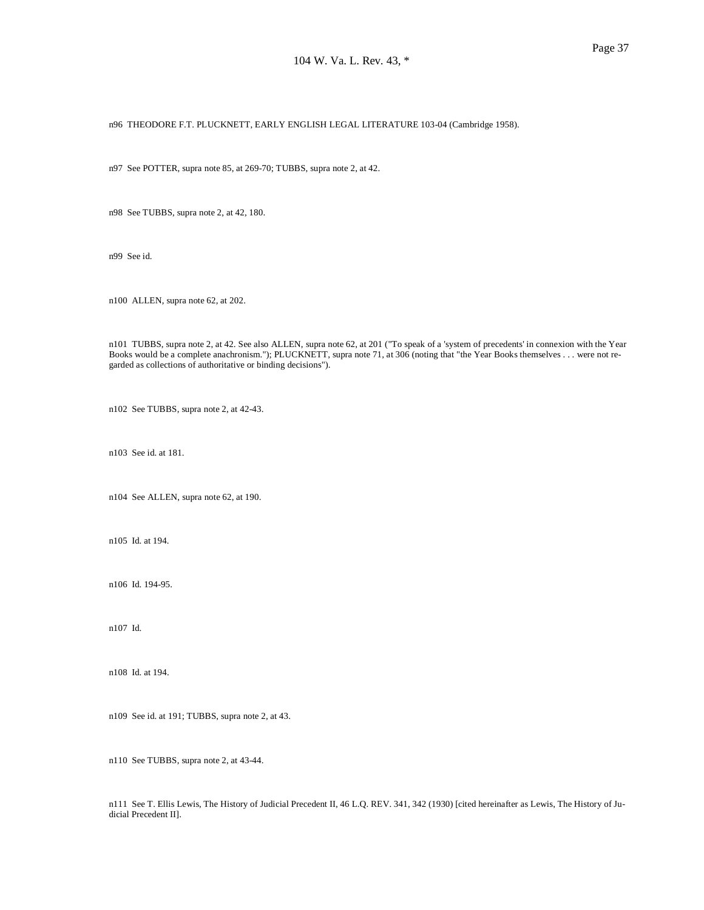n96 THEODORE F.T. PLUCKNETT, EARLY ENGLISH LEGAL LITERATURE 103-04 (Cambridge 1958).

n97 See POTTER, supra note 85, at 269-70; TUBBS, supra note 2, at 42.

n98 See TUBBS, supra note 2, at 42, 180.

n99 See id.

n100 ALLEN, supra note 62, at 202.

n101 TUBBS, supra note 2, at 42. See also ALLEN, supra note 62, at 201 ("To speak of a 'system of precedents' in connexion with the Year Books would be a complete anachronism."); PLUCKNETT, supra note 71, at 306 (noting that "the Year Books themselves . . . were not regarded as collections of authoritative or binding decisions").

n102 See TUBBS, supra note 2, at 42-43.

n103 See id. at 181.

n104 See ALLEN, supra note 62, at 190.

n105 Id. at 194.

n106 Id. 194-95.

n107 Id.

n108 Id. at 194.

n109 See id. at 191; TUBBS, supra note 2, at 43.

n110 See TUBBS, supra note 2, at 43-44.

n111 See T. Ellis Lewis, The History of Judicial Precedent II, 46 L.Q. REV. 341, 342 (1930) [cited hereinafter as Lewis, The History of Judicial Precedent II].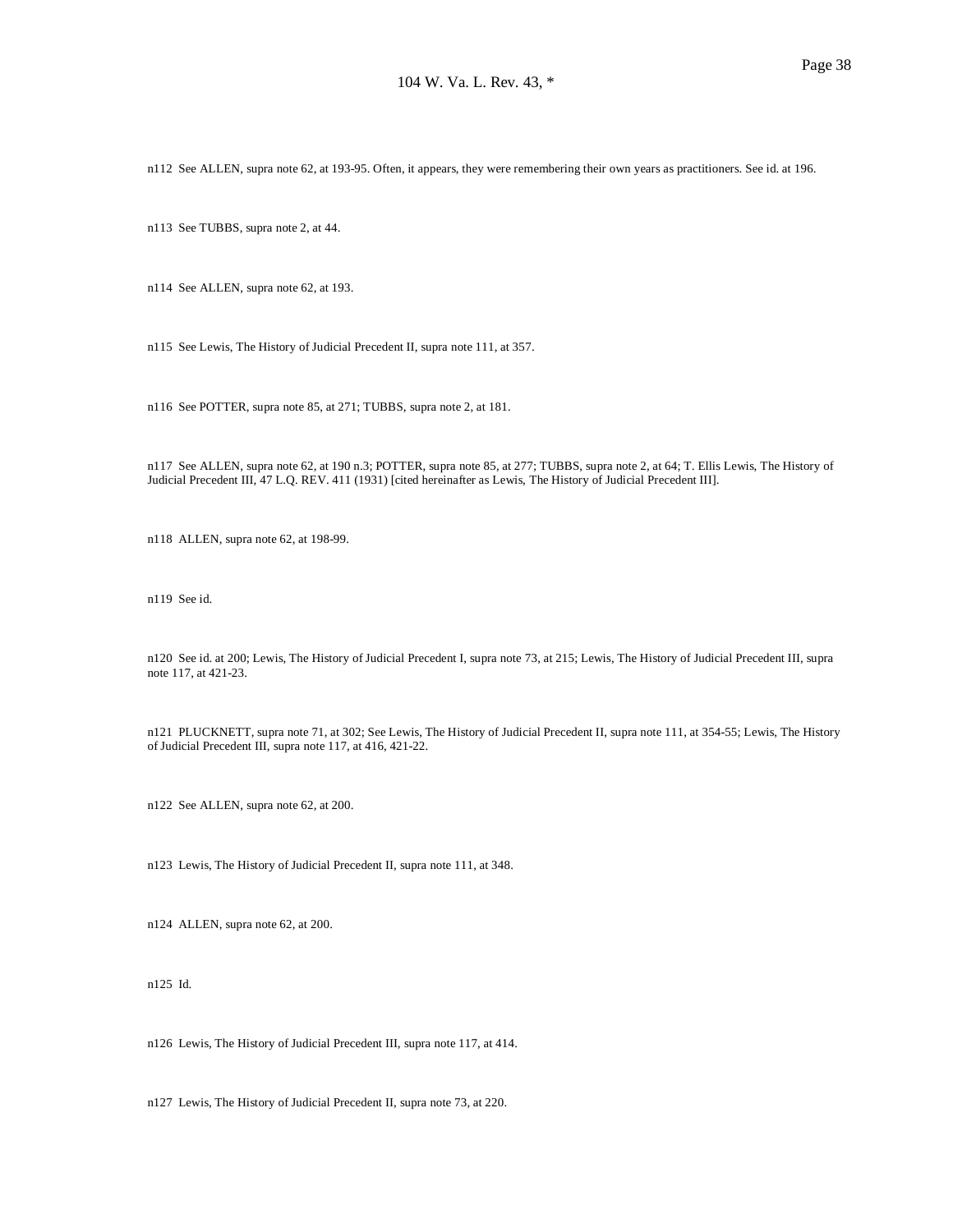n112 See ALLEN, supra note 62, at 193-95. Often, it appears, they were remembering their own years as practitioners. See id. at 196.

n113 See TUBBS, supra note 2, at 44.

n114 See ALLEN, supra note 62, at 193.

n115 See Lewis, The History of Judicial Precedent II, supra note 111, at 357.

n116 See POTTER, supra note 85, at 271; TUBBS, supra note 2, at 181.

n117 See ALLEN, supra note 62, at 190 n.3; POTTER, supra note 85, at 277; TUBBS, supra note 2, at 64; T. Ellis Lewis, The History of Judicial Precedent III, 47 L.Q. REV. 411 (1931) [cited hereinafter as Lewis, The History of Judicial Precedent III].

n118 ALLEN, supra note 62, at 198-99.

n119 See id.

n120 See id. at 200; Lewis, The History of Judicial Precedent I, supra note 73, at 215; Lewis, The History of Judicial Precedent III, supra note 117, at 421-23.

n121 PLUCKNETT, supra note 71, at 302; See Lewis, The History of Judicial Precedent II, supra note 111, at 354-55; Lewis, The History of Judicial Precedent III, supra note 117, at 416, 421-22.

n122 See ALLEN, supra note 62, at 200.

n123 Lewis, The History of Judicial Precedent II, supra note 111, at 348.

n124 ALLEN, supra note 62, at 200.

n125 Id.

n126 Lewis, The History of Judicial Precedent III, supra note 117, at 414.

n127 Lewis, The History of Judicial Precedent II, supra note 73, at 220.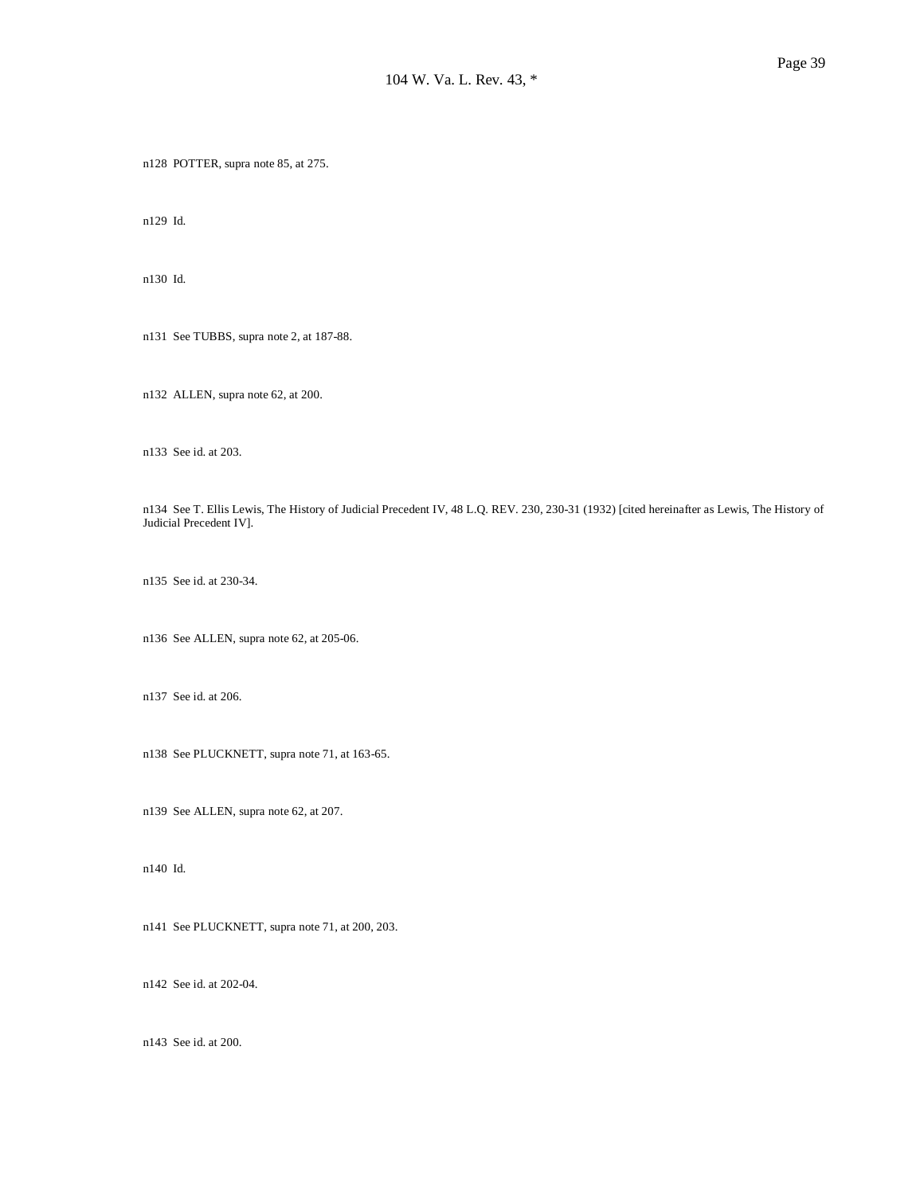n128 POTTER, supra note 85, at 275.

n129 Id.

n130 Id.

n131 See TUBBS, supra note 2, at 187-88.

n132 ALLEN, supra note 62, at 200.

n133 See id. at 203.

n134 See T. Ellis Lewis, The History of Judicial Precedent IV, 48 L.Q. REV. 230, 230-31 (1932) [cited hereinafter as Lewis, The History of Judicial Precedent IV].

n135 See id. at 230-34.

n136 See ALLEN, supra note 62, at 205-06.

n137 See id. at 206.

n138 See PLUCKNETT, supra note 71, at 163-65.

n139 See ALLEN, supra note 62, at 207.

n140 Id.

n141 See PLUCKNETT, supra note 71, at 200, 203.

n142 See id. at 202-04.

n143 See id. at 200.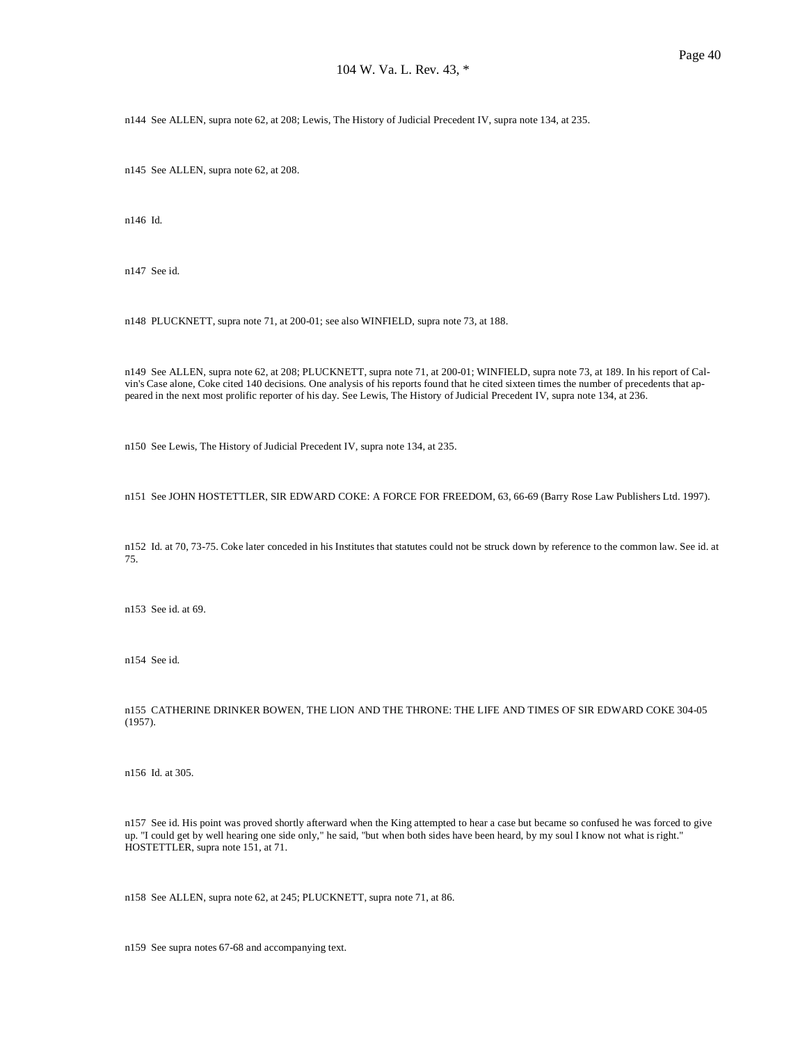n144 See ALLEN, supra note 62, at 208; Lewis, The History of Judicial Precedent IV, supra note 134, at 235.

n145 See ALLEN, supra note 62, at 208.

n146 Id.

n147 See id.

n148 PLUCKNETT, supra note 71, at 200-01; see also WINFIELD, supra note 73, at 188.

n149 See ALLEN, supra note 62, at 208; PLUCKNETT, supra note 71, at 200-01; WINFIELD, supra note 73, at 189. In his report of Calvin's Case alone, Coke cited 140 decisions. One analysis of his reports found that he cited sixteen times the number of precedents that appeared in the next most prolific reporter of his day. See Lewis, The History of Judicial Precedent IV, supra note 134, at 236.

n150 See Lewis, The History of Judicial Precedent IV, supra note 134, at 235.

n151 See JOHN HOSTETTLER, SIR EDWARD COKE: A FORCE FOR FREEDOM, 63, 66-69 (Barry Rose Law Publishers Ltd. 1997).

n152 Id. at 70, 73-75. Coke later conceded in his Institutes that statutes could not be struck down by reference to the common law. See id. at 75.

n153 See id. at 69.

n154 See id.

n155 CATHERINE DRINKER BOWEN, THE LION AND THE THRONE: THE LIFE AND TIMES OF SIR EDWARD COKE 304-05 (1957).

n156 Id. at 305.

n157 See id. His point was proved shortly afterward when the King attempted to hear a case but became so confused he was forced to give up. "I could get by well hearing one side only," he said, "but when both sides have been heard, by my soul I know not what is right." HOSTETTLER, supra note 151, at 71.

n158 See ALLEN, supra note 62, at 245; PLUCKNETT, supra note 71, at 86.

n159 See supra notes 67-68 and accompanying text.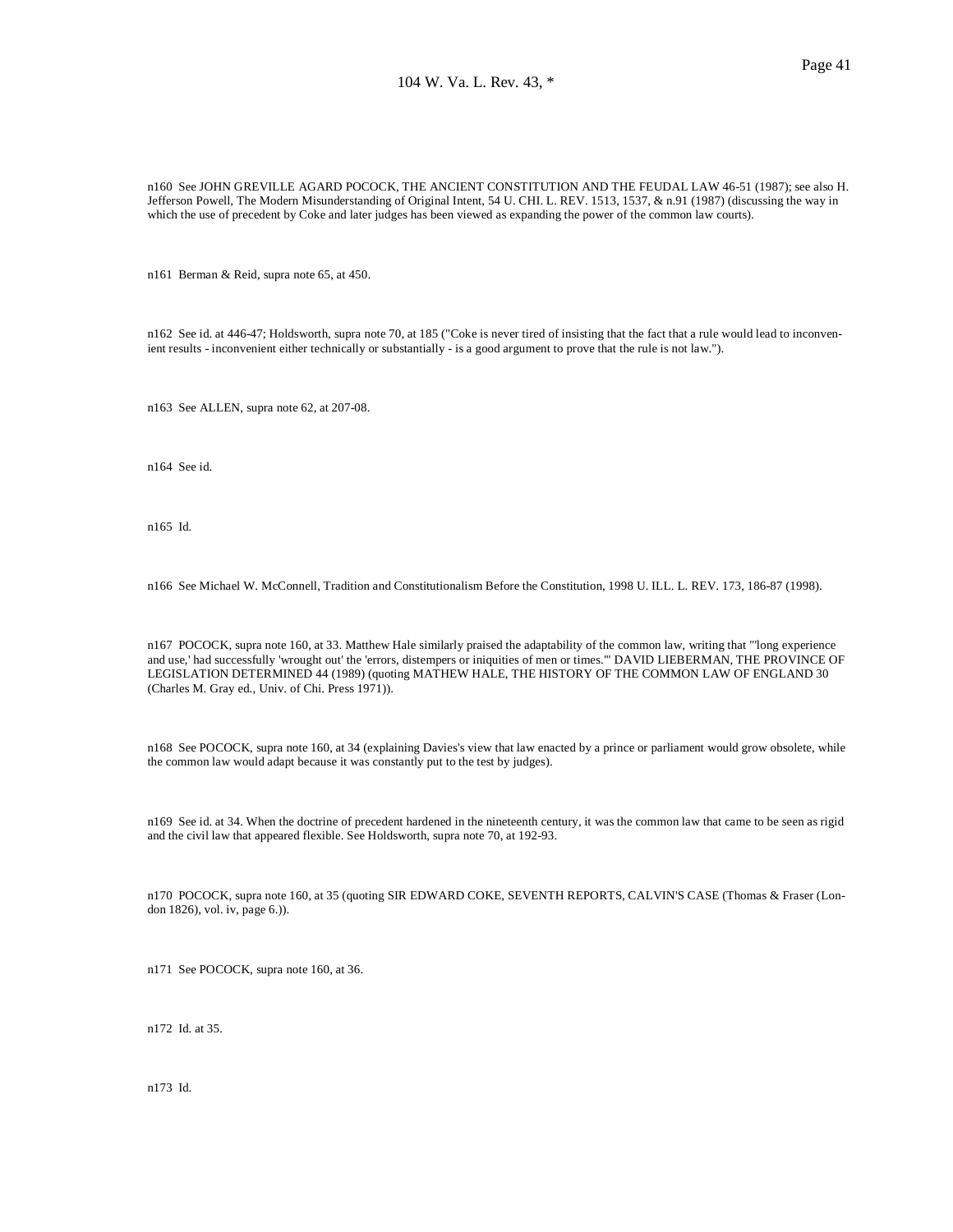n160 See JOHN GREVILLE AGARD POCOCK, THE ANCIENT CONSTITUTION AND THE FEUDAL LAW 46-51 (1987); see also H. Jefferson Powell, The Modern Misunderstanding of Original Intent, 54 U. CHI. L. REV. 1513, 1537, & n.91 (1987) (discussing the way in which the use of precedent by Coke and later judges has been viewed as expanding the power of the common law courts).

n161 Berman & Reid, supra note 65, at 450.

n162 See id. at 446-47; Holdsworth, supra note 70, at 185 ("Coke is never tired of insisting that the fact that a rule would lead to inconvenient results - inconvenient either technically or substantially - is a good argument to prove that the rule is not law.").

n163 See ALLEN, supra note 62, at 207-08.

n164 See id.

n165 Id.

n166 See Michael W. McConnell, Tradition and Constitutionalism Before the Constitution, 1998 U. ILL. L. REV. 173, 186-87 (1998).

n167 POCOCK, supra note 160, at 33. Matthew Hale similarly praised the adaptability of the common law, writing that "'long experience and use,' had successfully 'wrought out' the 'errors, distempers or iniquities of men or times.'" DAVID LIEBERMAN, THE PROVINCE OF LEGISLATION DETERMINED 44 (1989) (quoting MATHEW HALE, THE HISTORY OF THE COMMON LAW OF ENGLAND 30 (Charles M. Gray ed., Univ. of Chi. Press 1971)).

n168 See POCOCK, supra note 160, at 34 (explaining Davies's view that law enacted by a prince or parliament would grow obsolete, while the common law would adapt because it was constantly put to the test by judges).

n169 See id. at 34. When the doctrine of precedent hardened in the nineteenth century, it was the common law that came to be seen as rigid and the civil law that appeared flexible. See Holdsworth, supra note 70, at 192-93.

n170 POCOCK, supra note 160, at 35 (quoting SIR EDWARD COKE, SEVENTH REPORTS, CALVIN'S CASE (Thomas & Fraser (London 1826), vol. iv, page 6.)).

n171 See POCOCK, supra note 160, at 36.

n172 Id. at 35.

n173 Id.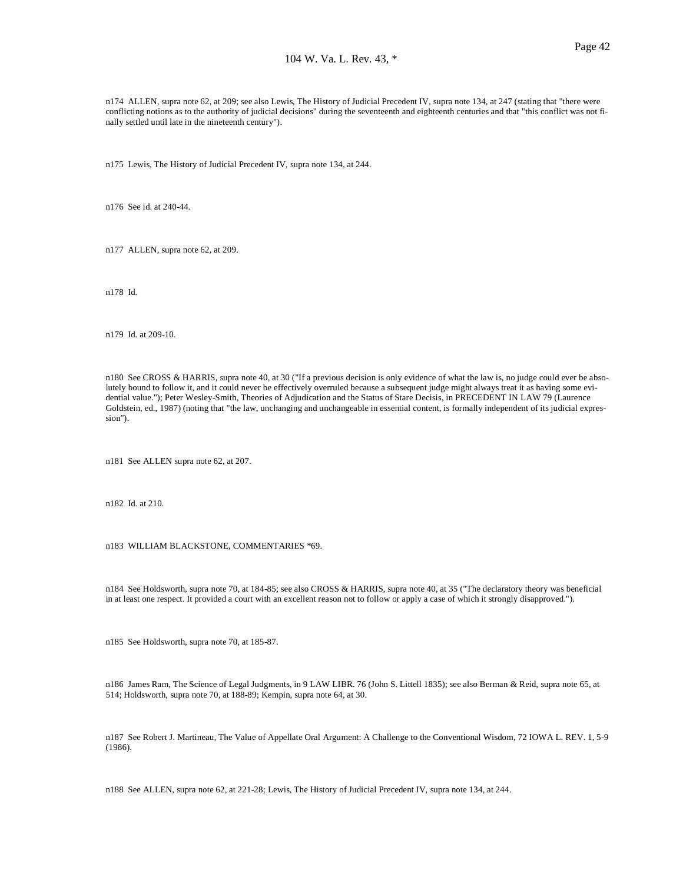n174 ALLEN, supra note 62, at 209; see also Lewis, The History of Judicial Precedent IV, supra note 134, at 247 (stating that "there were conflicting notions as to the authority of judicial decisions" during the seventeenth and eighteenth centuries and that "this conflict was not finally settled until late in the nineteenth century").

n175 Lewis, The History of Judicial Precedent IV, supra note 134, at 244.

n176 See id. at 240-44.

n177 ALLEN, supra note 62, at 209.

n178 Id.

n179 Id. at 209-10.

n180 See CROSS & HARRIS, supra note 40, at 30 ("If a previous decision is only evidence of what the law is, no judge could ever be absolutely bound to follow it, and it could never be effectively overruled because a subsequent judge might always treat it as having some evidential value."); Peter Wesley-Smith, Theories of Adjudication and the Status of Stare Decisis, in PRECEDENT IN LAW 79 (Laurence Goldstein, ed., 1987) (noting that "the law, unchanging and unchangeable in essential content, is formally independent of its judicial expression").

n181 See ALLEN supra note 62, at 207.

n182 Id. at 210.

n183 WILLIAM BLACKSTONE, COMMENTARIES *69.

n184 See Holdsworth, supra note 70, at 184-85; see also CROSS & HARRIS, supra note 40, at 35 ("The declaratory theory was beneficial in at least one respect. It provided a court with an excellent reason not to follow or apply a case of which it strongly disapproved.").

n185 See Holdsworth, supra note 70, at 185-87.

n186 James Ram, The Science of Legal Judgments, in 9 LAW LIBR. 76 (John S. Littell 1835); see also Berman & Reid, supra note 65, at 514; Holdsworth, supra note 70, at 188-89; Kempin, supra note 64, at 30.

n187 See Robert J. Martineau, The Value of Appellate Oral Argument: A Challenge to the Conventional Wisdom, 72 IOWA L. REV. 1, 5-9 (1986).

n188 See ALLEN, supra note 62, at 221-28; Lewis, The History of Judicial Precedent IV, supra note 134, at 244.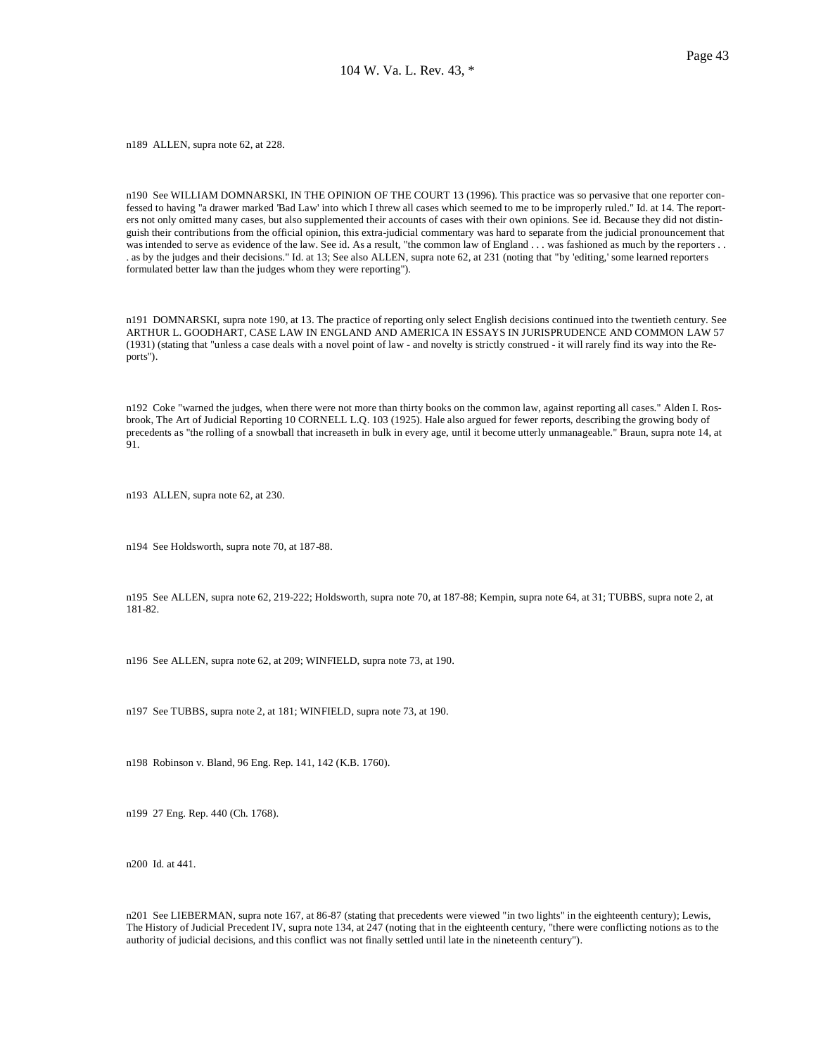n189 ALLEN, supra note 62, at 228.

n190 See WILLIAM DOMNARSKI, IN THE OPINION OF THE COURT 13 (1996). This practice was so pervasive that one reporter confessed to having "a drawer marked 'Bad Law' into which I threw all cases which seemed to me to be improperly ruled." Id. at 14. The reporters not only omitted many cases, but also supplemented their accounts of cases with their own opinions. See id. Because they did not distinguish their contributions from the official opinion, this extra-judicial commentary was hard to separate from the judicial pronouncement that was intended to serve as evidence of the law. See id. As a result, "the common law of England . . . was fashioned as much by the reporters . . . as by the judges and their decisions." Id. at 13; See also ALLEN, supra note 62, at 231 (noting that "by 'editing,' some learned reporters formulated better law than the judges whom they were reporting").

n191 DOMNARSKI, supra note 190, at 13. The practice of reporting only select English decisions continued into the twentieth century. See ARTHUR L. GOODHART, CASE LAW IN ENGLAND AND AMERICA IN ESSAYS IN JURISPRUDENCE AND COMMON LAW 57 (1931) (stating that "unless a case deals with a novel point of law - and novelty is strictly construed - it will rarely find its way into the Reports").

n192 Coke "warned the judges, when there were not more than thirty books on the common law, against reporting all cases." Alden I. Rosbrook, The Art of Judicial Reporting 10 CORNELL L.Q. 103 (1925). Hale also argued for fewer reports, describing the growing body of precedents as "the rolling of a snowball that increaseth in bulk in every age, until it become utterly unmanageable." Braun, supra note 14, at 91.

n193 ALLEN, supra note 62, at 230.

n194 See Holdsworth, supra note 70, at 187-88.

n195 See ALLEN, supra note 62, 219-222; Holdsworth, supra note 70, at 187-88; Kempin, supra note 64, at 31; TUBBS, supra note 2, at 181-82.

n196 See ALLEN, supra note 62, at 209; WINFIELD, supra note 73, at 190.

n197 See TUBBS, supra note 2, at 181; WINFIELD, supra note 73, at 190.

n198 Robinson v. Bland, 96 Eng. Rep. 141, 142 (K.B. 1760).

n199 27 Eng. Rep. 440 (Ch. 1768).

n200 Id. at 441.

n201 See LIEBERMAN, supra note 167, at 86-87 (stating that precedents were viewed "in two lights" in the eighteenth century); Lewis, The History of Judicial Precedent IV, supra note 134, at 247 (noting that in the eighteenth century, "there were conflicting notions as to the authority of judicial decisions, and this conflict was not finally settled until late in the nineteenth century").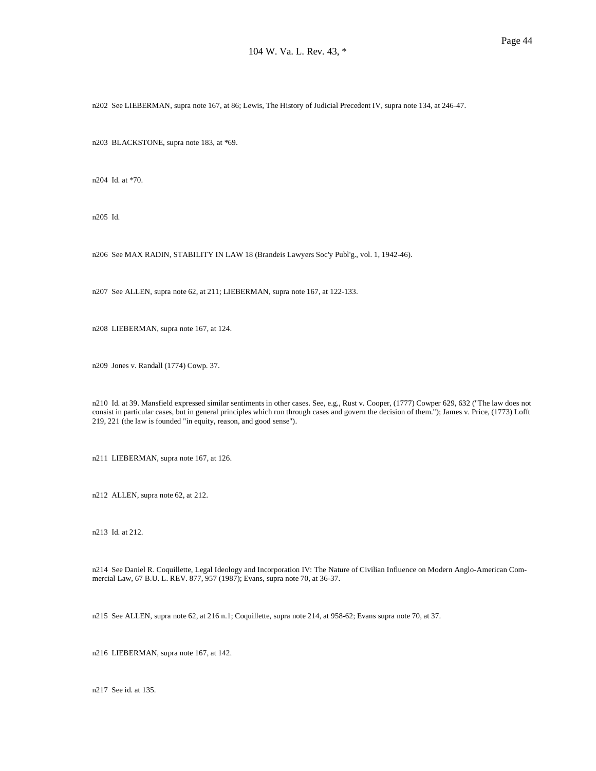n202 See LIEBERMAN, supra note 167, at 86; Lewis, The History of Judicial Precedent IV, supra note 134, at 246-47.

n203 BLACKSTONE, supra note 183, at *69.

n204 Id. at *70.

n205 Id.

n206 See MAX RADIN, STABILITY IN LAW 18 (Brandeis Lawyers Soc'y Publ'g., vol. 1, 1942-46).

n207 See ALLEN, supra note 62, at 211; LIEBERMAN, supra note 167, at 122-133.

n208 LIEBERMAN, supra note 167, at 124.

n209 Jones v. Randall (1774) Cowp. 37.

n210 Id. at 39. Mansfield expressed similar sentiments in other cases. See, e.g., Rust v. Cooper, (1777) Cowper 629, 632 ("The law does not consist in particular cases, but in general principles which run through cases and govern the decision of them."); James v. Price, (1773) Lofft 219, 221 (the law is founded "in equity, reason, and good sense").

n211 LIEBERMAN, supra note 167, at 126.

n212 ALLEN, supra note 62, at 212.

n213 Id. at 212.

n214 See Daniel R. Coquillette, Legal Ideology and Incorporation IV: The Nature of Civilian Influence on Modern Anglo-American Commercial Law, 67 B.U. L. REV. 877, 957 (1987); Evans, supra note 70, at 36-37.

n215 See ALLEN, supra note 62, at 216 n.1; Coquillette, supra note 214, at 958-62; Evans supra note 70, at 37.

n216 LIEBERMAN, supra note 167, at 142.

n217 See id. at 135.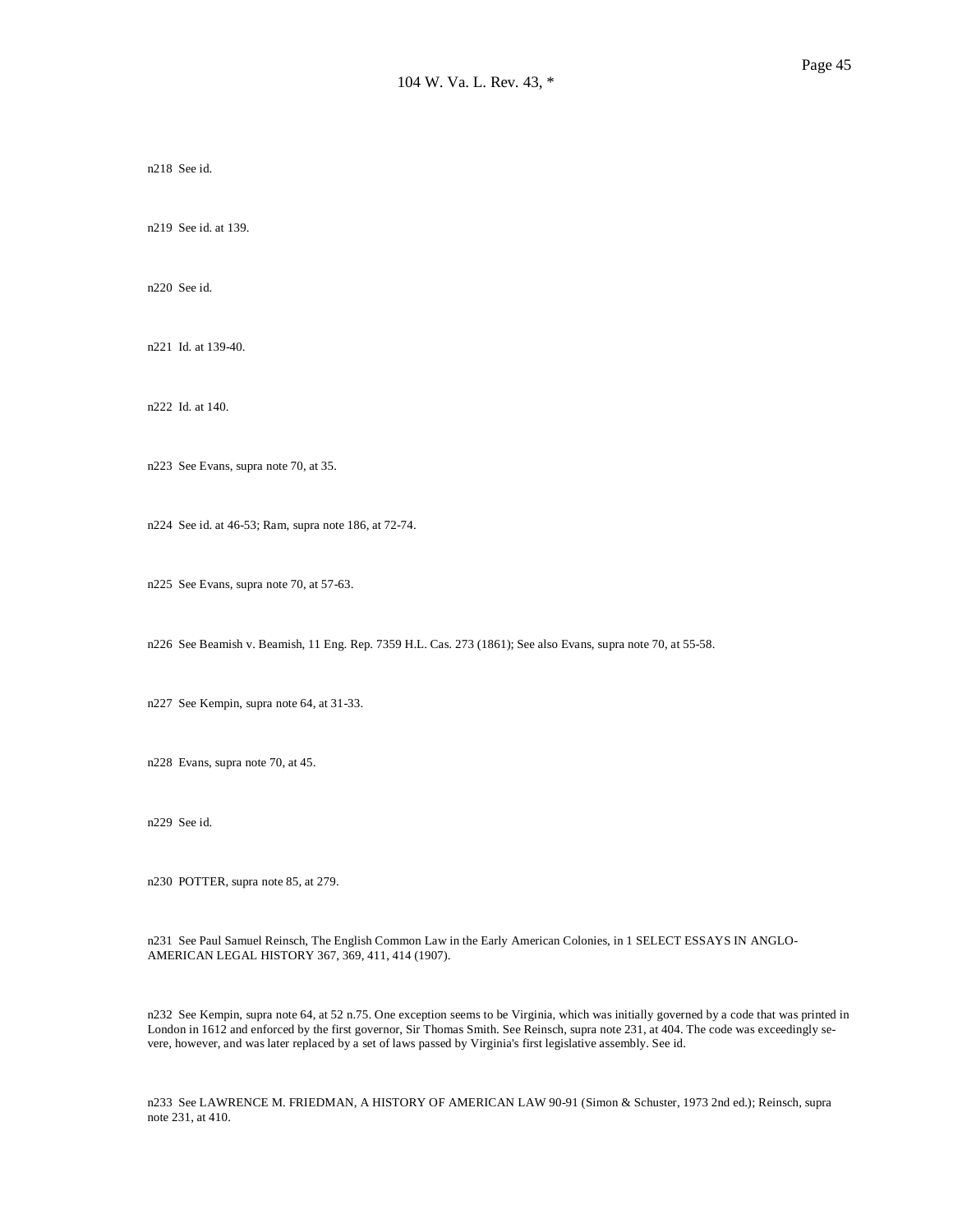n218 See id.

n219 See id. at 139.

n220 See id.

n221 Id. at 139-40.

n222 Id. at 140.

n223 See Evans, supra note 70, at 35.

n224 See id. at 46-53; Ram, supra note 186, at 72-74.

n225 See Evans, supra note 70, at 57-63.

n226 See Beamish v. Beamish, 11 Eng. Rep. 7359 H.L. Cas. 273 (1861); See also Evans, supra note 70, at 55-58.

n227 See Kempin, supra note 64, at 31-33.

n228 Evans, supra note 70, at 45.

n229 See id.

n230 POTTER, supra note 85, at 279.

n231 See Paul Samuel Reinsch, The English Common Law in the Early American Colonies, in 1 SELECT ESSAYS IN ANGLO-AMERICAN LEGAL HISTORY 367, 369, 411, 414 (1907).

n232 See Kempin, supra note 64, at 52 n.75. One exception seems to be Virginia, which was initially governed by a code that was printed in London in 1612 and enforced by the first governor, Sir Thomas Smith. See Reinsch, supra note 231, at 404. The code was exceedingly severe, however, and was later replaced by a set of laws passed by Virginia's first legislative assembly. See id.

n233 See LAWRENCE M. FRIEDMAN, A HISTORY OF AMERICAN LAW 90-91 (Simon & Schuster, 1973 2nd ed.); Reinsch, supra note 231, at 410.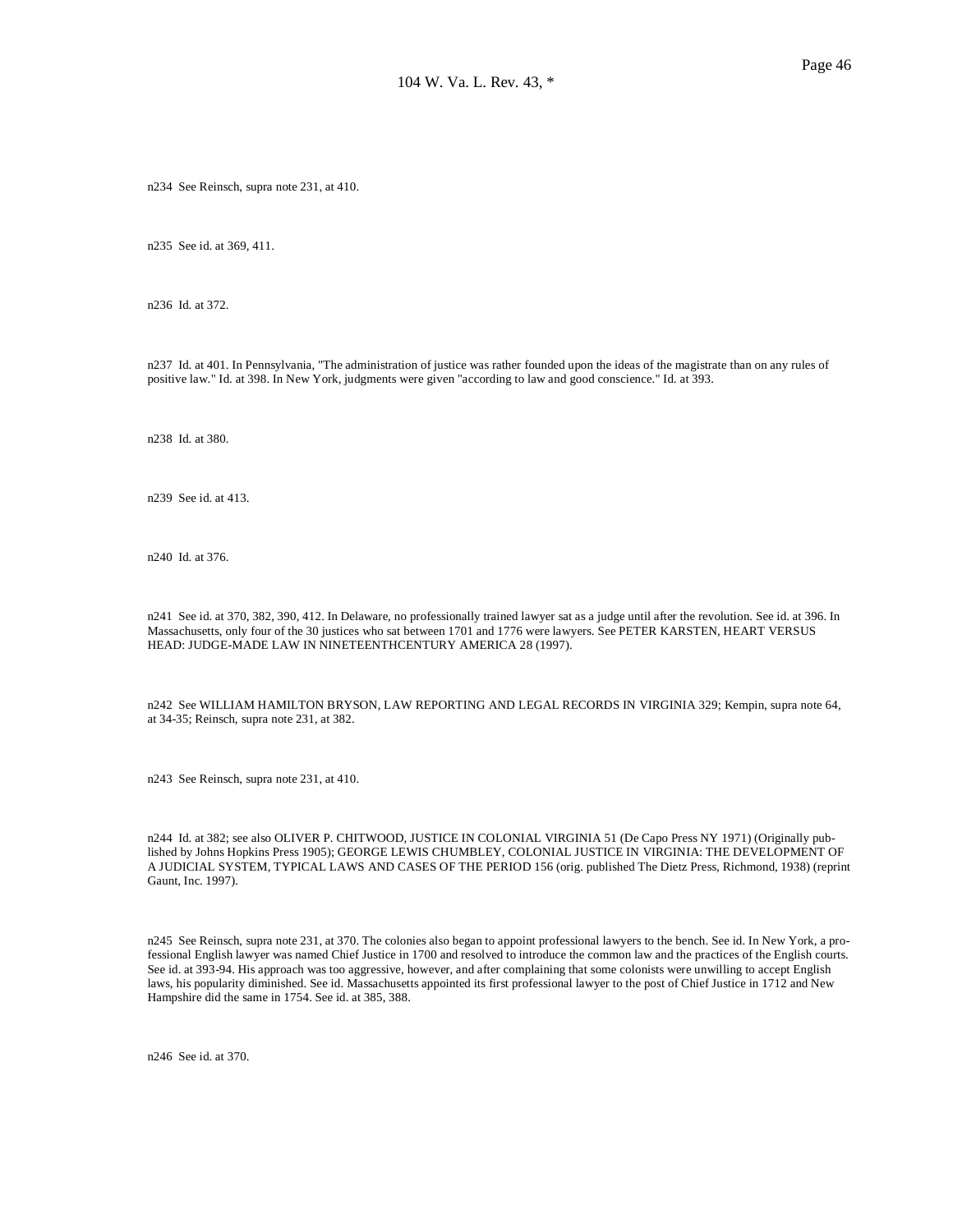n234 See Reinsch, supra note 231, at 410.

n235 See id. at 369, 411.

n236 Id. at 372.

n237 Id. at 401. In Pennsylvania, "The administration of justice was rather founded upon the ideas of the magistrate than on any rules of positive law." Id. at 398. In New York, judgments were given "according to law and good conscience." Id. at 393.

n238 Id. at 380.

n239 See id. at 413.

n240 Id. at 376.

n241 See id. at 370, 382, 390, 412. In Delaware, no professionally trained lawyer sat as a judge until after the revolution. See id. at 396. In Massachusetts, only four of the 30 justices who sat between 1701 and 1776 were lawyers. See PETER KARSTEN, HEART VERSUS HEAD: JUDGE-MADE LAW IN NINETEENTHCENTURY AMERICA 28 (1997).

n242 See WILLIAM HAMILTON BRYSON, LAW REPORTING AND LEGAL RECORDS IN VIRGINIA 329; Kempin, supra note 64, at 34-35; Reinsch, supra note 231, at 382.

n243 See Reinsch, supra note 231, at 410.

n244 Id. at 382; see also OLIVER P. CHITWOOD, JUSTICE IN COLONIAL VIRGINIA 51 (De Capo Press NY 1971) (Originally published by Johns Hopkins Press 1905); GEORGE LEWIS CHUMBLEY, COLONIAL JUSTICE IN VIRGINIA: THE DEVELOPMENT OF A JUDICIAL SYSTEM, TYPICAL LAWS AND CASES OF THE PERIOD 156 (orig. published The Dietz Press, Richmond, 1938) (reprint Gaunt, Inc. 1997).

n245 See Reinsch, supra note 231, at 370. The colonies also began to appoint professional lawyers to the bench. See id. In New York, a professional English lawyer was named Chief Justice in 1700 and resolved to introduce the common law and the practices of the English courts. See id. at 393-94. His approach was too aggressive, however, and after complaining that some colonists were unwilling to accept English laws, his popularity diminished. See id. Massachusetts appointed its first professional lawyer to the post of Chief Justice in 1712 and New Hampshire did the same in 1754. See id. at 385, 388.

n246 See id. at 370.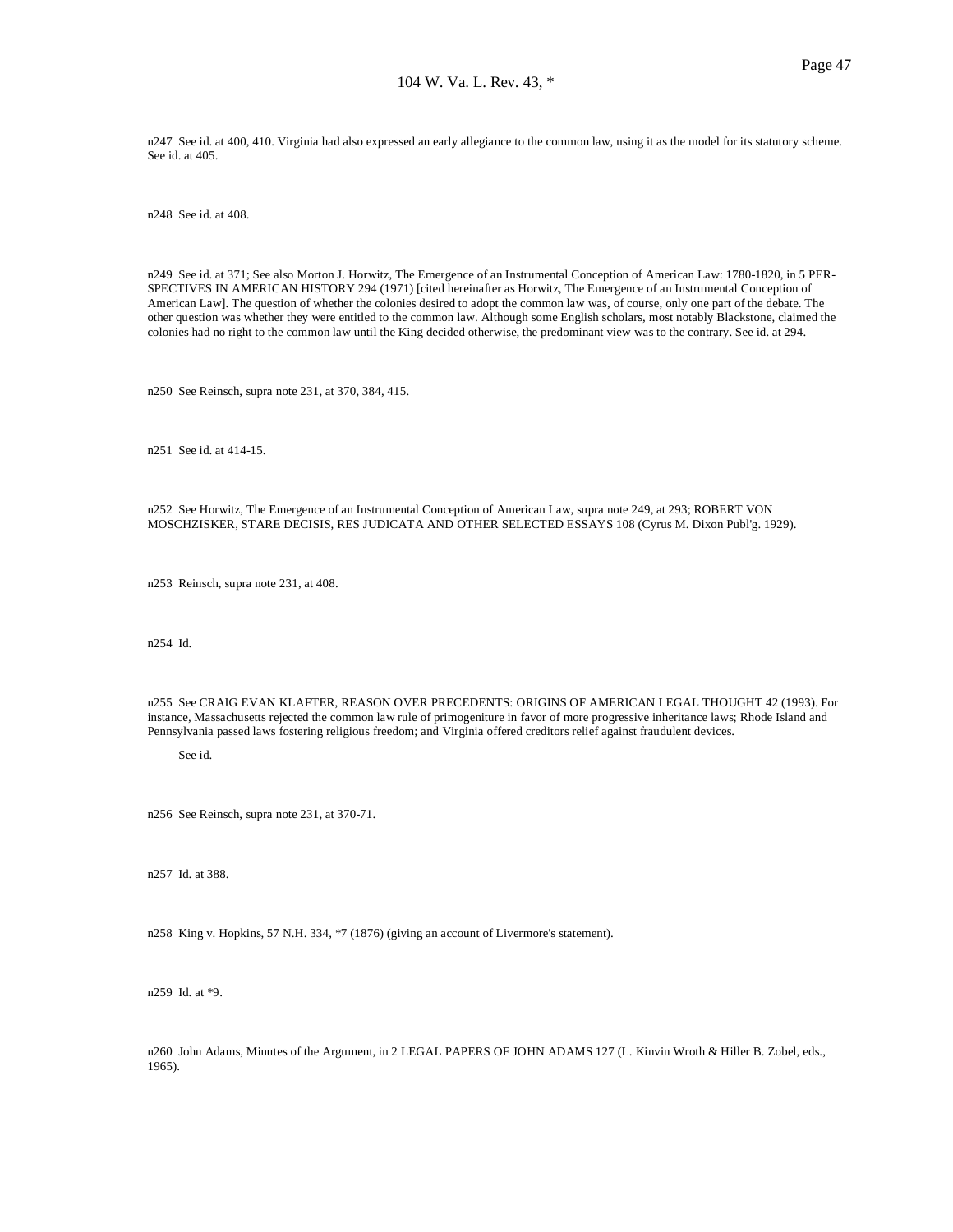n247 See id. at 400, 410. Virginia had also expressed an early allegiance to the common law, using it as the model for its statutory scheme. See id. at 405.

n248 See id. at 408.

n249 See id. at 371; See also Morton J. Horwitz, The Emergence of an Instrumental Conception of American Law: 1780-1820, in 5 PERSPECTIVES IN AMERICAN HISTORY 294 (1971) [cited hereinafter as Horwitz, The Emergence of an Instrumental Conception of American Law]. The question of whether the colonies desired to adopt the common law was, of course, only one part of the debate. The other question was whether they were entitled to the common law. Although some English scholars, most notably Blackstone, claimed the colonies had no right to the common law until the King decided otherwise, the predominant view was to the contrary. See id. at 294.

n250 See Reinsch, supra note 231, at 370, 384, 415.

n251 See id. at 414-15.

n252 See Horwitz, The Emergence of an Instrumental Conception of American Law, supra note 249, at 293; ROBERT VON MOSCHZISKER, STARE DECISIS, RES JUDICATA AND OTHER SELECTED ESSAYS 108 (Cyrus M. Dixon Publ'g. 1929).

n253 Reinsch, supra note 231, at 408.

n254 Id.

n255 See CRAIG EVAN KLAFTER, REASON OVER PRECEDENTS: ORIGINS OF AMERICAN LEGAL THOUGHT 42 (1993). For instance, Massachusetts rejected the common law rule of primogeniture in favor of more progressive inheritance laws; Rhode Island and Pennsylvania passed laws fostering religious freedom; and Virginia offered creditors relief against fraudulent devices.

See id.

n256 See Reinsch, supra note 231, at 370-71.

n257 Id. at 388.

n258 King v. Hopkins, 57 N.H. 334, *7 (1876) (giving an account of Livermore's statement).

n259 Id. at *9.

n260 John Adams, Minutes of the Argument, in 2 LEGAL PAPERS OF JOHN ADAMS 127 (L. Kinvin Wroth & Hiller B. Zobel, eds., 1965).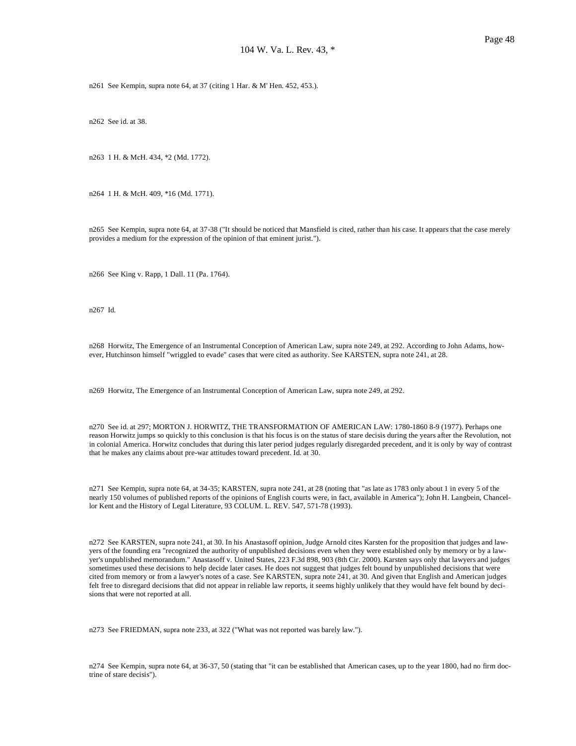n261 See Kempin, supra note 64, at 37 (citing 1 Har. & M' Hen. 452, 453.).

n262 See id. at 38.

n263 1 H. & McH. 434, *2 (Md. 1772).

n264 1 H. & McH. 409, *16 (Md. 1771).

n265 See Kempin, supra note 64, at 37-38 ("It should be noticed that Mansfield is cited, rather than his case. It appears that the case merely provides a medium for the expression of the opinion of that eminent jurist.").

n266 See King v. Rapp, 1 Dall. 11 (Pa. 1764).

n267 Id.

n268 Horwitz, The Emergence of an Instrumental Conception of American Law, supra note 249, at 292. According to John Adams, however, Hutchinson himself "wriggled to evade" cases that were cited as authority. See KARSTEN, supra note 241, at 28.

n269 Horwitz, The Emergence of an Instrumental Conception of American Law, supra note 249, at 292.

n270 See id. at 297; MORTON J. HORWITZ, THE TRANSFORMATION OF AMERICAN LAW: 1780-1860 8-9 (1977). Perhaps one reason Horwitz jumps so quickly to this conclusion is that his focus is on the status of stare decisis during the years after the Revolution, not in colonial America. Horwitz concludes that during this later period judges regularly disregarded precedent, and it is only by way of contrast that he makes any claims about pre-war attitudes toward precedent. Id. at 30.

n271 See Kempin, supra note 64, at 34-35; KARSTEN, supra note 241, at 28 (noting that "as late as 1783 only about 1 in every 5 of the nearly 150 volumes of published reports of the opinions of English courts were, in fact, available in America"); John H. Langbein, Chancellor Kent and the History of Legal Literature, 93 COLUM. L. REV. 547, 571-78 (1993).

n272 See KARSTEN, supra note 241, at 30. In his Anastasoff opinion, Judge Arnold cites Karsten for the proposition that judges and lawyers of the founding era "recognized the authority of unpublished decisions even when they were established only by memory or by a lawyer's unpublished memorandum." Anastasoff v. United States, 223 F.3d 898, 903 (8th Cir. 2000). Karsten says only that lawyers and judges sometimes used these decisions to help decide later cases. He does not suggest that judges felt bound by unpublished decisions that were cited from memory or from a lawyer's notes of a case. See KARSTEN, supra note 241, at 30. And given that English and American judges felt free to disregard decisions that did not appear in reliable law reports, it seems highly unlikely that they would have felt bound by decisions that were not reported at all.

n273 See FRIEDMAN, supra note 233, at 322 ("What was not reported was barely law.").

n274 See Kempin, supra note 64, at 36-37, 50 (stating that "it can be established that American cases, up to the year 1800, had no firm doctrine of stare decisis").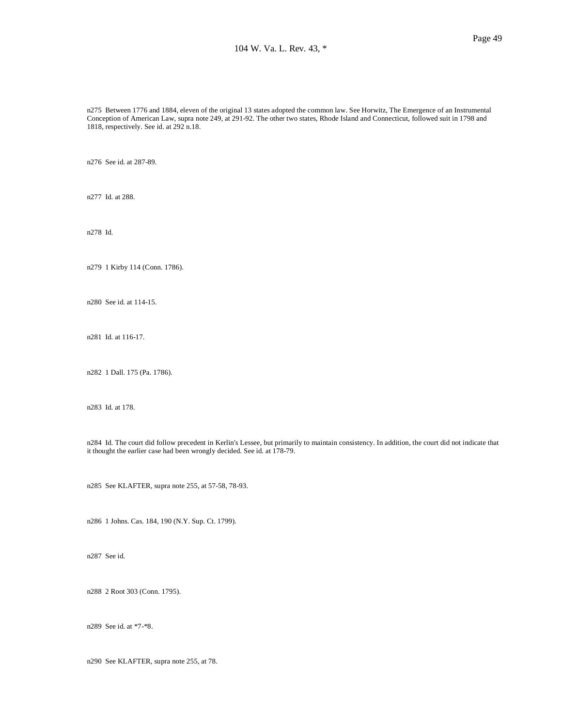n275 Between 1776 and 1884, eleven of the original 13 states adopted the common law. See Horwitz, The Emergence of an Instrumental Conception of American Law, supra note 249, at 291-92. The other two states, Rhode Island and Connecticut, followed suit in 1798 and 1818, respectively. See id. at 292 n.18.

n276 See id. at 287-89.

n277 Id. at 288.

n278 Id.

n279 1 Kirby 114 (Conn. 1786).

n280 See id. at 114-15.

n281 Id. at 116-17.

n282 1 Dall. 175 (Pa. 1786).

n283 Id. at 178.

n284 Id. The court did follow precedent in Kerlin's Lessee, but primarily to maintain consistency. In addition, the court did not indicate that it thought the earlier case had been wrongly decided. See id. at 178-79.

n285 See KLAFTER, supra note 255, at 57-58, 78-93.

n286 1 Johns. Cas. 184, 190 (N.Y. Sup. Ct. 1799).

n287 See id.

n288 2 Root 303 (Conn. 1795).

n289 See id. at *7-*8.

n290 See KLAFTER, supra note 255, at 78.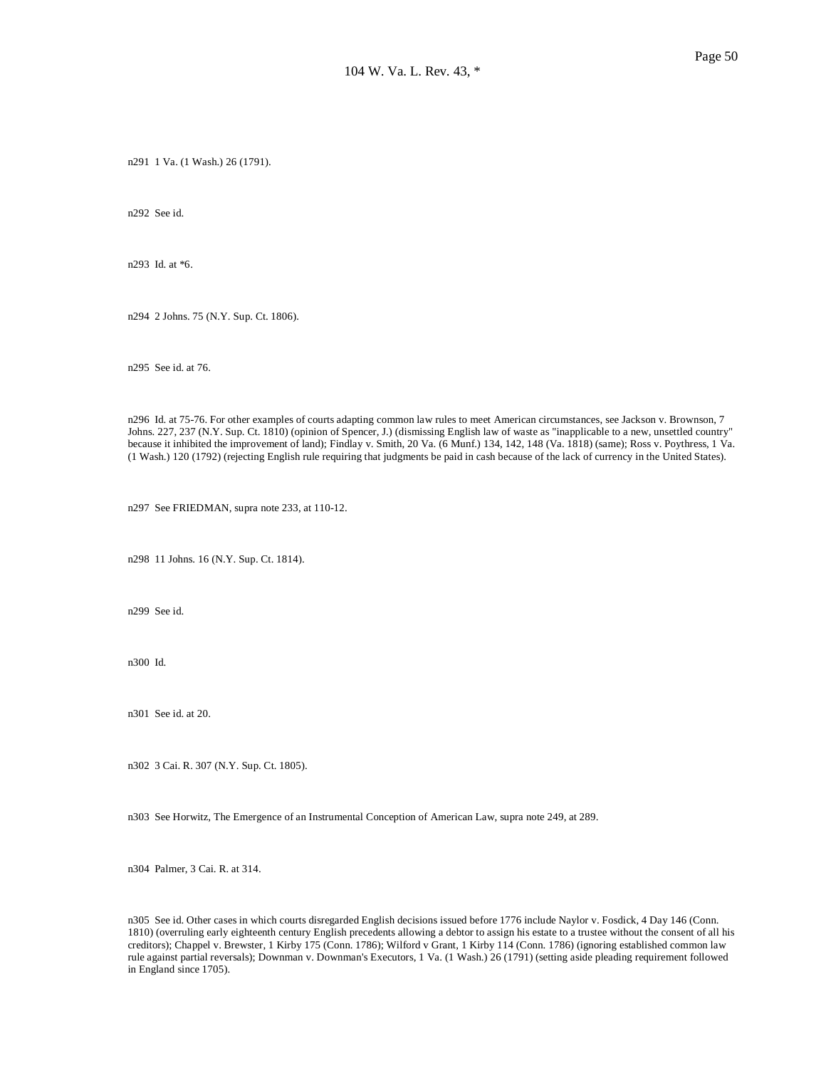n291 1 Va. (1 Wash.) 26 (1791).

n292 See id.

n293 Id. at *6.

n294 2 Johns. 75 (N.Y. Sup. Ct. 1806).

n295 See id. at 76.

n296 Id. at 75-76. For other examples of courts adapting common law rules to meet American circumstances, see Jackson v. Brownson, 7 Johns. 227, 237 (N.Y. Sup. Ct. 1810) (opinion of Spencer, J.) (dismissing English law of waste as "inapplicable to a new, unsettled country" because it inhibited the improvement of land); Findlay v. Smith, 20 Va. (6 Munf.) 134, 142, 148 (Va. 1818) (same); Ross v. Poythress, 1 Va. (1 Wash.) 120 (1792) (rejecting English rule requiring that judgments be paid in cash because of the lack of currency in the United States).

n297 See FRIEDMAN, supra note 233, at 110-12.

n298 11 Johns. 16 (N.Y. Sup. Ct. 1814).

n299 See id.

n300 Id.

n301 See id. at 20.

n302 3 Cai. R. 307 (N.Y. Sup. Ct. 1805).

n303 See Horwitz, The Emergence of an Instrumental Conception of American Law, supra note 249, at 289.

n304 Palmer, 3 Cai. R. at 314.

n305 See id. Other cases in which courts disregarded English decisions issued before 1776 include Naylor v. Fosdick, 4 Day 146 (Conn. 1810) (overruling early eighteenth century English precedents allowing a debtor to assign his estate to a trustee without the consent of all his creditors); Chappel v. Brewster, 1 Kirby 175 (Conn. 1786); Wilford v Grant, 1 Kirby 114 (Conn. 1786) (ignoring established common law rule against partial reversals); Downman v. Downman's Executors, 1 Va. (1 Wash.) 26 (1791) (setting aside pleading requirement followed in England since 1705).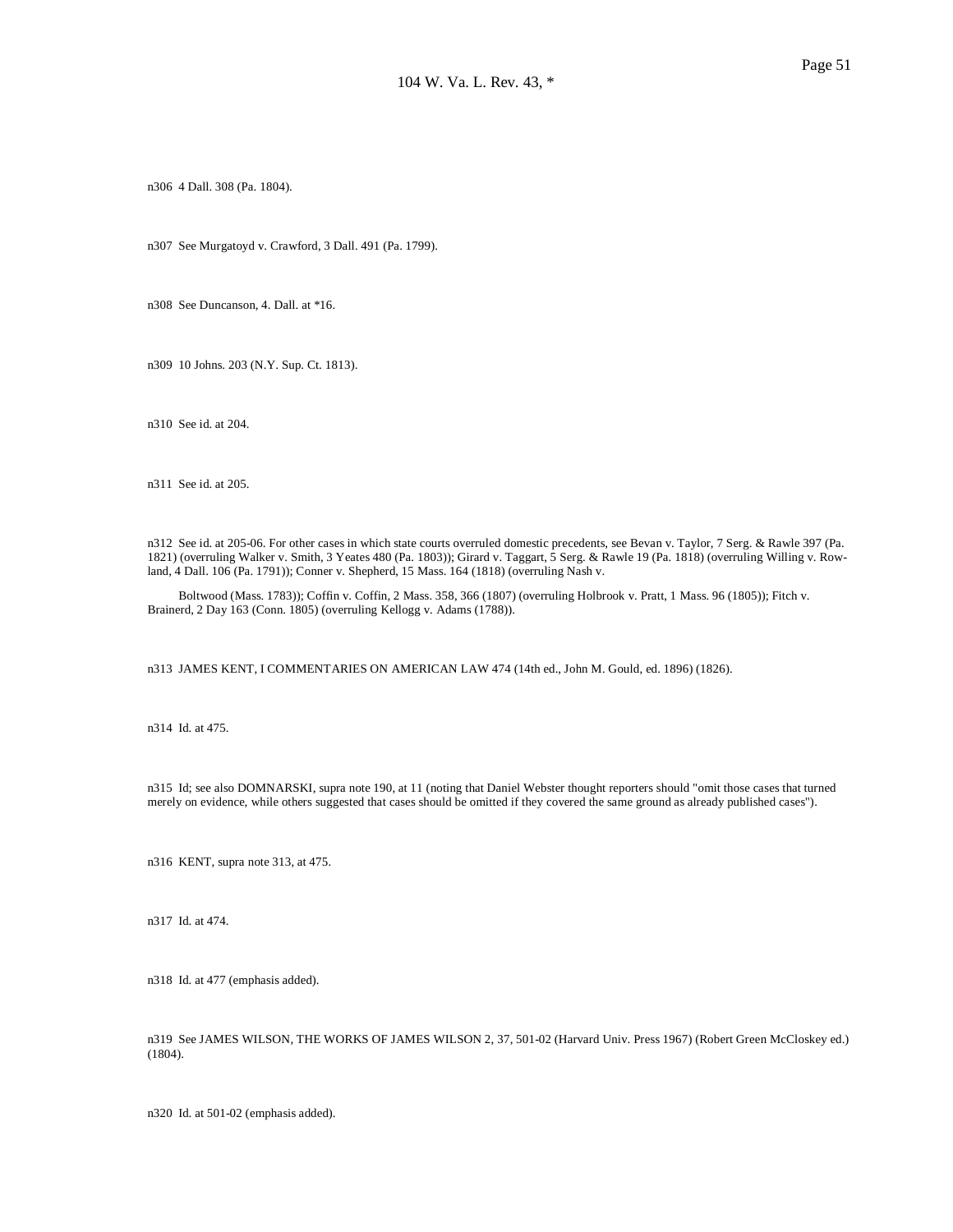n306 4 Dall. 308 (Pa. 1804).

n307 See Murgatoyd v. Crawford, 3 Dall. 491 (Pa. 1799).

n308 See Duncanson, 4. Dall. at *16.

n309 10 Johns. 203 (N.Y. Sup. Ct. 1813).

n310 See id. at 204.

n311 See id. at 205.

n312 See id. at 205-06. For other cases in which state courts overruled domestic precedents, see Bevan v. Taylor, 7 Serg. & Rawle 397 (Pa. 1821) (overruling Walker v. Smith, 3 Yeates 480 (Pa. 1803)); Girard v. Taggart, 5 Serg. & Rawle 19 (Pa. 1818) (overruling Willing v. Rowland, 4 Dall. 106 (Pa. 1791)); Conner v. Shepherd, 15 Mass. 164 (1818) (overruling Nash v.

Boltwood (Mass. 1783)); Coffin v. Coffin, 2 Mass. 358, 366 (1807) (overruling Holbrook v. Pratt, 1 Mass. 96 (1805)); Fitch v. Brainerd, 2 Day 163 (Conn. 1805) (overruling Kellogg v. Adams (1788)).

n313 JAMES KENT, I COMMENTARIES ON AMERICAN LAW 474 (14th ed., John M. Gould, ed. 1896) (1826).

n314 Id. at 475.

n315 Id; see also DOMNARSKI, supra note 190, at 11 (noting that Daniel Webster thought reporters should "omit those cases that turned merely on evidence, while others suggested that cases should be omitted if they covered the same ground as already published cases").

n316 KENT, supra note 313, at 475.

n317 Id. at 474.

n318 Id. at 477 (emphasis added).

n319 See JAMES WILSON, THE WORKS OF JAMES WILSON 2, 37, 501-02 (Harvard Univ. Press 1967) (Robert Green McCloskey ed.) (1804).

n320 Id. at 501-02 (emphasis added).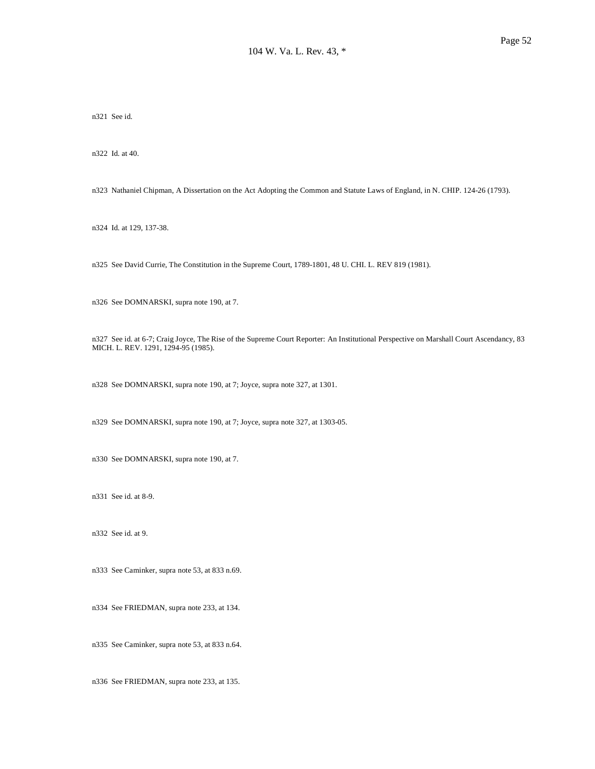n321 See id.

n322 Id. at 40.

n323 Nathaniel Chipman, A Dissertation on the Act Adopting the Common and Statute Laws of England, in N. CHIP. 124-26 (1793).

n324 Id. at 129, 137-38.

n325 See David Currie, The Constitution in the Supreme Court, 1789-1801, 48 U. CHI. L. REV 819 (1981).

n326 See DOMNARSKI, supra note 190, at 7.

n327 See id. at 6-7; Craig Joyce, The Rise of the Supreme Court Reporter: An Institutional Perspective on Marshall Court Ascendancy, 83 MICH. L. REV. 1291, 1294-95 (1985).

n328 See DOMNARSKI, supra note 190, at 7; Joyce, supra note 327, at 1301.

n329 See DOMNARSKI, supra note 190, at 7; Joyce, supra note 327, at 1303-05.

n330 See DOMNARSKI, supra note 190, at 7.

n331 See id. at 8-9.

n332 See id. at 9.

n333 See Caminker, supra note 53, at 833 n.69.

n334 See FRIEDMAN, supra note 233, at 134.

n335 See Caminker, supra note 53, at 833 n.64.

n336 See FRIEDMAN, supra note 233, at 135.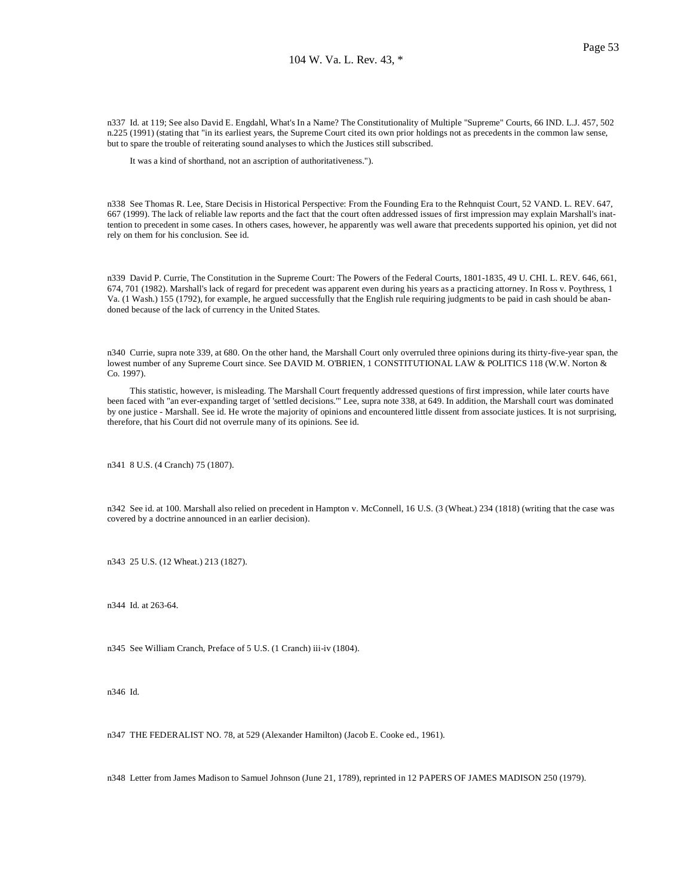n337 Id. at 119; See also David E. Engdahl, What's In a Name? The Constitutionality of Multiple "Supreme" Courts, 66 IND. L.J. 457, 502 n.225 (1991) (stating that "in its earliest years, the Supreme Court cited its own prior holdings not as precedents in the common law sense, but to spare the trouble of reiterating sound analyses to which the Justices still subscribed.

It was a kind of shorthand, not an ascription of authoritativeness.").

n338 See Thomas R. Lee, Stare Decisis in Historical Perspective: From the Founding Era to the Rehnquist Court, 52 VAND. L. REV. 647, 667 (1999). The lack of reliable law reports and the fact that the court often addressed issues of first impression may explain Marshall's inattention to precedent in some cases. In others cases, however, he apparently was well aware that precedents supported his opinion, yet did not rely on them for his conclusion. See id.

n339 David P. Currie, The Constitution in the Supreme Court: The Powers of the Federal Courts, 1801-1835, 49 U. CHI. L. REV. 646, 661, 674, 701 (1982). Marshall's lack of regard for precedent was apparent even during his years as a practicing attorney. In Ross v. Poythress, 1 Va. (1 Wash.) 155 (1792), for example, he argued successfully that the English rule requiring judgments to be paid in cash should be abandoned because of the lack of currency in the United States.

n340 Currie, supra note 339, at 680. On the other hand, the Marshall Court only overruled three opinions during its thirty-five-year span, the lowest number of any Supreme Court since. See DAVID M. O'BRIEN, 1 CONSTITUTIONAL LAW & POLITICS 118 (W.W. Norton & Co. 1997).

This statistic, however, is misleading. The Marshall Court frequently addressed questions of first impression, while later courts have been faced with "an ever-expanding target of 'settled decisions.'" Lee, supra note 338, at 649. In addition, the Marshall court was dominated by one justice - Marshall. See id. He wrote the majority of opinions and encountered little dissent from associate justices. It is not surprising, therefore, that his Court did not overrule many of its opinions. See id.

n341 8 U.S. (4 Cranch) 75 (1807).

n342 See id. at 100. Marshall also relied on precedent in Hampton v. McConnell, 16 U.S. (3 (Wheat.) 234 (1818) (writing that the case was covered by a doctrine announced in an earlier decision).

n343 25 U.S. (12 Wheat.) 213 (1827).

n344 Id. at 263-64.

n345 See William Cranch, Preface of 5 U.S. (1 Cranch) iii-iv (1804).

n346 Id.

n347 THE FEDERALIST NO. 78, at 529 (Alexander Hamilton) (Jacob E. Cooke ed., 1961).

n348 Letter from James Madison to Samuel Johnson (June 21, 1789), reprinted in 12 PAPERS OF JAMES MADISON 250 (1979).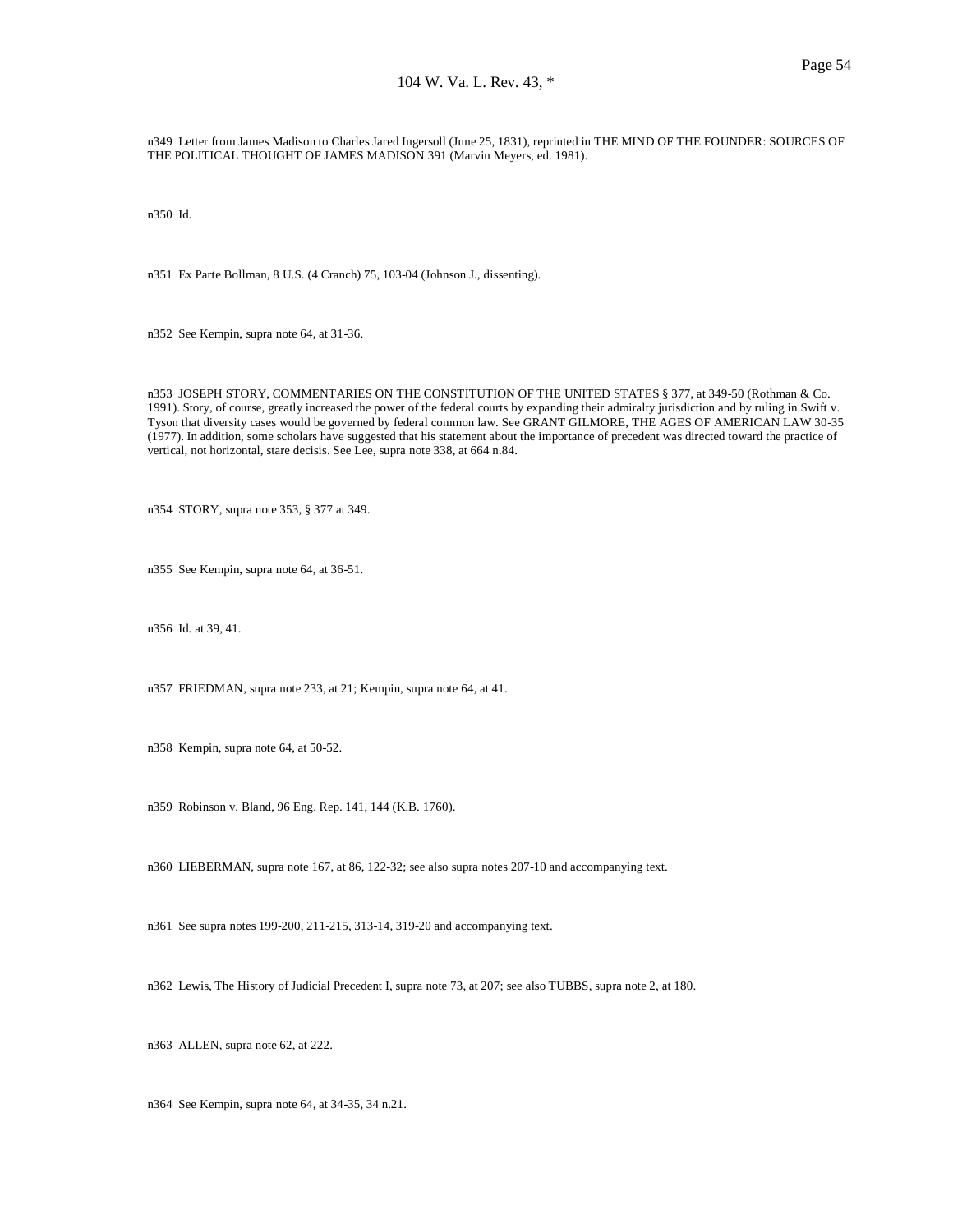n349 Letter from James Madison to Charles Jared Ingersoll (June 25, 1831), reprinted in THE MIND OF THE FOUNDER: SOURCES OF THE POLITICAL THOUGHT OF JAMES MADISON 391 (Marvin Meyers, ed. 1981).

n350 Id.

n351 Ex Parte Bollman, 8 U.S. (4 Cranch) 75, 103-04 (Johnson J., dissenting).

n352 See Kempin, supra note 64, at 31-36.

n353 JOSEPH STORY, COMMENTARIES ON THE CONSTITUTION OF THE UNITED STATES § 377, at 349-50 (Rothman & Co. 1991). Story, of course, greatly increased the power of the federal courts by expanding their admiralty jurisdiction and by ruling in Swift v. Tyson that diversity cases would be governed by federal common law. See GRANT GILMORE, THE AGES OF AMERICAN LAW 30-35 (1977). In addition, some scholars have suggested that his statement about the importance of precedent was directed toward the practice of vertical, not horizontal, stare decisis. See Lee, supra note 338, at 664 n.84.

n354 STORY, supra note 353, § 377 at 349.

n355 See Kempin, supra note 64, at 36-51.

n356 Id. at 39, 41.

n357 FRIEDMAN, supra note 233, at 21; Kempin, supra note 64, at 41.

n358 Kempin, supra note 64, at 50-52.

n359 Robinson v. Bland, 96 Eng. Rep. 141, 144 (K.B. 1760).

n360 LIEBERMAN, supra note 167, at 86, 122-32; see also supra notes 207-10 and accompanying text.

n361 See supra notes 199-200, 211-215, 313-14, 319-20 and accompanying text.

n362 Lewis, The History of Judicial Precedent I, supra note 73, at 207; see also TUBBS, supra note 2, at 180.

n363 ALLEN, supra note 62, at 222.

n364 See Kempin, supra note 64, at 34-35, 34 n.21.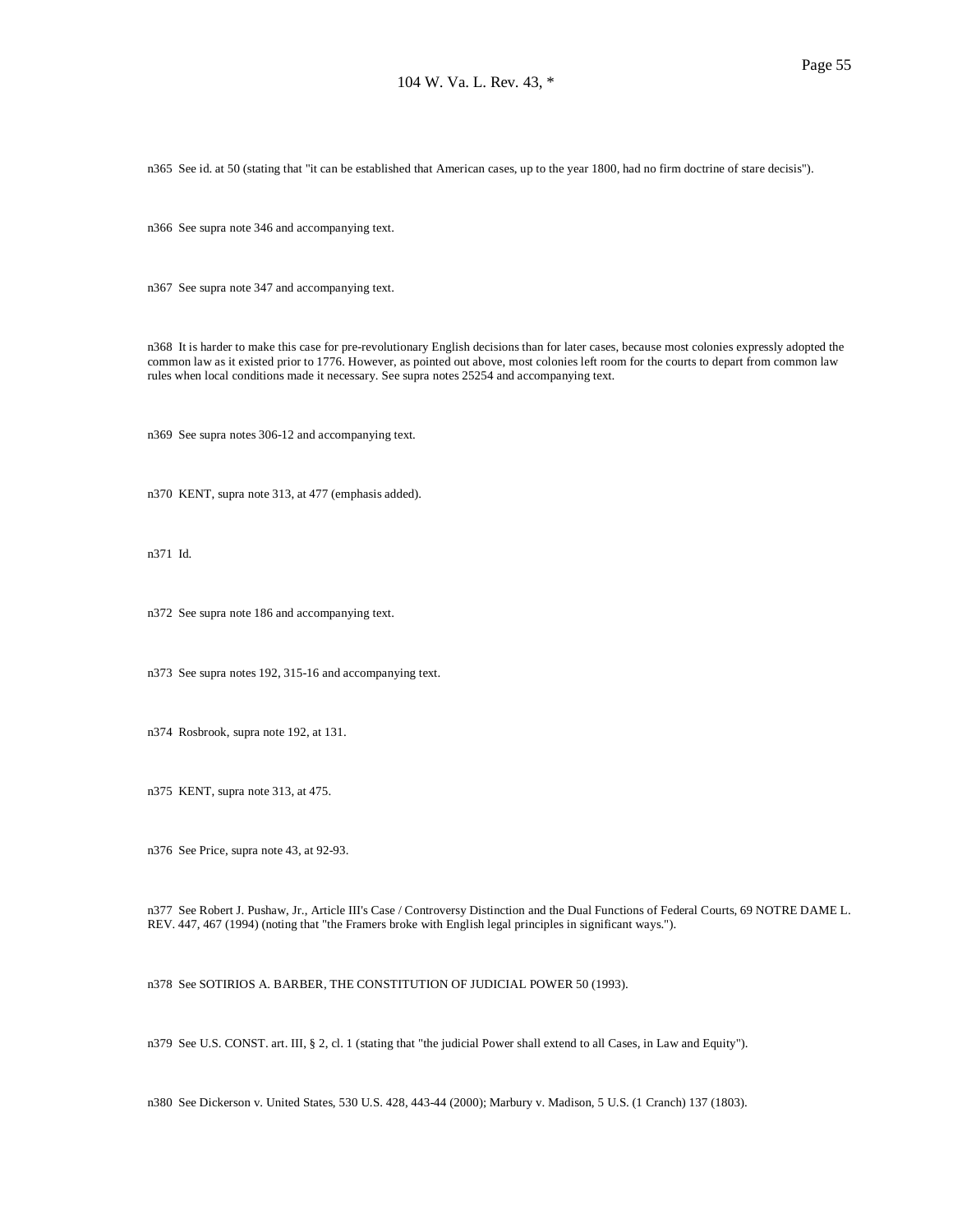n365 See id. at 50 (stating that "it can be established that American cases, up to the year 1800, had no firm doctrine of stare decisis").

n366 See supra note 346 and accompanying text.

n367 See supra note 347 and accompanying text.

n368 It is harder to make this case for pre-revolutionary English decisions than for later cases, because most colonies expressly adopted the common law as it existed prior to 1776. However, as pointed out above, most colonies left room for the courts to depart from common law rules when local conditions made it necessary. See supra notes 25254 and accompanying text.

n369 See supra notes 306-12 and accompanying text.

n370 KENT, supra note 313, at 477 (emphasis added).

n371 Id.

n372 See supra note 186 and accompanying text.

n373 See supra notes 192, 315-16 and accompanying text.

n374 Rosbrook, supra note 192, at 131.

n375 KENT, supra note 313, at 475.

n376 See Price, supra note 43, at 92-93.

n377 See Robert J. Pushaw, Jr., Article III's Case / Controversy Distinction and the Dual Functions of Federal Courts, 69 NOTRE DAME L. REV. 447, 467 (1994) (noting that "the Framers broke with English legal principles in significant ways.").

n378 See SOTIRIOS A. BARBER, THE CONSTITUTION OF JUDICIAL POWER 50 (1993).

n379 See U.S. CONST. art. III, § 2, cl. 1 (stating that "the judicial Power shall extend to all Cases, in Law and Equity").

n380 See Dickerson v. United States, 530 U.S. 428, 443-44 (2000); Marbury v. Madison, 5 U.S. (1 Cranch) 137 (1803).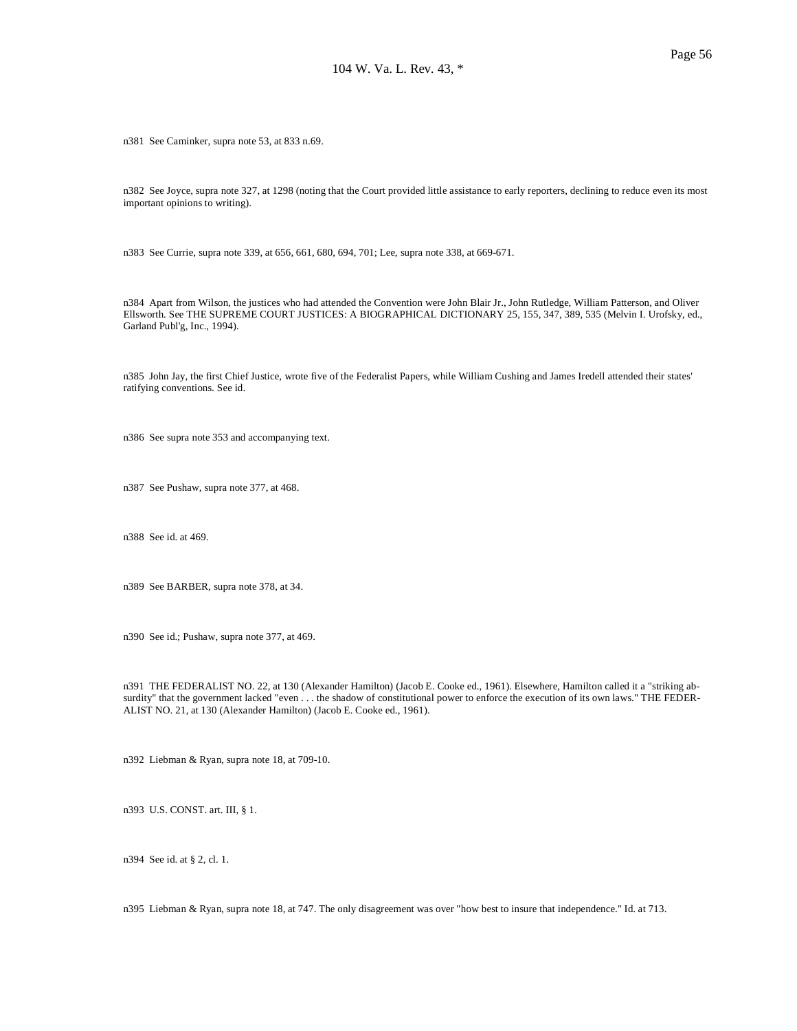n381 See Caminker, supra note 53, at 833 n.69.

n382 See Joyce, supra note 327, at 1298 (noting that the Court provided little assistance to early reporters, declining to reduce even its most important opinions to writing).

n383 See Currie, supra note 339, at 656, 661, 680, 694, 701; Lee, supra note 338, at 669-671.

n384 Apart from Wilson, the justices who had attended the Convention were John Blair Jr., John Rutledge, William Patterson, and Oliver Ellsworth. See THE SUPREME COURT JUSTICES: A BIOGRAPHICAL DICTIONARY 25, 155, 347, 389, 535 (Melvin I. Urofsky, ed., Garland Publ'g, Inc., 1994).

n385 John Jay, the first Chief Justice, wrote five of the Federalist Papers, while William Cushing and James Iredell attended their states' ratifying conventions. See id.

n386 See supra note 353 and accompanying text.

n387 See Pushaw, supra note 377, at 468.

n388 See id. at 469.

n389 See BARBER, supra note 378, at 34.

n390 See id.; Pushaw, supra note 377, at 469.

n391 THE FEDERALIST NO. 22, at 130 (Alexander Hamilton) (Jacob E. Cooke ed., 1961). Elsewhere, Hamilton called it a "striking absurdity" that the government lacked "even . . . the shadow of constitutional power to enforce the execution of its own laws." THE FEDERALIST NO. 21, at 130 (Alexander Hamilton) (Jacob E. Cooke ed., 1961).

n392 Liebman & Ryan, supra note 18, at 709-10.

n393 U.S. CONST. art. III, § 1.

n394 See id. at § 2, cl. 1.

n395 Liebman & Ryan, supra note 18, at 747. The only disagreement was over "how best to insure that independence." Id. at 713.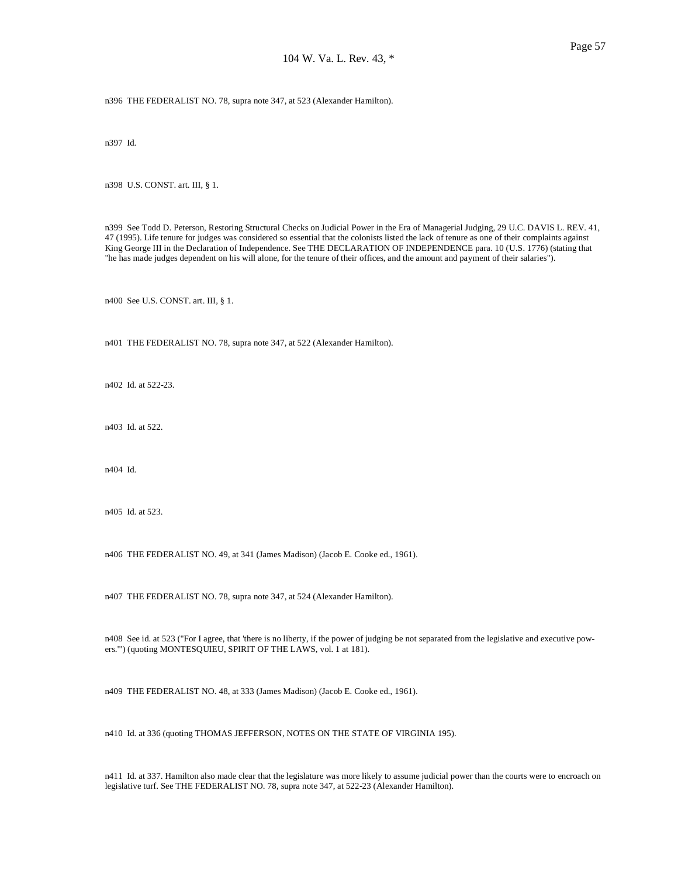n396 THE FEDERALIST NO. 78, supra note 347, at 523 (Alexander Hamilton).

n397 Id.

n398 U.S. CONST. art. III, § 1.

n399 See Todd D. Peterson, Restoring Structural Checks on Judicial Power in the Era of Managerial Judging, 29 U.C. DAVIS L. REV. 41, 47 (1995). Life tenure for judges was considered so essential that the colonists listed the lack of tenure as one of their complaints against King George III in the Declaration of Independence. See THE DECLARATION OF INDEPENDENCE para. 10 (U.S. 1776) (stating that "he has made judges dependent on his will alone, for the tenure of their offices, and the amount and payment of their salaries").

n400 See U.S. CONST. art. III, § 1.

n401 THE FEDERALIST NO. 78, supra note 347, at 522 (Alexander Hamilton).

n402 Id. at 522-23.

n403 Id. at 522.

n404 Id.

n405 Id. at 523.

n406 THE FEDERALIST NO. 49, at 341 (James Madison) (Jacob E. Cooke ed., 1961).

n407 THE FEDERALIST NO. 78, supra note 347, at 524 (Alexander Hamilton).

n408 See id. at 523 ("For I agree, that 'there is no liberty, if the power of judging be not separated from the legislative and executive powers.'") (quoting MONTESQUIEU, SPIRIT OF THE LAWS, vol. 1 at 181).

n409 THE FEDERALIST NO. 48, at 333 (James Madison) (Jacob E. Cooke ed., 1961).

n410 Id. at 336 (quoting THOMAS JEFFERSON, NOTES ON THE STATE OF VIRGINIA 195).

n411 Id. at 337. Hamilton also made clear that the legislature was more likely to assume judicial power than the courts were to encroach on legislative turf. See THE FEDERALIST NO. 78, supra note 347, at 522-23 (Alexander Hamilton).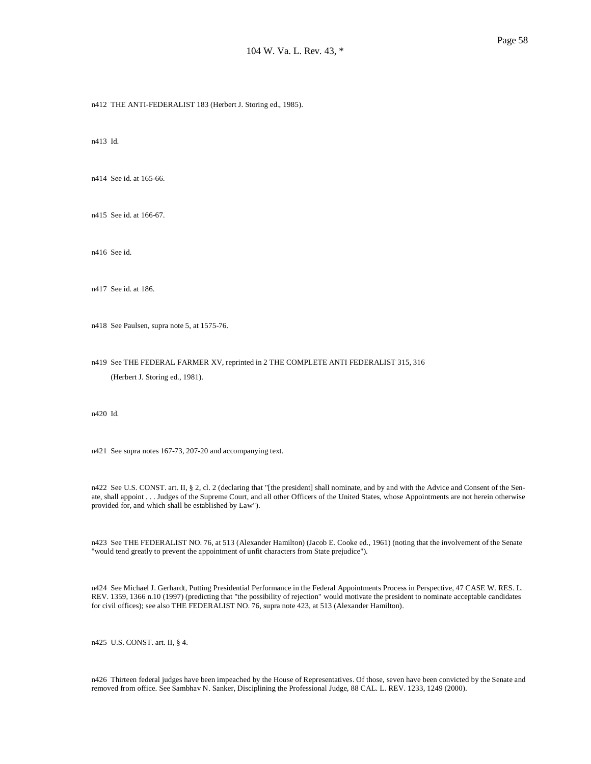n412 THE ANTI-FEDERALIST 183 (Herbert J. Storing ed., 1985).

n413 Id.

n414 See id. at 165-66.

n415 See id. at 166-67.

n416 See id.

n417 See id. at 186.

n418 See Paulsen, supra note 5, at 1575-76.

n419 See THE FEDERAL FARMER XV, reprinted in 2 THE COMPLETE ANTI FEDERALIST 315, 316 (Herbert J. Storing ed., 1981).

n420 Id.

n421 See supra notes 167-73, 207-20 and accompanying text.

n422 See U.S. CONST. art. II, § 2, cl. 2 (declaring that "[the president] shall nominate, and by and with the Advice and Consent of the Senate, shall appoint . . . Judges of the Supreme Court, and all other Officers of the United States, whose Appointments are not herein otherwise provided for, and which shall be established by Law").

n423 See THE FEDERALIST NO. 76, at 513 (Alexander Hamilton) (Jacob E. Cooke ed., 1961) (noting that the involvement of the Senate "would tend greatly to prevent the appointment of unfit characters from State prejudice").

n424 See Michael J. Gerhardt, Putting Presidential Performance in the Federal Appointments Process in Perspective, 47 CASE W. RES. L. REV. 1359, 1366 n.10 (1997) (predicting that "the possibility of rejection" would motivate the president to nominate acceptable candidates for civil offices); see also THE FEDERALIST NO. 76, supra note 423, at 513 (Alexander Hamilton).

n425 U.S. CONST. art. II, § 4.

n426 Thirteen federal judges have been impeached by the House of Representatives. Of those, seven have been convicted by the Senate and removed from office. See Sambhav N. Sanker, Disciplining the Professional Judge, 88 CAL. L. REV. 1233, 1249 (2000).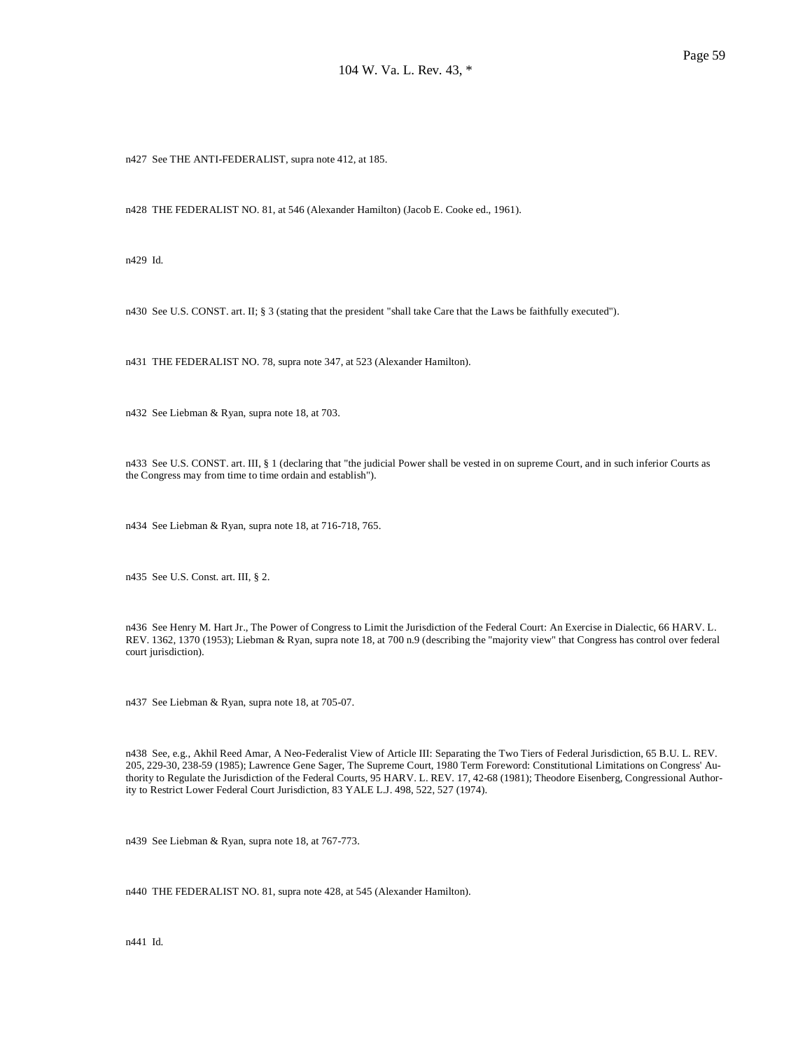n427 See THE ANTI-FEDERALIST, supra note 412, at 185.

n428 THE FEDERALIST NO. 81, at 546 (Alexander Hamilton) (Jacob E. Cooke ed., 1961).

n429 Id.

n430 See U.S. CONST. art. II; § 3 (stating that the president "shall take Care that the Laws be faithfully executed").

n431 THE FEDERALIST NO. 78, supra note 347, at 523 (Alexander Hamilton).

n432 See Liebman & Ryan, supra note 18, at 703.

n433 See U.S. CONST. art. III, § 1 (declaring that "the judicial Power shall be vested in on supreme Court, and in such inferior Courts as the Congress may from time to time ordain and establish").

n434 See Liebman & Ryan, supra note 18, at 716-718, 765.

n435 See U.S. Const. art. III, § 2.

n436 See Henry M. Hart Jr., The Power of Congress to Limit the Jurisdiction of the Federal Court: An Exercise in Dialectic, 66 HARV. L. REV. 1362, 1370 (1953); Liebman & Ryan, supra note 18, at 700 n.9 (describing the "majority view" that Congress has control over federal court jurisdiction).

n437 See Liebman & Ryan, supra note 18, at 705-07.

n438 See, e.g., Akhil Reed Amar, A Neo-Federalist View of Article III: Separating the Two Tiers of Federal Jurisdiction, 65 B.U. L. REV. 205, 229-30, 238-59 (1985); Lawrence Gene Sager, The Supreme Court, 1980 Term Foreword: Constitutional Limitations on Congress' Authority to Regulate the Jurisdiction of the Federal Courts, 95 HARV. L. REV. 17, 42-68 (1981); Theodore Eisenberg, Congressional Authority to Restrict Lower Federal Court Jurisdiction, 83 YALE L.J. 498, 522, 527 (1974).

n439 See Liebman & Ryan, supra note 18, at 767-773.

n440 THE FEDERALIST NO. 81, supra note 428, at 545 (Alexander Hamilton).

n441 Id.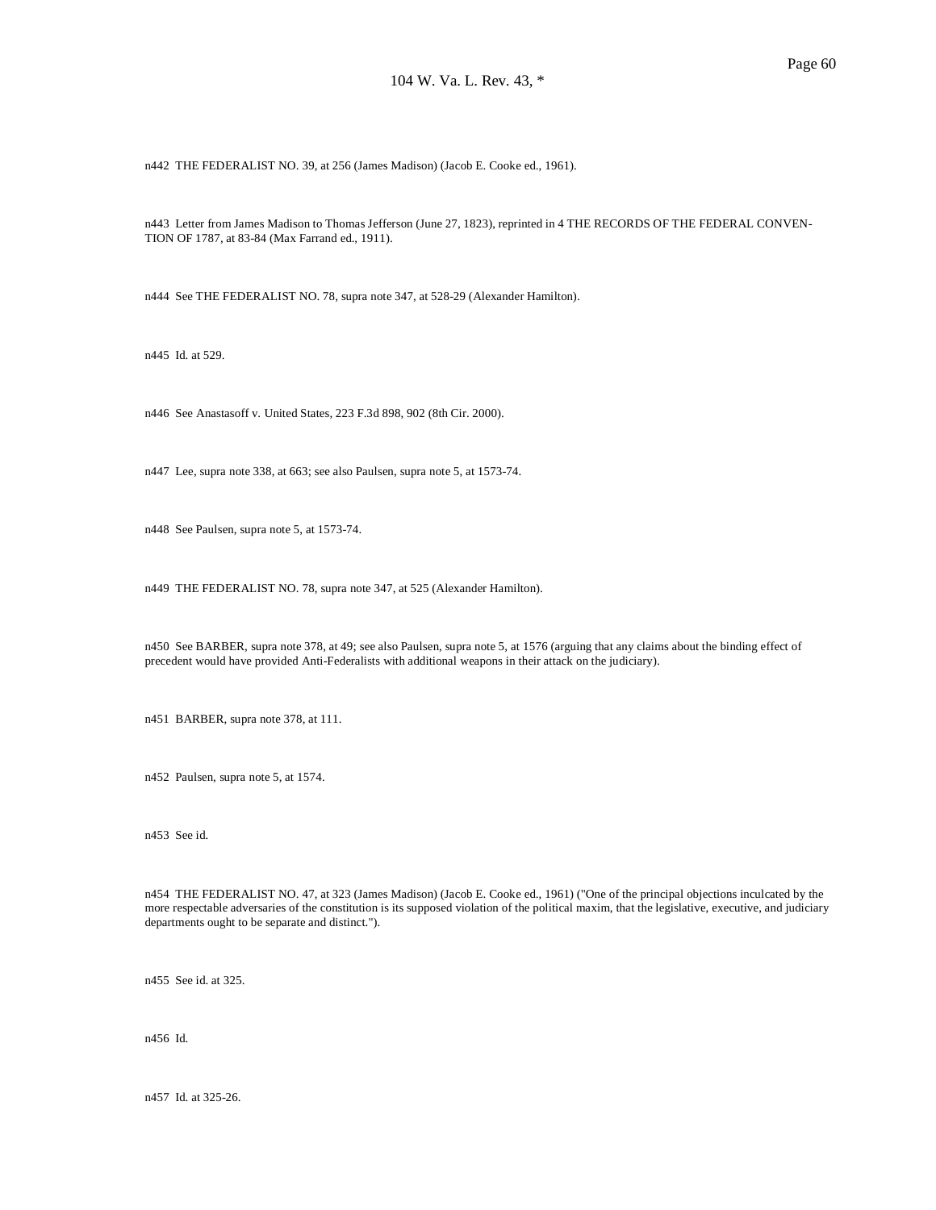n442 THE FEDERALIST NO. 39, at 256 (James Madison) (Jacob E. Cooke ed., 1961).

n443 Letter from James Madison to Thomas Jefferson (June 27, 1823), reprinted in 4 THE RECORDS OF THE FEDERAL CONVENTION OF 1787, at 83-84 (Max Farrand ed., 1911).

n444 See THE FEDERALIST NO. 78, supra note 347, at 528-29 (Alexander Hamilton).

n445 Id. at 529.

n446 See Anastasoff v. United States, 223 F.3d 898, 902 (8th Cir. 2000).

n447 Lee, supra note 338, at 663; see also Paulsen, supra note 5, at 1573-74.

n448 See Paulsen, supra note 5, at 1573-74.

n449 THE FEDERALIST NO. 78, supra note 347, at 525 (Alexander Hamilton).

n450 See BARBER, supra note 378, at 49; see also Paulsen, supra note 5, at 1576 (arguing that any claims about the binding effect of precedent would have provided Anti-Federalists with additional weapons in their attack on the judiciary).

n451 BARBER, supra note 378, at 111.

n452 Paulsen, supra note 5, at 1574.

n453 See id.

n454 THE FEDERALIST NO. 47, at 323 (James Madison) (Jacob E. Cooke ed., 1961) ("One of the principal objections inculcated by the more respectable adversaries of the constitution is its supposed violation of the political maxim, that the legislative, executive, and judiciary departments ought to be separate and distinct.").

n455 See id. at 325.

n456 Id.

n457 Id. at 325-26.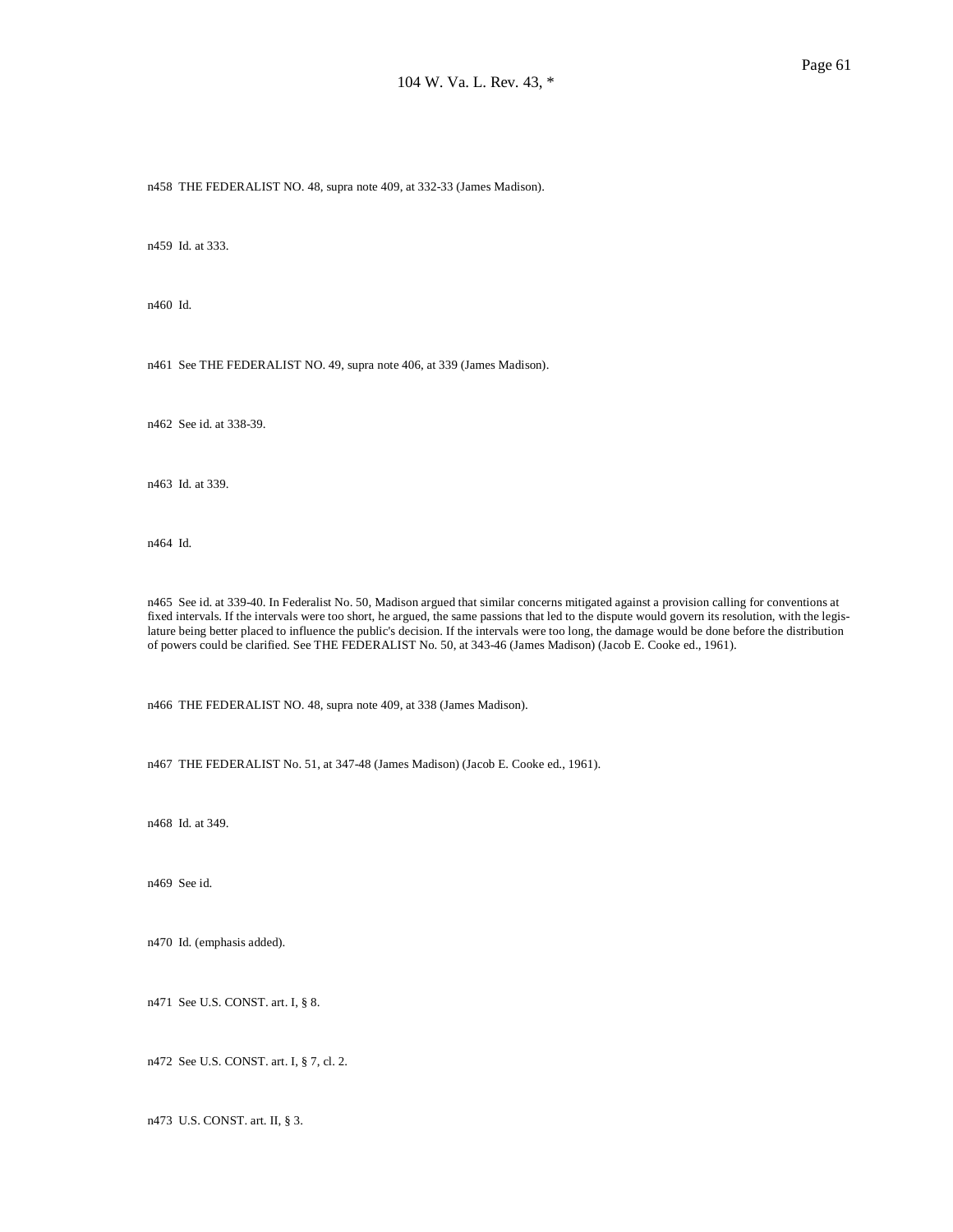n458 THE FEDERALIST NO. 48, supra note 409, at 332-33 (James Madison).

n459 Id. at 333.

n460 Id.

n461 See THE FEDERALIST NO. 49, supra note 406, at 339 (James Madison).

n462 See id. at 338-39.

n463 Id. at 339.

n464 Id.

n465 See id. at 339-40. In Federalist No. 50, Madison argued that similar concerns mitigated against a provision calling for conventions at fixed intervals. If the intervals were too short, he argued, the same passions that led to the dispute would govern its resolution, with the legislature being better placed to influence the public's decision. If the intervals were too long, the damage would be done before the distribution of powers could be clarified. See THE FEDERALIST No. 50, at 343-46 (James Madison) (Jacob E. Cooke ed., 1961).

n466 THE FEDERALIST NO. 48, supra note 409, at 338 (James Madison).

n467 THE FEDERALIST No. 51, at 347-48 (James Madison) (Jacob E. Cooke ed., 1961).

n468 Id. at 349.

n469 See id.

n470 Id. (emphasis added).

n471 See U.S. CONST. art. I, § 8.

n472 See U.S. CONST. art. I, § 7, cl. 2.

n473 U.S. CONST. art. II, § 3.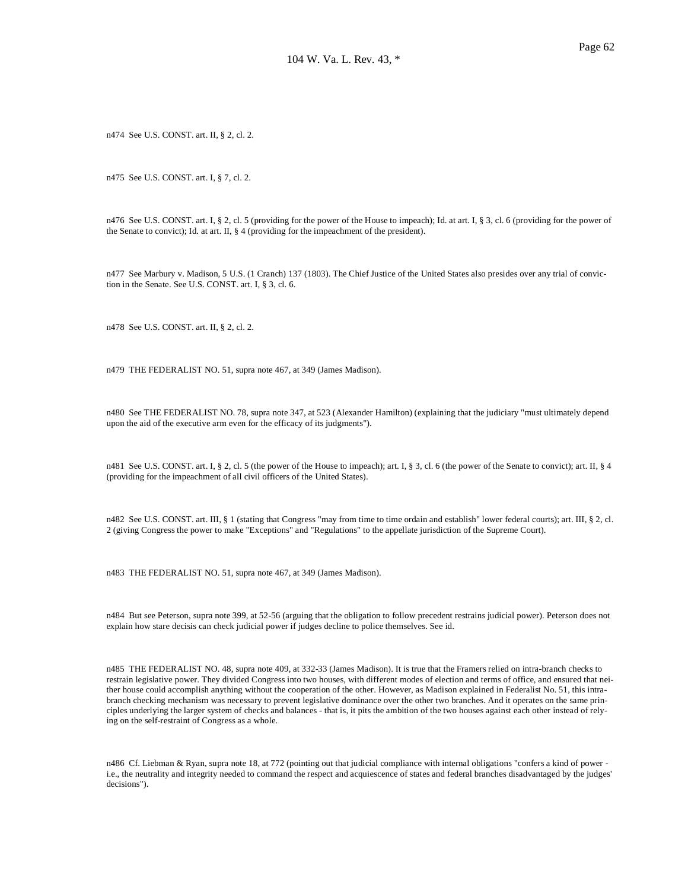n474 See U.S. CONST. art. II, § 2, cl. 2.

n475 See U.S. CONST. art. I, § 7, cl. 2.

n476 See U.S. CONST. art. I, § 2, cl. 5 (providing for the power of the House to impeach); Id. at art. I, § 3, cl. 6 (providing for the power of the Senate to convict); Id. at art. II, § 4 (providing for the impeachment of the president).

n477 See Marbury v. Madison, 5 U.S. (1 Cranch) 137 (1803). The Chief Justice of the United States also presides over any trial of conviction in the Senate. See U.S. CONST. art. I, § 3, cl. 6.

n478 See U.S. CONST. art. II, § 2, cl. 2.

n479 THE FEDERALIST NO. 51, supra note 467, at 349 (James Madison).

n480 See THE FEDERALIST NO. 78, supra note 347, at 523 (Alexander Hamilton) (explaining that the judiciary "must ultimately depend upon the aid of the executive arm even for the efficacy of its judgments").

n481 See U.S. CONST. art. I, § 2, cl. 5 (the power of the House to impeach); art. I, § 3, cl. 6 (the power of the Senate to convict); art. II, § 4 (providing for the impeachment of all civil officers of the United States).

n482 See U.S. CONST. art. III, § 1 (stating that Congress "may from time to time ordain and establish" lower federal courts); art. III, § 2, cl. 2 (giving Congress the power to make "Exceptions" and "Regulations" to the appellate jurisdiction of the Supreme Court).

n483 THE FEDERALIST NO. 51, supra note 467, at 349 (James Madison).

n484 But see Peterson, supra note 399, at 52-56 (arguing that the obligation to follow precedent restrains judicial power). Peterson does not explain how stare decisis can check judicial power if judges decline to police themselves. See id.

n485 THE FEDERALIST NO. 48, supra note 409, at 332-33 (James Madison). It is true that the Framers relied on intra-branch checks to restrain legislative power. They divided Congress into two houses, with different modes of election and terms of office, and ensured that neither house could accomplish anything without the cooperation of the other. However, as Madison explained in Federalist No. 51, this intra-branch checking mechanism was necessary to prevent legislative dominance over the other two branches. And it operates on the same principles underlying the larger system of checks and balances - that is, it pits the ambition of the two houses against each other instead of relying on the self-restraint of Congress as a whole.

n486 Cf. Liebman & Ryan, supra note 18, at 772 (pointing out that judicial compliance with internal obligations "confers a kind of power - i.e., the neutrality and integrity needed to command the respect and acquiescence of states and federal branches disadvantaged by the judges' decisions").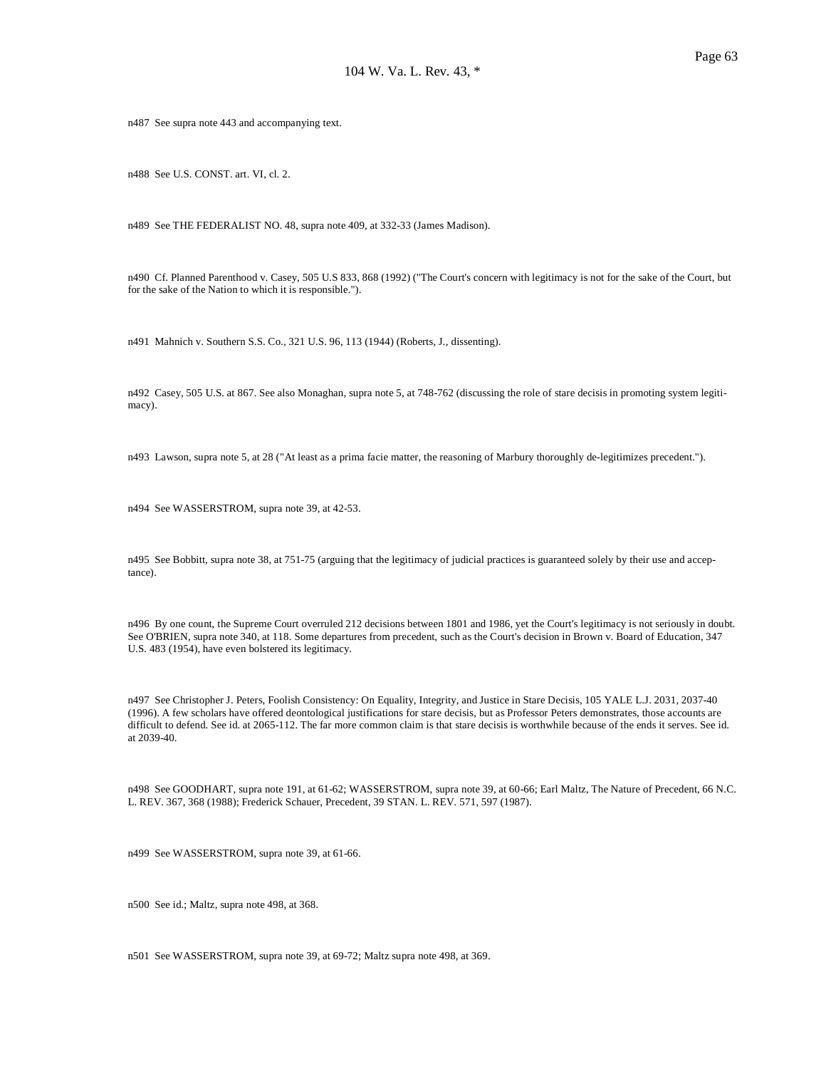n487 See supra note 443 and accompanying text.

n488 See U.S. CONST. art. VI, cl. 2.

n489 See THE FEDERALIST NO. 48, supra note 409, at 332-33 (James Madison).

n490 Cf. Planned Parenthood v. Casey, 505 U.S 833, 868 (1992) ("The Court's concern with legitimacy is not for the sake of the Court, but for the sake of the Nation to which it is responsible.").

n491 Mahnich v. Southern S.S. Co., 321 U.S. 96, 113 (1944) (Roberts, J., dissenting).

n492 Casey, 505 U.S. at 867. See also Monaghan, supra note 5, at 748-762 (discussing the role of stare decisis in promoting system legitimacy).

n493 Lawson, supra note 5, at 28 ("At least as a prima facie matter, the reasoning of Marbury thoroughly de-legitimizes precedent.").

n494 See WASSERSTROM, supra note 39, at 42-53.

n495 See Bobbitt, supra note 38, at 751-75 (arguing that the legitimacy of judicial practices is guaranteed solely by their use and acceptance).

n496 By one count, the Supreme Court overruled 212 decisions between 1801 and 1986, yet the Court's legitimacy is not seriously in doubt. See O'BRIEN, supra note 340, at 118. Some departures from precedent, such as the Court's decision in Brown v. Board of Education, 347 U.S. 483 (1954), have even bolstered its legitimacy.

n497 See Christopher J. Peters, Foolish Consistency: On Equality, Integrity, and Justice in Stare Decisis, 105 YALE L.J. 2031, 2037-40 (1996). A few scholars have offered deontological justifications for stare decisis, but as Professor Peters demonstrates, those accounts are difficult to defend. See id. at 2065-112. The far more common claim is that stare decisis is worthwhile because of the ends it serves. See id. at 2039-40.

n498 See GOODHART, supra note 191, at 61-62; WASSERSTROM, supra note 39, at 60-66; Earl Maltz, The Nature of Precedent, 66 N.C. L. REV. 367, 368 (1988); Frederick Schauer, Precedent, 39 STAN. L. REV. 571, 597 (1987).

n499 See WASSERSTROM, supra note 39, at 61-66.

n500 See id.; Maltz, supra note 498, at 368.

n501 See WASSERSTROM, supra note 39, at 69-72; Maltz supra note 498, at 369.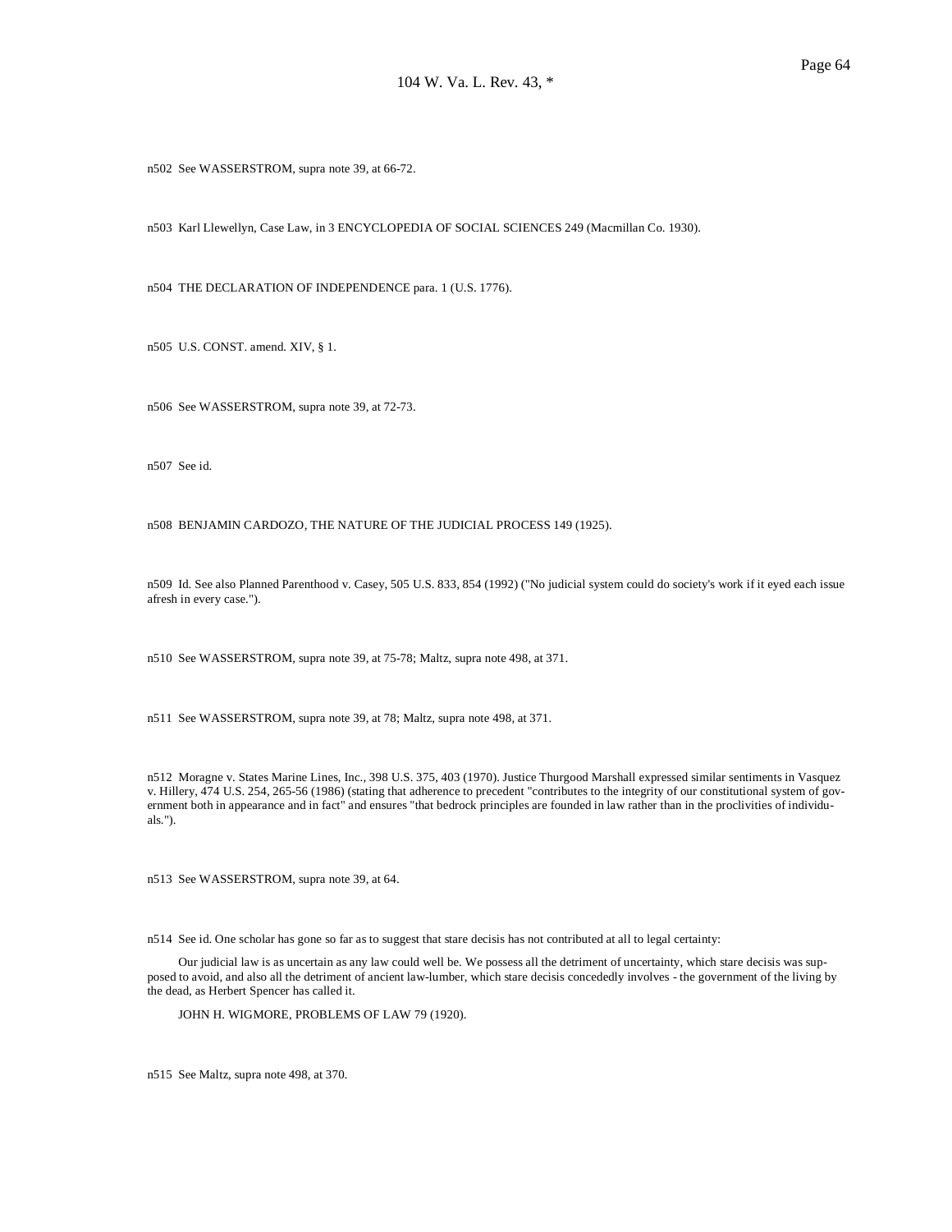n502 See WASSERSTROM, supra note 39, at 66-72.

n503 Karl Llewellyn, Case Law, in 3 ENCYCLOPEDIA OF SOCIAL SCIENCES 249 (Macmillan Co. 1930).

n504 THE DECLARATION OF INDEPENDENCE para. 1 (U.S. 1776).

n505 U.S. CONST. amend. XIV, § 1.

n506 See WASSERSTROM, supra note 39, at 72-73.

n507 See id.

n508 BENJAMIN CARDOZO, THE NATURE OF THE JUDICIAL PROCESS 149 (1925).

n509 Id. See also Planned Parenthood v. Casey, 505 U.S. 833, 854 (1992) ("No judicial system could do society's work if it eyed each issue afresh in every case.").

n510 See WASSERSTROM, supra note 39, at 75-78; Maltz, supra note 498, at 371.

n511 See WASSERSTROM, supra note 39, at 78; Maltz, supra note 498, at 371.

n512 Moragne v. States Marine Lines, Inc., 398 U.S. 375, 403 (1970). Justice Thurgood Marshall expressed similar sentiments in Vasquez v. Hillery, 474 U.S. 254, 265-56 (1986) (stating that adherence to precedent "contributes to the integrity of our constitutional system of government both in appearance and in fact" and ensures "that bedrock principles are founded in law rather than in the proclivities of individuals.").

n513 See WASSERSTROM, supra note 39, at 64.

n514 See id. One scholar has gone so far as to suggest that stare decisis has not contributed at all to legal certainty:

> Our judicial law is as uncertain as any law could well be. We possess all the detriment of uncertainty, which stare decisis was supposed to avoid, and also all the detriment of ancient law-lumber, which stare decisis concededly involves - the government of the living by the dead, as Herbert Spencer has called it.
>
> JOHN H. WIGMORE, PROBLEMS OF LAW 79 (1920).

n515 See Maltz, supra note 498, at 370.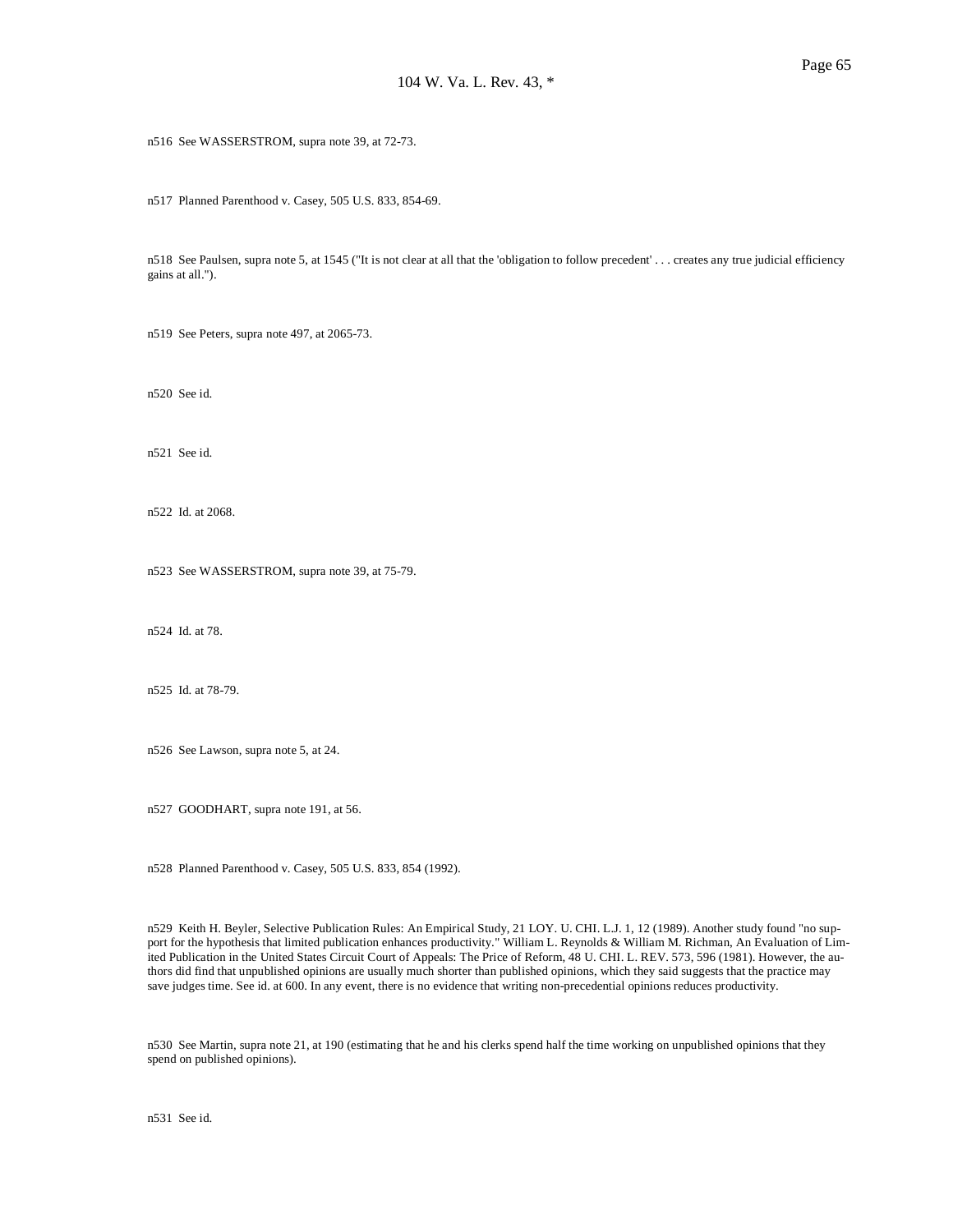n516 See WASSERSTROM, supra note 39, at 72-73.

n517 Planned Parenthood v. Casey, 505 U.S. 833, 854-69.

n518 See Paulsen, supra note 5, at 1545 ("It is not clear at all that the 'obligation to follow precedent' . . . creates any true judicial efficiency gains at all.").

n519 See Peters, supra note 497, at 2065-73.

n520 See id.

n521 See id.

n522 Id. at 2068.

n523 See WASSERSTROM, supra note 39, at 75-79.

n524 Id. at 78.

n525 Id. at 78-79.

n526 See Lawson, supra note 5, at 24.

n527 GOODHART, supra note 191, at 56.

n528 Planned Parenthood v. Casey, 505 U.S. 833, 854 (1992).

n529 Keith H. Beyler, Selective Publication Rules: An Empirical Study, 21 LOY. U. CHI. L.J. 1, 12 (1989). Another study found "no support for the hypothesis that limited publication enhances productivity." William L. Reynolds & William M. Richman, An Evaluation of Limited Publication in the United States Circuit Court of Appeals: The Price of Reform, 48 U. CHI. L. REV. 573, 596 (1981). However, the authors did find that unpublished opinions are usually much shorter than published opinions, which they said suggests that the practice may save judges time. See id. at 600. In any event, there is no evidence that writing non-precedential opinions reduces productivity.

n530 See Martin, supra note 21, at 190 (estimating that he and his clerks spend half the time working on unpublished opinions that they spend on published opinions).

n531 See id.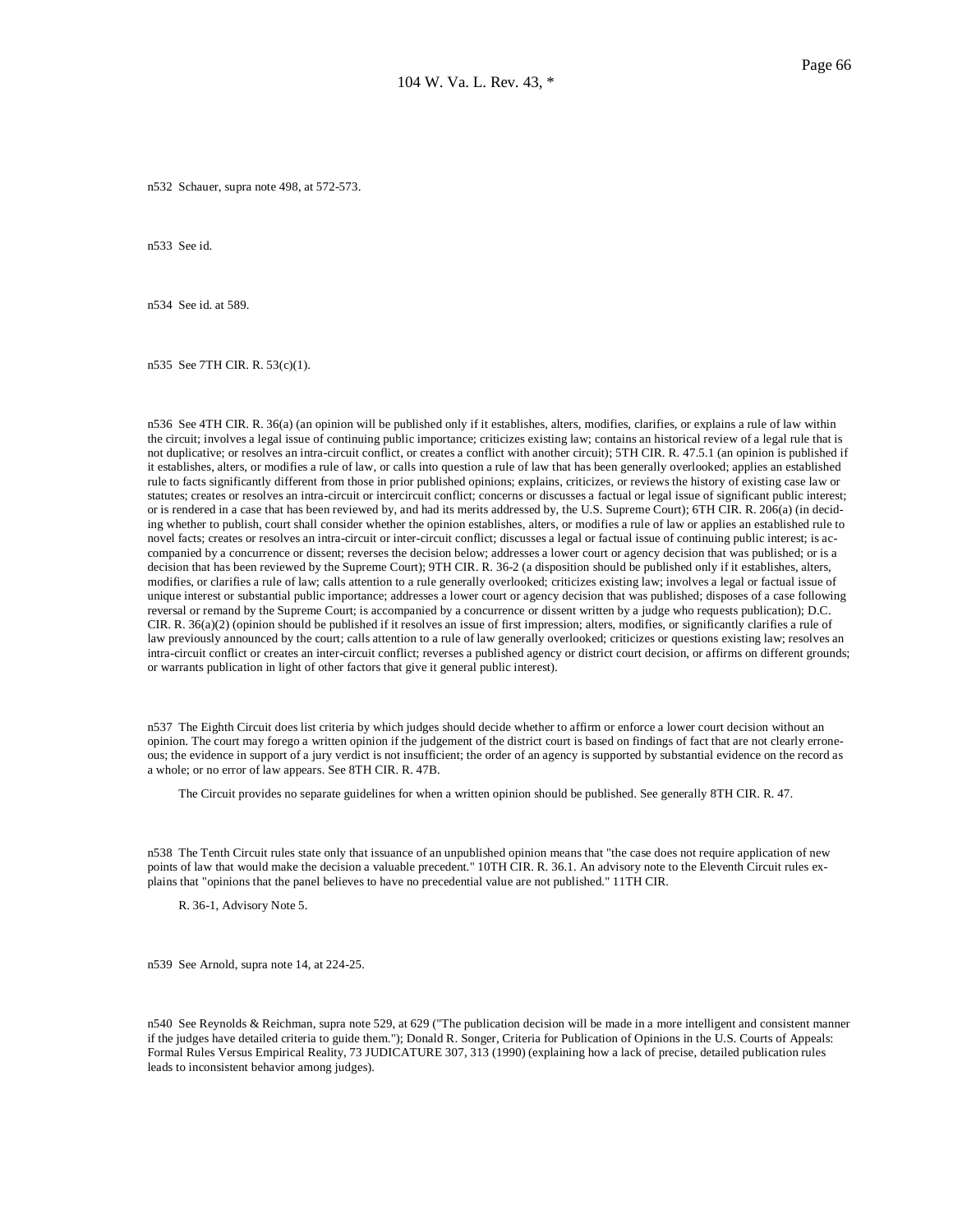n532 Schauer, supra note 498, at 572-573.

n533 See id.

n534 See id. at 589.

n535 See 7TH CIR. R. 53(c)(1).

n536 See 4TH CIR. R. 36(a) (an opinion will be published only if it establishes, alters, modifies, clarifies, or explains a rule of law within the circuit; involves a legal issue of continuing public importance; criticizes existing law; contains an historical review of a legal rule that is not duplicative; or resolves an intra-circuit conflict, or creates a conflict with another circuit); 5TH CIR. R. 47.5.1 (an opinion is published if it establishes, alters, or modifies a rule of law, or calls into question a rule of law that has been generally overlooked; applies an established rule to facts significantly different from those in prior published opinions; explains, criticizes, or reviews the history of existing case law or statutes; creates or resolves an intra-circuit or intercircuit conflict; concerns or discusses a factual or legal issue of significant public interest; or is rendered in a case that has been reviewed by, and had its merits addressed by, the U.S. Supreme Court); 6TH CIR. R. 206(a) (in deciding whether to publish, court shall consider whether the opinion establishes, alters, or modifies a rule of law or applies an established rule to novel facts; creates or resolves an intra-circuit or inter-circuit conflict; discusses a legal or factual issue of continuing public interest; is accompanied by a concurrence or dissent; reverses the decision below; addresses a lower court or agency decision that was published; or is a decision that has been reviewed by the Supreme Court); 9TH CIR. R. 36-2 (a disposition should be published only if it establishes, alters, modifies, or clarifies a rule of law; calls attention to a rule generally overlooked; criticizes existing law; involves a legal or factual issue of unique interest or substantial public importance; addresses a lower court or agency decision that was published; disposes of a case following reversal or remand by the Supreme Court; is accompanied by a concurrence or dissent written by a judge who requests publication); D.C. CIR. R. 36(a)(2) (opinion should be published if it resolves an issue of first impression; alters, modifies, or significantly clarifies a rule of law previously announced by the court; calls attention to a rule of law generally overlooked; criticizes or questions existing law; resolves an intra-circuit conflict or creates an inter-circuit conflict; reverses a published agency or district court decision, or affirms on different grounds; or warrants publication in light of other factors that give it general public interest).

n537 The Eighth Circuit does list criteria by which judges should decide whether to affirm or enforce a lower court decision without an opinion. The court may forego a written opinion if the judgement of the district court is based on findings of fact that are not clearly erroneous; the evidence in support of a jury verdict is not insufficient; the order of an agency is supported by substantial evidence on the record as a whole; or no error of law appears. See 8TH CIR. R. 47B.

The Circuit provides no separate guidelines for when a written opinion should be published. See generally 8TH CIR. R. 47.

n538 The Tenth Circuit rules state only that issuance of an unpublished opinion means that "the case does not require application of new points of law that would make the decision a valuable precedent." 10TH CIR. R. 36.1. An advisory note to the Eleventh Circuit rules explains that "opinions that the panel believes to have no precedential value are not published." 11TH CIR.

R. 36-1, Advisory Note 5.

n539 See Arnold, supra note 14, at 224-25.

n540 See Reynolds & Reichman, supra note 529, at 629 ("The publication decision will be made in a more intelligent and consistent manner if the judges have detailed criteria to guide them."); Donald R. Songer, Criteria for Publication of Opinions in the U.S. Courts of Appeals: Formal Rules Versus Empirical Reality, 73 JUDICATURE 307, 313 (1990) (explaining how a lack of precise, detailed publication rules leads to inconsistent behavior among judges).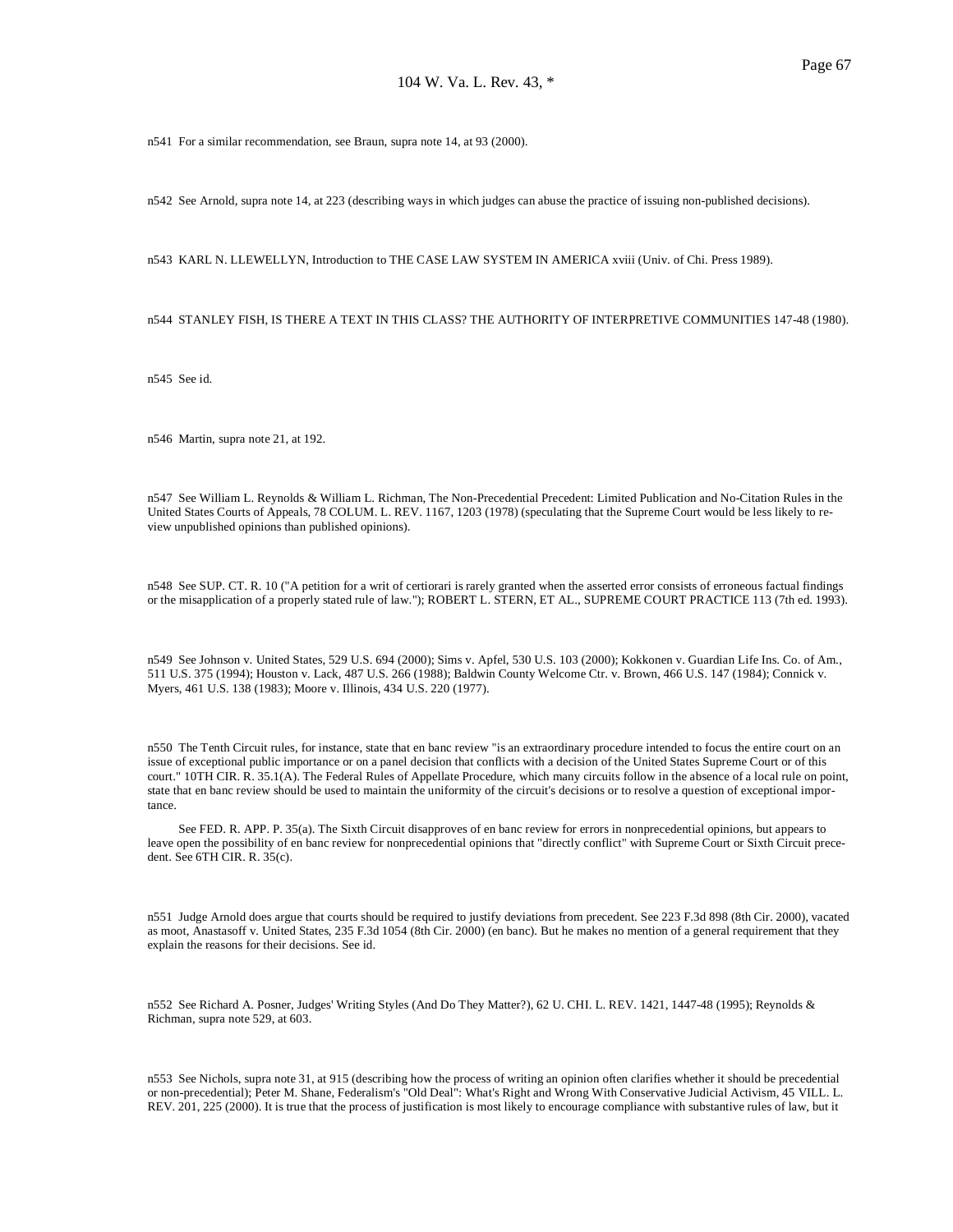n541 For a similar recommendation, see Braun, supra note 14, at 93 (2000).

n542 See Arnold, supra note 14, at 223 (describing ways in which judges can abuse the practice of issuing non-published decisions).

n543 KARL N. LLEWELLYN, Introduction to THE CASE LAW SYSTEM IN AMERICA xviii (Univ. of Chi. Press 1989).

n544 STANLEY FISH, IS THERE A TEXT IN THIS CLASS? THE AUTHORITY OF INTERPRETIVE COMMUNITIES 147-48 (1980).

n545 See id.

n546 Martin, supra note 21, at 192.

n547 See William L. Reynolds & William L. Richman, The Non-Precedential Precedent: Limited Publication and No-Citation Rules in the United States Courts of Appeals, 78 COLUM. L. REV. 1167, 1203 (1978) (speculating that the Supreme Court would be less likely to review unpublished opinions than published opinions).

n548 See SUP. CT. R. 10 ("A petition for a writ of certiorari is rarely granted when the asserted error consists of erroneous factual findings or the misapplication of a properly stated rule of law."); ROBERT L. STERN, ET AL., SUPREME COURT PRACTICE 113 (7th ed. 1993).

n549 See Johnson v. United States, 529 U.S. 694 (2000); Sims v. Apfel, 530 U.S. 103 (2000); Kokkonen v. Guardian Life Ins. Co. of Am., 511 U.S. 375 (1994); Houston v. Lack, 487 U.S. 266 (1988); Baldwin County Welcome Ctr. v. Brown, 466 U.S. 147 (1984); Connick v. Myers, 461 U.S. 138 (1983); Moore v. Illinois, 434 U.S. 220 (1977).

n550 The Tenth Circuit rules, for instance, state that en banc review "is an extraordinary procedure intended to focus the entire court on an issue of exceptional public importance or on a panel decision that conflicts with a decision of the United States Supreme Court or of this court." 10TH CIR. R. 35.1(A). The Federal Rules of Appellate Procedure, which many circuits follow in the absence of a local rule on point, state that en banc review should be used to maintain the uniformity of the circuit's decisions or to resolve a question of exceptional importance.

See FED. R. APP. P. 35(a). The Sixth Circuit disapproves of en banc review for errors in nonprecedential opinions, but appears to leave open the possibility of en banc review for nonprecedential opinions that "directly conflict" with Supreme Court or Sixth Circuit precedent. See 6TH CIR. R. 35(c).

n551 Judge Arnold does argue that courts should be required to justify deviations from precedent. See 223 F.3d 898 (8th Cir. 2000), vacated as moot, Anastasoff v. United States, 235 F.3d 1054 (8th Cir. 2000) (en banc). But he makes no mention of a general requirement that they explain the reasons for their decisions. See id.

n552 See Richard A. Posner, Judges' Writing Styles (And Do They Matter?), 62 U. CHI. L. REV. 1421, 1447-48 (1995); Reynolds & Richman, supra note 529, at 603.

n553 See Nichols, supra note 31, at 915 (describing how the process of writing an opinion often clarifies whether it should be precedential or non-precedential); Peter M. Shane, Federalism's "Old Deal": What's Right and Wrong With Conservative Judicial Activism, 45 VILL. L. REV. 201, 225 (2000). It is true that the process of justification is most likely to encourage compliance with substantive rules of law, but it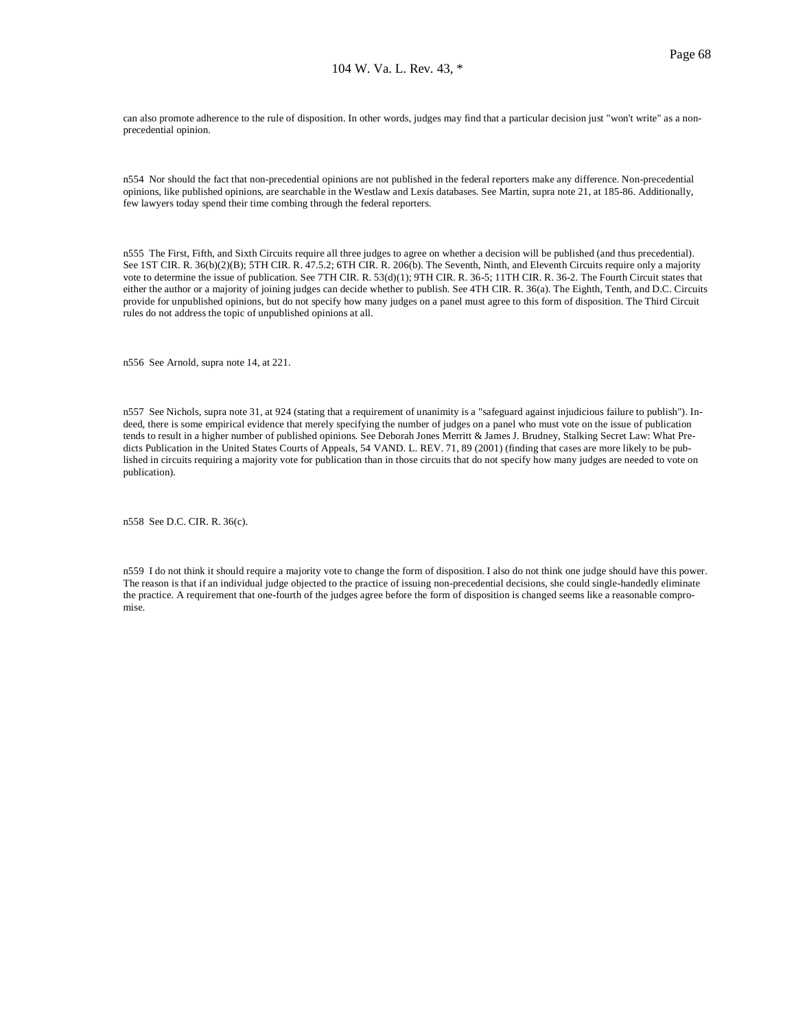can also promote adherence to the rule of disposition. In other words, judges may find that a particular decision just "won't write" as a non-precedential opinion.

n554 Nor should the fact that non-precedential opinions are not published in the federal reporters make any difference. Non-precedential opinions, like published opinions, are searchable in the Westlaw and Lexis databases. See Martin, supra note 21, at 185-86. Additionally, few lawyers today spend their time combing through the federal reporters.

n555 The First, Fifth, and Sixth Circuits require all three judges to agree on whether a decision will be published (and thus precedential). See 1ST CIR. R. 36(b)(2)(B); 5TH CIR. R. 47.5.2; 6TH CIR. R. 206(b). The Seventh, Ninth, and Eleventh Circuits require only a majority vote to determine the issue of publication. See 7TH CIR. R. 53(d)(1); 9TH CIR. R. 36-5; 11TH CIR. R. 36-2. The Fourth Circuit states that either the author or a majority of joining judges can decide whether to publish. See 4TH CIR. R. 36(a). The Eighth, Tenth, and D.C. Circuits provide for unpublished opinions, but do not specify how many judges on a panel must agree to this form of disposition. The Third Circuit rules do not address the topic of unpublished opinions at all.

n556 See Arnold, supra note 14, at 221.

n557 See Nichols, supra note 31, at 924 (stating that a requirement of unanimity is a "safeguard against injudicious failure to publish"). Indeed, there is some empirical evidence that merely specifying the number of judges on a panel who must vote on the issue of publication tends to result in a higher number of published opinions. See Deborah Jones Merritt & James J. Brudney, Stalking Secret Law: What Predicts Publication in the United States Courts of Appeals, 54 VAND. L. REV. 71, 89 (2001) (finding that cases are more likely to be published in circuits requiring a majority vote for publication than in those circuits that do not specify how many judges are needed to vote on publication).

n558 See D.C. CIR. R. 36(c).

n559 I do not think it should require a majority vote to change the form of disposition. I also do not think one judge should have this power. The reason is that if an individual judge objected to the practice of issuing non-precedential decisions, she could single-handedly eliminate the practice. A requirement that one-fourth of the judges agree before the form of disposition is changed seems like a reasonable compromise.